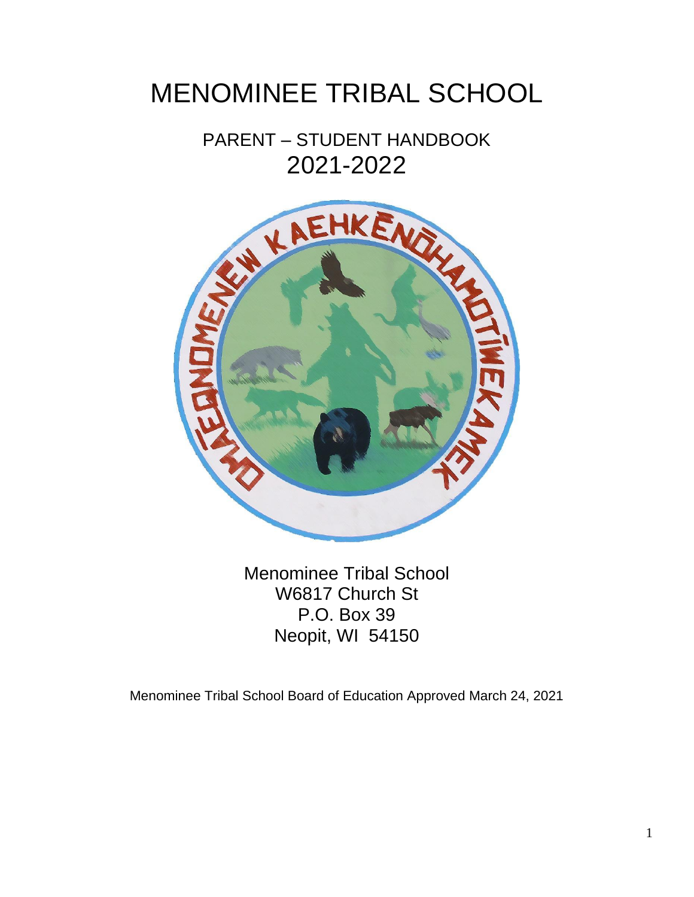# MENOMINEE TRIBAL SCHOOL

## PARENT – STUDENT HANDBOOK
## 2021-2022

Menominee Tribal School
W6817 Church St
P.O. Box 39
Neopit, WI 54150

Menominee Tribal School Board of Education Approved March 24, 2021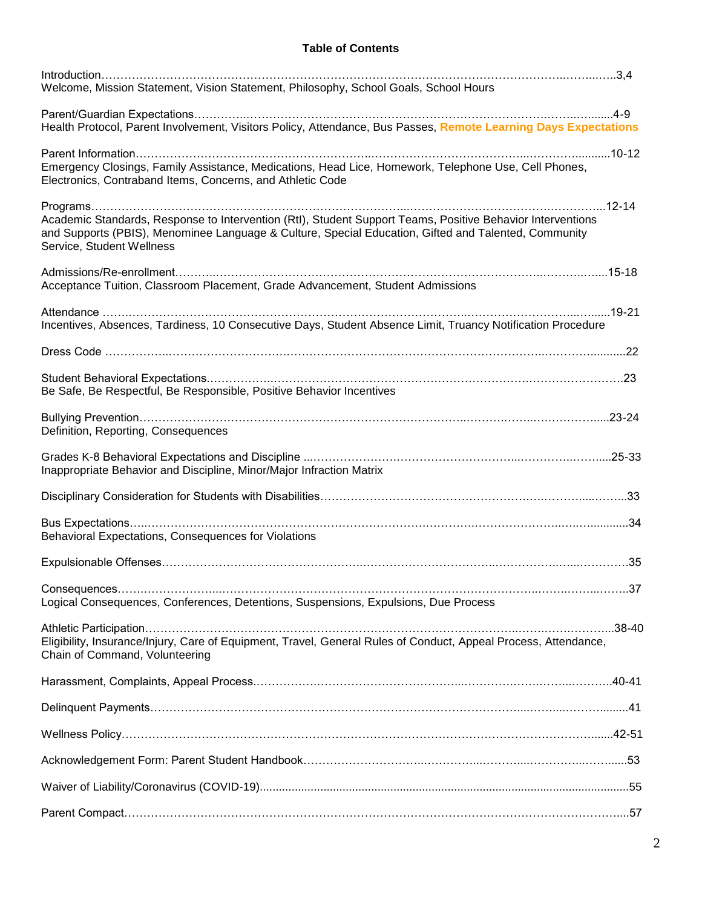## Table of Contents

Introduction……………………………………………………………………………………………………………3,4
Welcome, Mission Statement, Vision Statement, Philosophy, School Goals, School Hours

Parent/Guardian Expectations……………………………………………………………………………………………4-9
Health Protocol, Parent Involvement, Visitors Policy, Attendance, Bus Passes, **Remote Learning Days Expectations**

Parent Information……………………………………………………………………………………………………10-12
Emergency Closings, Family Assistance, Medications, Head Lice, Homework, Telephone Use, Cell Phones, Electronics, Contraband Items, Concerns, and Athletic Code

Programs………………………………………………………………………………………………………………12-14
Academic Standards, Response to Intervention (RtI), Student Support Teams, Positive Behavior Interventions and Supports (PBIS), Menominee Language & Culture, Special Education, Gifted and Talented, Community Service, Student Wellness

Admissions/Re-enrollment……………………………………………………………………………………………15-18
Acceptance Tuition, Classroom Placement, Grade Advancement, Student Admissions

Attendance ……………………………………………………………………………………………………………19-21
Incentives, Absences, Tardiness, 10 Consecutive Days, Student Absence Limit, Truancy Notification Procedure

Dress Code ……………………………………………………………………………………………………………22

Student Behavioral Expectations………………………………………………………………………………………23
Be Safe, Be Respectful, Be Responsible, Positive Behavior Incentives

Bullying Prevention……………………………………………………………………………………………………23-24
Definition, Reporting, Consequences

Grades K-8 Behavioral Expectations and Discipline …………………………………………………………………25-33
Inappropriate Behavior and Discipline, Minor/Major Infraction Matrix

Disciplinary Consideration for Students with Disabilities…………………………………………………………………33

Bus Expectations………………………………………………………………………………………………………34
Behavioral Expectations, Consequences for Violations

Expulsionable Offenses…………………………………………………………………………………………………35

Consequences…………………………………………………………………………………………………………37
Logical Consequences, Conferences, Detentions, Suspensions, Expulsions, Due Process

Athletic Participation…………………………………………………………………………………………………38-40
Eligibility, Insurance/Injury, Care of Equipment, Travel, General Rules of Conduct, Appeal Process, Attendance, Chain of Command, Volunteering

Harassment, Complaints, Appeal Process………………………………………………………………………………40-41

Delinquent Payments……………………………………………………………………………………………………41

Wellness Policy………………………………………………………………………………………………………42-51

Acknowledgement Form: Parent Student Handbook……………………………………………………………………53

Waiver of Liability/Coronavirus (COVID-19)……………………………………………………………………………55

Parent Compact…………………………………………………………………………………………………………57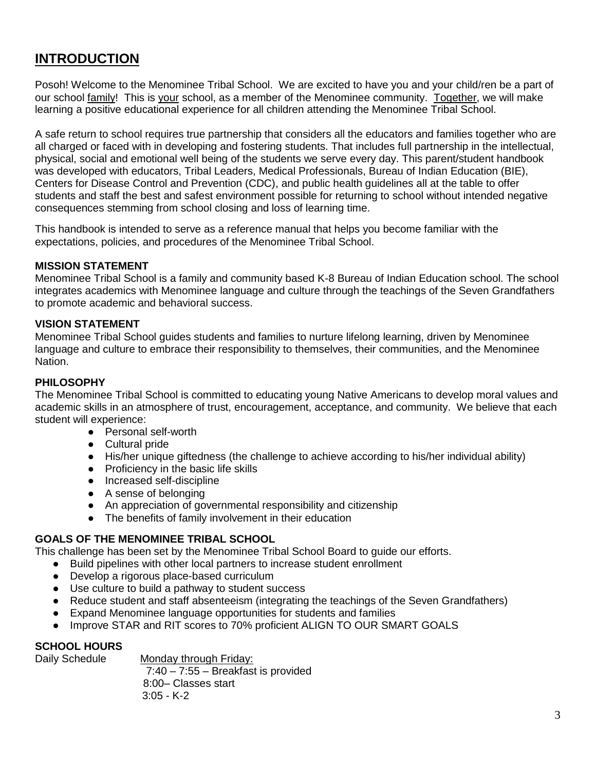# INTRODUCTION

Posoh! Welcome to the Menominee Tribal School. We are excited to have you and your child/ren be a part of our school family! This is your school, as a member of the Menominee community. Together, we will make learning a positive educational experience for all children attending the Menominee Tribal School.

A safe return to school requires true partnership that considers all the educators and families together who are all charged or faced with in developing and fostering students. That includes full partnership in the intellectual, physical, social and emotional well being of the students we serve every day. This parent/student handbook was developed with educators, Tribal Leaders, Medical Professionals, Bureau of Indian Education (BIE), Centers for Disease Control and Prevention (CDC), and public health guidelines all at the table to offer students and staff the best and safest environment possible for returning to school without intended negative consequences stemming from school closing and loss of learning time.

This handbook is intended to serve as a reference manual that helps you become familiar with the expectations, policies, and procedures of the Menominee Tribal School.

**MISSION STATEMENT**

Menominee Tribal School is a family and community based K-8 Bureau of Indian Education school. The school integrates academics with Menominee language and culture through the teachings of the Seven Grandfathers to promote academic and behavioral success.

**VISION STATEMENT**

Menominee Tribal School guides students and families to nurture lifelong learning, driven by Menominee language and culture to embrace their responsibility to themselves, their communities, and the Menominee Nation.

**PHILOSOPHY**

The Menominee Tribal School is committed to educating young Native Americans to develop moral values and academic skills in an atmosphere of trust, encouragement, acceptance, and community. We believe that each student will experience:

- Personal self-worth
- Cultural pride
- His/her unique giftedness (the challenge to achieve according to his/her individual ability)
- Proficiency in the basic life skills
- Increased self-discipline
- A sense of belonging
- An appreciation of governmental responsibility and citizenship
- The benefits of family involvement in their education

**GOALS OF THE MENOMINEE TRIBAL SCHOOL**

This challenge has been set by the Menominee Tribal School Board to guide our efforts.

- Build pipelines with other local partners to increase student enrollment
- Develop a rigorous place-based curriculum
- Use culture to build a pathway to student success
- Reduce student and staff absenteeism (integrating the teachings of the Seven Grandfathers)
- Expand Menominee language opportunities for students and families
- Improve STAR and RIT scores to 70% proficient ALIGN TO OUR SMART GOALS

**SCHOOL HOURS**

Daily Schedule Monday through Friday:

7:40 – 7:55 – Breakfast is provided
8:00– Classes start
3:05 - K-2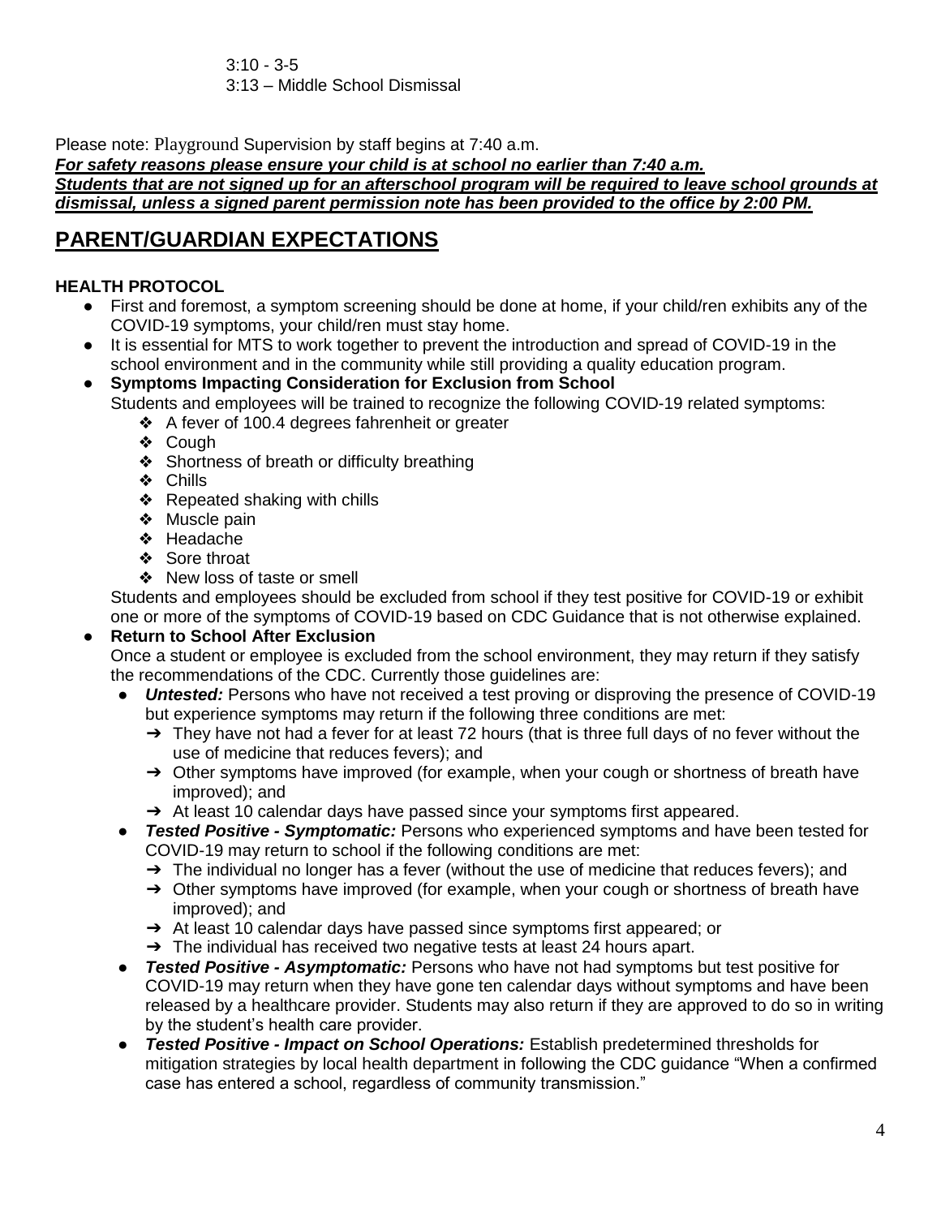3:10 - 3-5
3:13 – Middle School Dismissal

Please note: Playground Supervision by staff begins at 7:40 a.m.
***For safety reasons please ensure your child is at school no earlier than 7:40 a.m.***
***Students that are not signed up for an afterschool program will be required to leave school grounds at dismissal, unless a signed parent permission note has been provided to the office by 2:00 PM.***

## PARENT/GUARDIAN EXPECTATIONS

### HEALTH PROTOCOL

- First and foremost, a symptom screening should be done at home, if your child/ren exhibits any of the COVID-19 symptoms, your child/ren must stay home.
- It is essential for MTS to work together to prevent the introduction and spread of COVID-19 in the school environment and in the community while still providing a quality education program.
- **Symptoms Impacting Consideration for Exclusion from School**
  Students and employees will be trained to recognize the following COVID-19 related symptoms:
  - A fever of 100.4 degrees fahrenheit or greater
  - Cough
  - Shortness of breath or difficulty breathing
  - Chills
  - Repeated shaking with chills
  - Muscle pain
  - Headache
  - Sore throat
  - New loss of taste or smell

  Students and employees should be excluded from school if they test positive for COVID-19 or exhibit one or more of the symptoms of COVID-19 based on CDC Guidance that is not otherwise explained.
- **Return to School After Exclusion**
  Once a student or employee is excluded from the school environment, they may return if they satisfy the recommendations of the CDC. Currently those guidelines are:
  - ***Untested:*** Persons who have not received a test proving or disproving the presence of COVID-19 but experience symptoms may return if the following three conditions are met:
    - They have not had a fever for at least 72 hours (that is three full days of no fever without the use of medicine that reduces fevers); and
    - Other symptoms have improved (for example, when your cough or shortness of breath have improved); and
    - At least 10 calendar days have passed since your symptoms first appeared.
  - ***Tested Positive - Symptomatic:*** Persons who experienced symptoms and have been tested for COVID-19 may return to school if the following conditions are met:
    - The individual no longer has a fever (without the use of medicine that reduces fevers); and
    - Other symptoms have improved (for example, when your cough or shortness of breath have improved); and
    - At least 10 calendar days have passed since symptoms first appeared; or
    - The individual has received two negative tests at least 24 hours apart.
  - ***Tested Positive - Asymptomatic:*** Persons who have not had symptoms but test positive for COVID-19 may return when they have gone ten calendar days without symptoms and have been released by a healthcare provider. Students may also return if they are approved to do so in writing by the student's health care provider.
  - ***Tested Positive - Impact on School Operations:*** Establish predetermined thresholds for mitigation strategies by local health department in following the CDC guidance "When a confirmed case has entered a school, regardless of community transmission."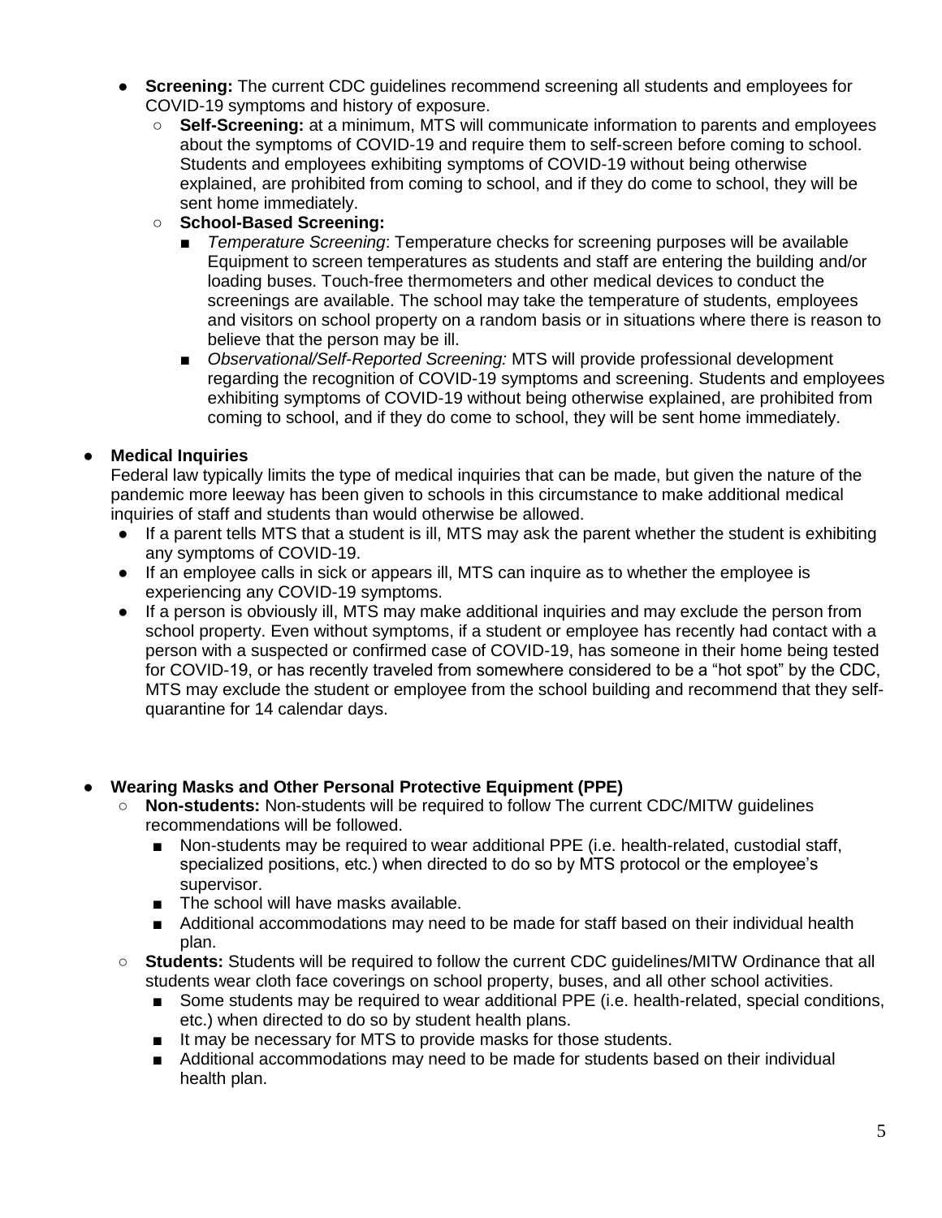- **Screening:** The current CDC guidelines recommend screening all students and employees for COVID-19 symptoms and history of exposure.
  - **Self-Screening:** at a minimum, MTS will communicate information to parents and employees about the symptoms of COVID-19 and require them to self-screen before coming to school. Students and employees exhibiting symptoms of COVID-19 without being otherwise explained, are prohibited from coming to school, and if they do come to school, they will be sent home immediately.
  - **School-Based Screening:**
    - *Temperature Screening*: Temperature checks for screening purposes will be available Equipment to screen temperatures as students and staff are entering the building and/or loading buses. Touch-free thermometers and other medical devices to conduct the screenings are available. The school may take the temperature of students, employees and visitors on school property on a random basis or in situations where there is reason to believe that the person may be ill.
    - *Observational/Self-Reported Screening:* MTS will provide professional development regarding the recognition of COVID-19 symptoms and screening. Students and employees exhibiting symptoms of COVID-19 without being otherwise explained, are prohibited from coming to school, and if they do come to school, they will be sent home immediately.

- **Medical Inquiries**

  Federal law typically limits the type of medical inquiries that can be made, but given the nature of the pandemic more leeway has been given to schools in this circumstance to make additional medical inquiries of staff and students than would otherwise be allowed.
  - If a parent tells MTS that a student is ill, MTS may ask the parent whether the student is exhibiting any symptoms of COVID-19.
  - If an employee calls in sick or appears ill, MTS can inquire as to whether the employee is experiencing any COVID-19 symptoms.
  - If a person is obviously ill, MTS may make additional inquiries and may exclude the person from school property. Even without symptoms, if a student or employee has recently had contact with a person with a suspected or confirmed case of COVID-19, has someone in their home being tested for COVID-19, or has recently traveled from somewhere considered to be a "hot spot" by the CDC, MTS may exclude the student or employee from the school building and recommend that they self-quarantine for 14 calendar days.

- **Wearing Masks and Other Personal Protective Equipment (PPE)**
  - **Non-students:** Non-students will be required to follow The current CDC/MITW guidelines recommendations will be followed.
    - Non-students may be required to wear additional PPE (i.e. health-related, custodial staff, specialized positions, etc.) when directed to do so by MTS protocol or the employee's supervisor.
    - The school will have masks available.
    - Additional accommodations may need to be made for staff based on their individual health plan.
  - **Students:** Students will be required to follow the current CDC guidelines/MITW Ordinance that all students wear cloth face coverings on school property, buses, and all other school activities.
    - Some students may be required to wear additional PPE (i.e. health-related, special conditions, etc.) when directed to do so by student health plans.
    - It may be necessary for MTS to provide masks for those students.
    - Additional accommodations may need to be made for students based on their individual health plan.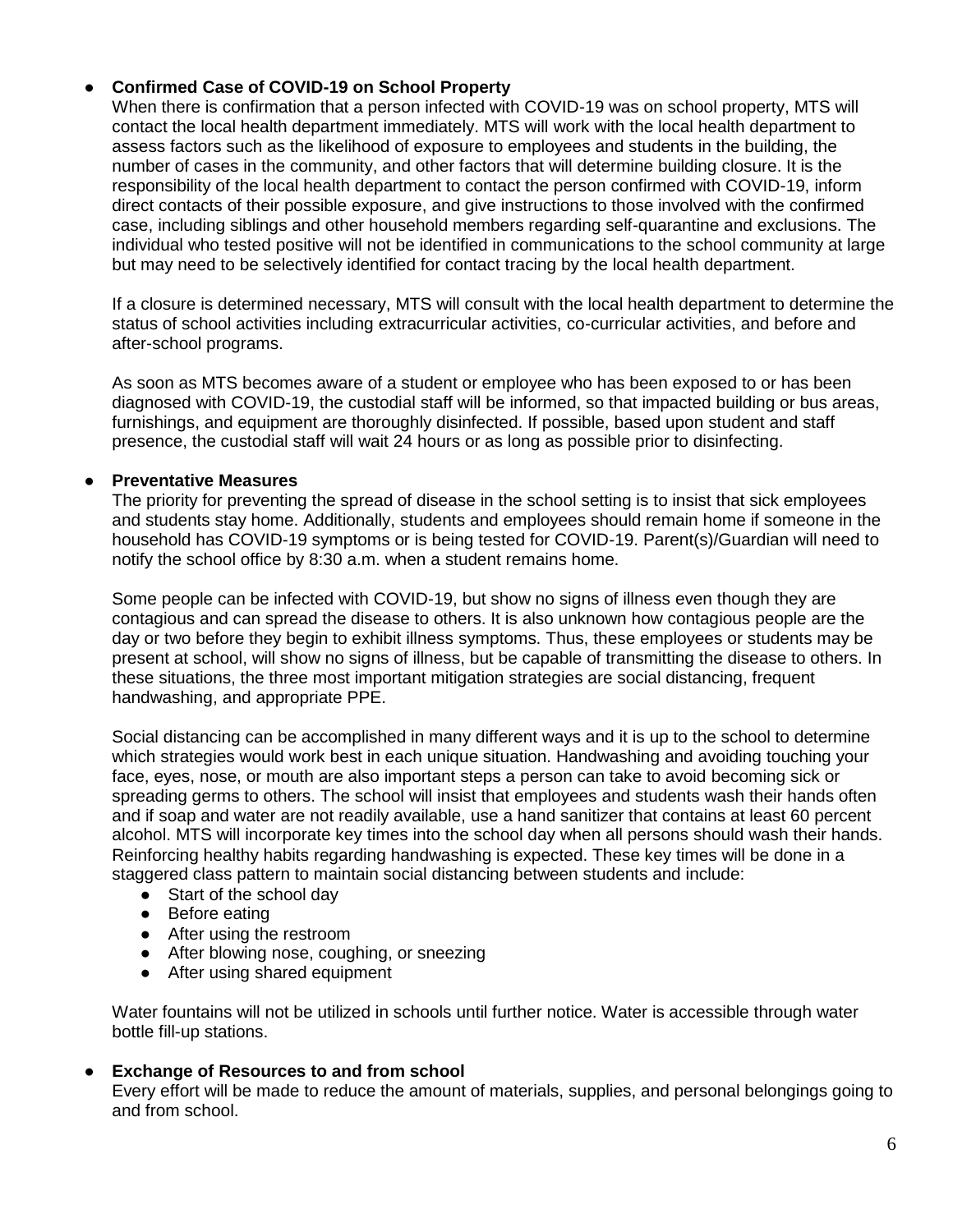- **Confirmed Case of COVID-19 on School Property**

  When there is confirmation that a person infected with COVID-19 was on school property, MTS will contact the local health department immediately. MTS will work with the local health department to assess factors such as the likelihood of exposure to employees and students in the building, the number of cases in the community, and other factors that will determine building closure. It is the responsibility of the local health department to contact the person confirmed with COVID-19, inform direct contacts of their possible exposure, and give instructions to those involved with the confirmed case, including siblings and other household members regarding self-quarantine and exclusions. The individual who tested positive will not be identified in communications to the school community at large but may need to be selectively identified for contact tracing by the local health department.

  If a closure is determined necessary, MTS will consult with the local health department to determine the status of school activities including extracurricular activities, co-curricular activities, and before and after-school programs.

  As soon as MTS becomes aware of a student or employee who has been exposed to or has been diagnosed with COVID-19, the custodial staff will be informed, so that impacted building or bus areas, furnishings, and equipment are thoroughly disinfected. If possible, based upon student and staff presence, the custodial staff will wait 24 hours or as long as possible prior to disinfecting.

- **Preventative Measures**

  The priority for preventing the spread of disease in the school setting is to insist that sick employees and students stay home. Additionally, students and employees should remain home if someone in the household has COVID-19 symptoms or is being tested for COVID-19. Parent(s)/Guardian will need to notify the school office by 8:30 a.m. when a student remains home.

  Some people can be infected with COVID-19, but show no signs of illness even though they are contagious and can spread the disease to others. It is also unknown how contagious people are the day or two before they begin to exhibit illness symptoms. Thus, these employees or students may be present at school, will show no signs of illness, but be capable of transmitting the disease to others. In these situations, the three most important mitigation strategies are social distancing, frequent handwashing, and appropriate PPE.

  Social distancing can be accomplished in many different ways and it is up to the school to determine which strategies would work best in each unique situation. Handwashing and avoiding touching your face, eyes, nose, or mouth are also important steps a person can take to avoid becoming sick or spreading germs to others. The school will insist that employees and students wash their hands often and if soap and water are not readily available, use a hand sanitizer that contains at least 60 percent alcohol. MTS will incorporate key times into the school day when all persons should wash their hands. Reinforcing healthy habits regarding handwashing is expected. These key times will be done in a staggered class pattern to maintain social distancing between students and include:

  - Start of the school day
  - Before eating
  - After using the restroom
  - After blowing nose, coughing, or sneezing
  - After using shared equipment

  Water fountains will not be utilized in schools until further notice. Water is accessible through water bottle fill-up stations.

- **Exchange of Resources to and from school**

  Every effort will be made to reduce the amount of materials, supplies, and personal belongings going to and from school.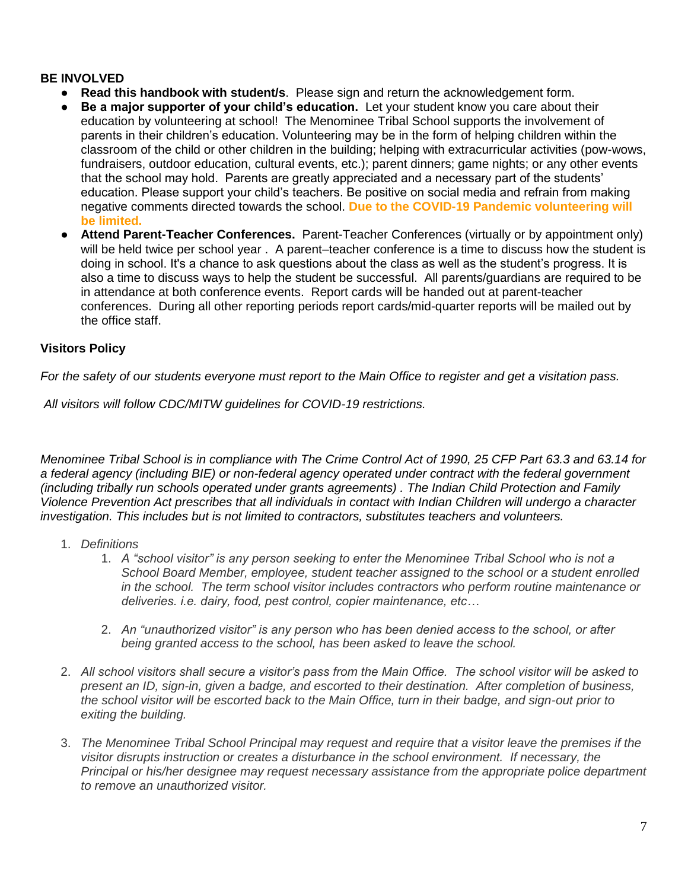**BE INVOLVED**

- **Read this handbook with student/s**. Please sign and return the acknowledgement form.
- **Be a major supporter of your child's education.** Let your student know you care about their education by volunteering at school! The Menominee Tribal School supports the involvement of parents in their children's education. Volunteering may be in the form of helping children within the classroom of the child or other children in the building; helping with extracurricular activities (pow-wows, fundraisers, outdoor education, cultural events, etc.); parent dinners; game nights; or any other events that the school may hold. Parents are greatly appreciated and a necessary part of the students' education. Please support your child's teachers. Be positive on social media and refrain from making negative comments directed towards the school. **Due to the COVID-19 Pandemic volunteering will be limited.**
- **Attend Parent-Teacher Conferences.** Parent-Teacher Conferences (virtually or by appointment only) will be held twice per school year . A parent–teacher conference is a time to discuss how the student is doing in school. It's a chance to ask questions about the class as well as the student's progress. It is also a time to discuss ways to help the student be successful. All parents/guardians are required to be in attendance at both conference events. Report cards will be handed out at parent-teacher conferences. During all other reporting periods report cards/mid-quarter reports will be mailed out by the office staff.

**Visitors Policy**

*For the safety of our students everyone must report to the Main Office to register and get a visitation pass.*

*All visitors will follow CDC/MITW guidelines for COVID-19 restrictions.*

*Menominee Tribal School is in compliance with The Crime Control Act of 1990, 25 CFP Part 63.3 and 63.14 for a federal agency (including BIE) or non-federal agency operated under contract with the federal government (including tribally run schools operated under grants agreements) . The Indian Child Protection and Family Violence Prevention Act prescribes that all individuals in contact with Indian Children will undergo a character investigation. This includes but is not limited to contractors, substitutes teachers and volunteers.*

1. *Definitions*
    1. *A "school visitor" is any person seeking to enter the Menominee Tribal School who is not a School Board Member, employee, student teacher assigned to the school or a student enrolled in the school. The term school visitor includes contractors who perform routine maintenance or deliveries. i.e. dairy, food, pest control, copier maintenance, etc…*
    2. *An "unauthorized visitor" is any person who has been denied access to the school, or after being granted access to the school, has been asked to leave the school.*
2. *All school visitors shall secure a visitor's pass from the Main Office. The school visitor will be asked to present an ID, sign-in, given a badge, and escorted to their destination. After completion of business, the school visitor will be escorted back to the Main Office, turn in their badge, and sign-out prior to exiting the building.*
3. *The Menominee Tribal School Principal may request and require that a visitor leave the premises if the visitor disrupts instruction or creates a disturbance in the school environment. If necessary, the Principal or his/her designee may request necessary assistance from the appropriate police department to remove an unauthorized visitor.*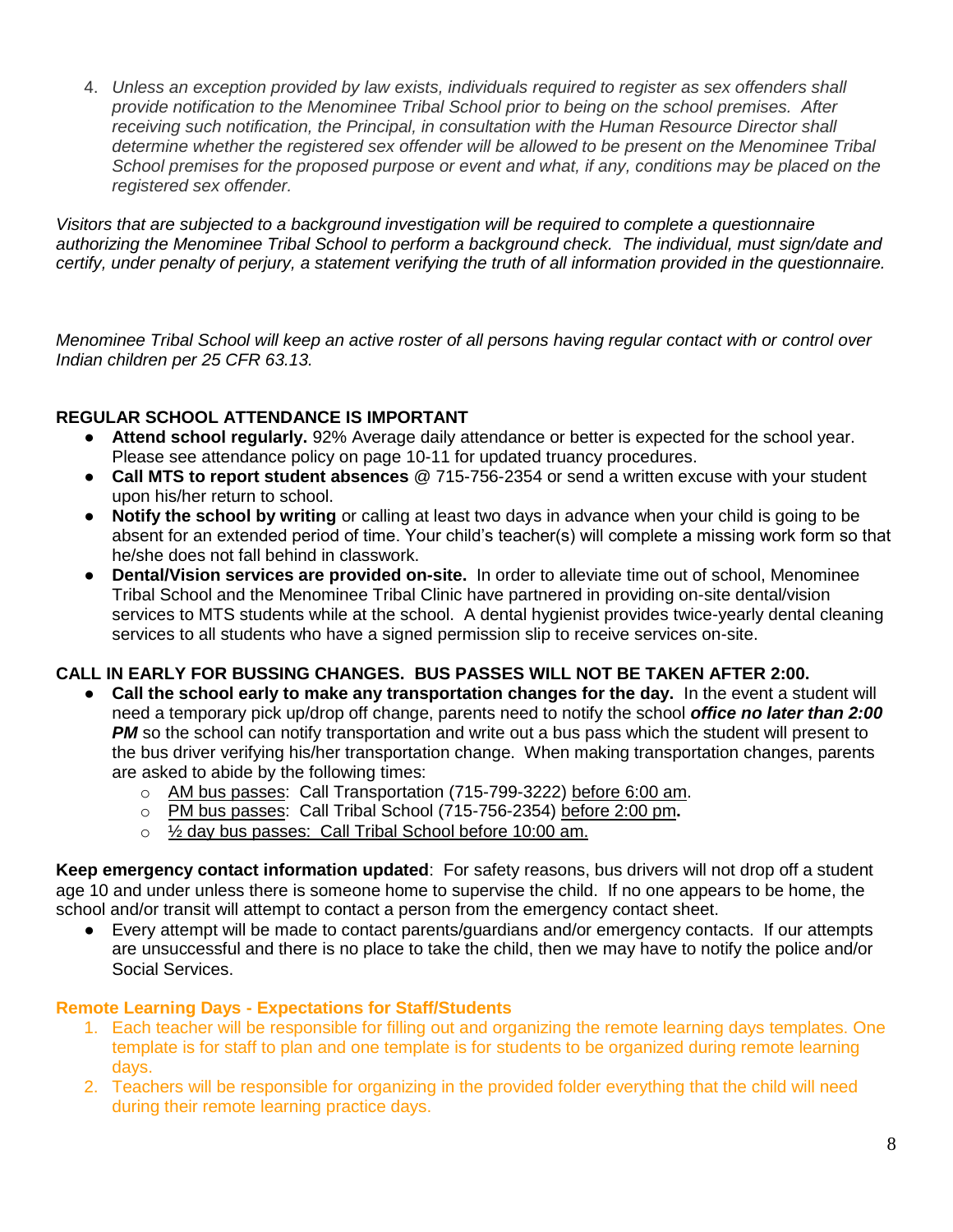4. *Unless an exception provided by law exists, individuals required to register as sex offenders shall provide notification to the Menominee Tribal School prior to being on the school premises. After receiving such notification, the Principal, in consultation with the Human Resource Director shall determine whether the registered sex offender will be allowed to be present on the Menominee Tribal School premises for the proposed purpose or event and what, if any, conditions may be placed on the registered sex offender.*

*Visitors that are subjected to a background investigation will be required to complete a questionnaire authorizing the Menominee Tribal School to perform a background check. The individual, must sign/date and certify, under penalty of perjury, a statement verifying the truth of all information provided in the questionnaire.*

*Menominee Tribal School will keep an active roster of all persons having regular contact with or control over Indian children per 25 CFR 63.13.*

**REGULAR SCHOOL ATTENDANCE IS IMPORTANT**

- **Attend school regularly.** 92% Average daily attendance or better is expected for the school year. Please see attendance policy on page 10-11 for updated truancy procedures.
- **Call MTS to report student absences** @ 715-756-2354 or send a written excuse with your student upon his/her return to school.
- **Notify the school by writing** or calling at least two days in advance when your child is going to be absent for an extended period of time. Your child's teacher(s) will complete a missing work form so that he/she does not fall behind in classwork.
- **Dental/Vision services are provided on-site.** In order to alleviate time out of school, Menominee Tribal School and the Menominee Tribal Clinic have partnered in providing on-site dental/vision services to MTS students while at the school. A dental hygienist provides twice-yearly dental cleaning services to all students who have a signed permission slip to receive services on-site.

**CALL IN EARLY FOR BUSSING CHANGES. BUS PASSES WILL NOT BE TAKEN AFTER 2:00.**

- **Call the school early to make any transportation changes for the day.** In the event a student will need a temporary pick up/drop off change, parents need to notify the school ***office no later than 2:00 PM*** so the school can notify transportation and write out a bus pass which the student will present to the bus driver verifying his/her transportation change. When making transportation changes, parents are asked to abide by the following times:
  - AM bus passes: Call Transportation (715-799-3222) before 6:00 am.
  - PM bus passes: Call Tribal School (715-756-2354) before 2:00 pm**.**
  - ½ day bus passes: Call Tribal School before 10:00 am.

**Keep emergency contact information updated**: For safety reasons, bus drivers will not drop off a student age 10 and under unless there is someone home to supervise the child. If no one appears to be home, the school and/or transit will attempt to contact a person from the emergency contact sheet.

- Every attempt will be made to contact parents/guardians and/or emergency contacts. If our attempts are unsuccessful and there is no place to take the child, then we may have to notify the police and/or Social Services.

**Remote Learning Days - Expectations for Staff/Students**

1. Each teacher will be responsible for filling out and organizing the remote learning days templates. One template is for staff to plan and one template is for students to be organized during remote learning days.
2. Teachers will be responsible for organizing in the provided folder everything that the child will need during their remote learning practice days.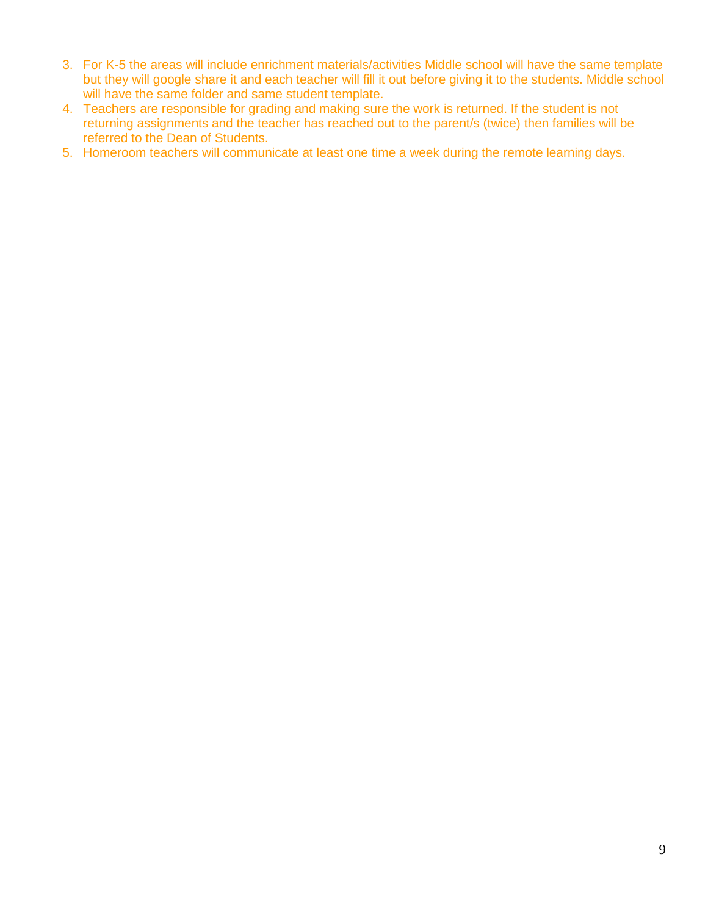3. For K-5 the areas will include enrichment materials/activities Middle school will have the same template but they will google share it and each teacher will fill it out before giving it to the students. Middle school will have the same folder and same student template.
4. Teachers are responsible for grading and making sure the work is returned. If the student is not returning assignments and the teacher has reached out to the parent/s (twice) then families will be referred to the Dean of Students.
5. Homeroom teachers will communicate at least one time a week during the remote learning days.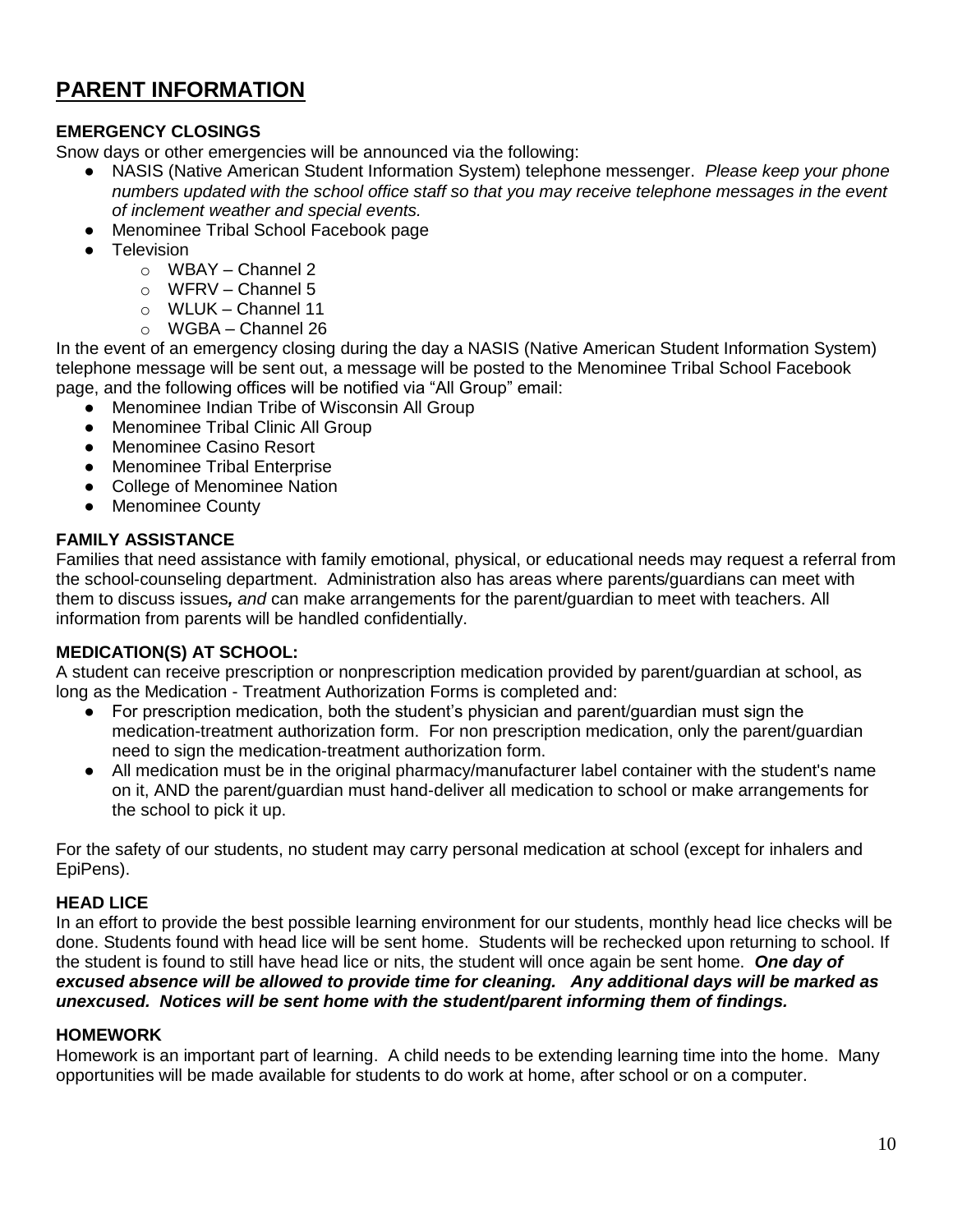# PARENT INFORMATION

### EMERGENCY CLOSINGS

Snow days or other emergencies will be announced via the following:

- NASIS (Native American Student Information System) telephone messenger. *Please keep your phone numbers updated with the school office staff so that you may receive telephone messages in the event of inclement weather and special events.*
- Menominee Tribal School Facebook page
- Television
  - WBAY – Channel 2
  - WFRV – Channel 5
  - WLUK – Channel 11
  - WGBA – Channel 26

In the event of an emergency closing during the day a NASIS (Native American Student Information System) telephone message will be sent out, a message will be posted to the Menominee Tribal School Facebook page, and the following offices will be notified via "All Group" email:

- Menominee Indian Tribe of Wisconsin All Group
- Menominee Tribal Clinic All Group
- Menominee Casino Resort
- Menominee Tribal Enterprise
- College of Menominee Nation
- Menominee County

### FAMILY ASSISTANCE

Families that need assistance with family emotional, physical, or educational needs may request a referral from the school-counseling department. Administration also has areas where parents/guardians can meet with them to discuss issues***, and*** can make arrangements for the parent/guardian to meet with teachers. All information from parents will be handled confidentially.

### MEDICATION(S) AT SCHOOL:

A student can receive prescription or nonprescription medication provided by parent/guardian at school, as long as the Medication - Treatment Authorization Forms is completed and:

- For prescription medication, both the student's physician and parent/guardian must sign the medication-treatment authorization form. For non prescription medication, only the parent/guardian need to sign the medication-treatment authorization form.
- All medication must be in the original pharmacy/manufacturer label container with the student's name on it, AND the parent/guardian must hand-deliver all medication to school or make arrangements for the school to pick it up.

For the safety of our students, no student may carry personal medication at school (except for inhalers and EpiPens).

### HEAD LICE

In an effort to provide the best possible learning environment for our students, monthly head lice checks will be done. Students found with head lice will be sent home. Students will be rechecked upon returning to school. If the student is found to still have head lice or nits, the student will once again be sent home. ***One day of excused absence will be allowed to provide time for cleaning. Any additional days will be marked as unexcused. Notices will be sent home with the student/parent informing them of findings.***

### HOMEWORK

Homework is an important part of learning. A child needs to be extending learning time into the home. Many opportunities will be made available for students to do work at home, after school or on a computer.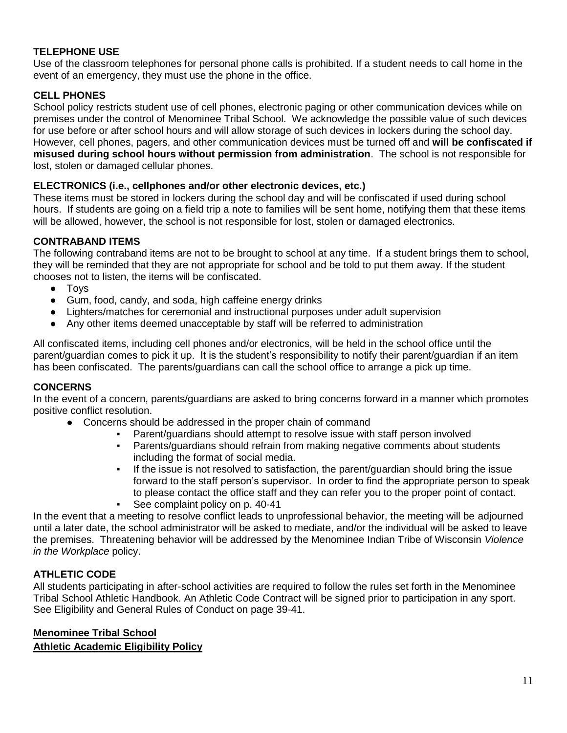### TELEPHONE USE

Use of the classroom telephones for personal phone calls is prohibited. If a student needs to call home in the event of an emergency, they must use the phone in the office.

### CELL PHONES

School policy restricts student use of cell phones, electronic paging or other communication devices while on premises under the control of Menominee Tribal School. We acknowledge the possible value of such devices for use before or after school hours and will allow storage of such devices in lockers during the school day. However, cell phones, pagers, and other communication devices must be turned off and **will be confiscated if misused during school hours without permission from administration**. The school is not responsible for lost, stolen or damaged cellular phones.

### ELECTRONICS (i.e., cellphones and/or other electronic devices, etc.)

These items must be stored in lockers during the school day and will be confiscated if used during school hours. If students are going on a field trip a note to families will be sent home, notifying them that these items will be allowed, however, the school is not responsible for lost, stolen or damaged electronics.

### CONTRABAND ITEMS

The following contraband items are not to be brought to school at any time. If a student brings them to school, they will be reminded that they are not appropriate for school and be told to put them away. If the student chooses not to listen, the items will be confiscated.

- Toys
- Gum, food, candy, and soda, high caffeine energy drinks
- Lighters/matches for ceremonial and instructional purposes under adult supervision
- Any other items deemed unacceptable by staff will be referred to administration

All confiscated items, including cell phones and/or electronics, will be held in the school office until the parent/guardian comes to pick it up. It is the student's responsibility to notify their parent/guardian if an item has been confiscated. The parents/guardians can call the school office to arrange a pick up time.

### CONCERNS

In the event of a concern, parents/guardians are asked to bring concerns forward in a manner which promotes positive conflict resolution.

- Concerns should be addressed in the proper chain of command
  - Parent/guardians should attempt to resolve issue with staff person involved
  - Parents/guardians should refrain from making negative comments about students including the format of social media.
  - If the issue is not resolved to satisfaction, the parent/guardian should bring the issue forward to the staff person's supervisor. In order to find the appropriate person to speak to please contact the office staff and they can refer you to the proper point of contact.
  - See complaint policy on p. 40-41

In the event that a meeting to resolve conflict leads to unprofessional behavior, the meeting will be adjourned until a later date, the school administrator will be asked to mediate, and/or the individual will be asked to leave the premises. Threatening behavior will be addressed by the Menominee Indian Tribe of Wisconsin *Violence in the Workplace* policy.

### ATHLETIC CODE

All students participating in after-school activities are required to follow the rules set forth in the Menominee Tribal School Athletic Handbook. An Athletic Code Contract will be signed prior to participation in any sport. See Eligibility and General Rules of Conduct on page 39-41.

**Menominee Tribal School**
**Athletic Academic Eligibility Policy**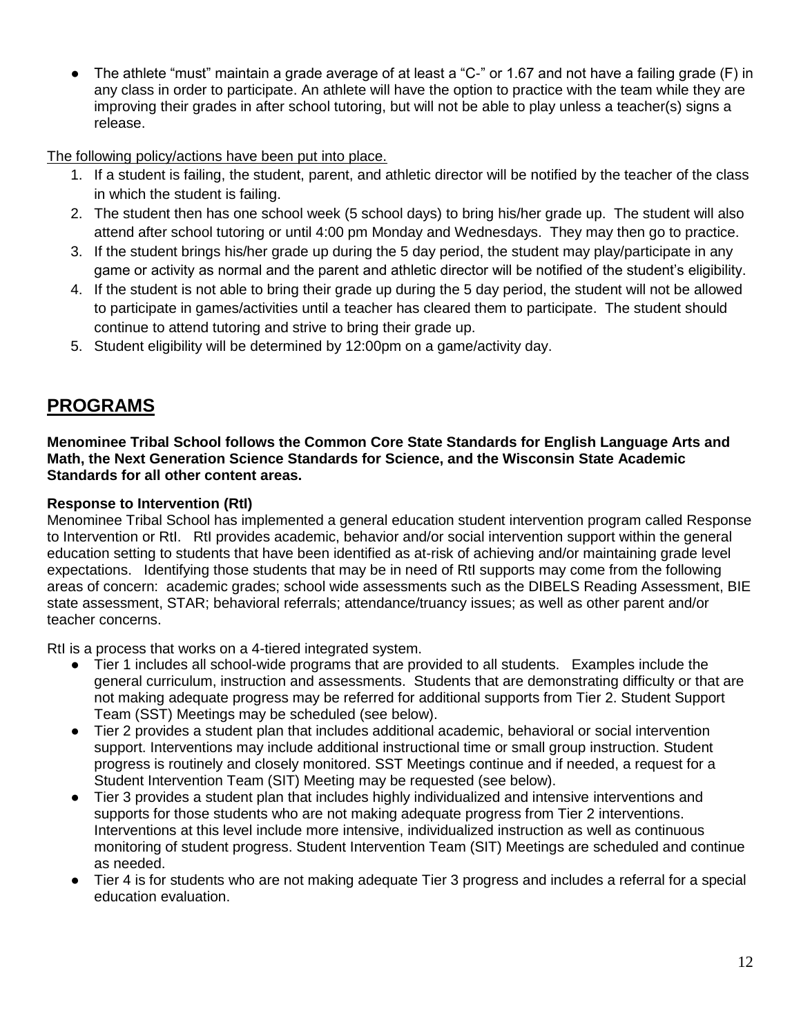- The athlete "must" maintain a grade average of at least a "C-" or 1.67 and not have a failing grade (F) in any class in order to participate. An athlete will have the option to practice with the team while they are improving their grades in after school tutoring, but will not be able to play unless a teacher(s) signs a release.

The following policy/actions have been put into place.

1. If a student is failing, the student, parent, and athletic director will be notified by the teacher of the class in which the student is failing.
2. The student then has one school week (5 school days) to bring his/her grade up. The student will also attend after school tutoring or until 4:00 pm Monday and Wednesdays. They may then go to practice.
3. If the student brings his/her grade up during the 5 day period, the student may play/participate in any game or activity as normal and the parent and athletic director will be notified of the student's eligibility.
4. If the student is not able to bring their grade up during the 5 day period, the student will not be allowed to participate in games/activities until a teacher has cleared them to participate. The student should continue to attend tutoring and strive to bring their grade up.
5. Student eligibility will be determined by 12:00pm on a game/activity day.

# PROGRAMS

**Menominee Tribal School follows the Common Core State Standards for English Language Arts and Math, the Next Generation Science Standards for Science, and the Wisconsin State Academic Standards for all other content areas.**

### Response to Intervention (RtI)

Menominee Tribal School has implemented a general education student intervention program called Response to Intervention or RtI. RtI provides academic, behavior and/or social intervention support within the general education setting to students that have been identified as at-risk of achieving and/or maintaining grade level expectations. Identifying those students that may be in need of RtI supports may come from the following areas of concern: academic grades; school wide assessments such as the DIBELS Reading Assessment, BIE state assessment, STAR; behavioral referrals; attendance/truancy issues; as well as other parent and/or teacher concerns.

RtI is a process that works on a 4-tiered integrated system.

- Tier 1 includes all school-wide programs that are provided to all students. Examples include the general curriculum, instruction and assessments. Students that are demonstrating difficulty or that are not making adequate progress may be referred for additional supports from Tier 2. Student Support Team (SST) Meetings may be scheduled (see below).
- Tier 2 provides a student plan that includes additional academic, behavioral or social intervention support. Interventions may include additional instructional time or small group instruction. Student progress is routinely and closely monitored. SST Meetings continue and if needed, a request for a Student Intervention Team (SIT) Meeting may be requested (see below).
- Tier 3 provides a student plan that includes highly individualized and intensive interventions and supports for those students who are not making adequate progress from Tier 2 interventions. Interventions at this level include more intensive, individualized instruction as well as continuous monitoring of student progress. Student Intervention Team (SIT) Meetings are scheduled and continue as needed.
- Tier 4 is for students who are not making adequate Tier 3 progress and includes a referral for a special education evaluation.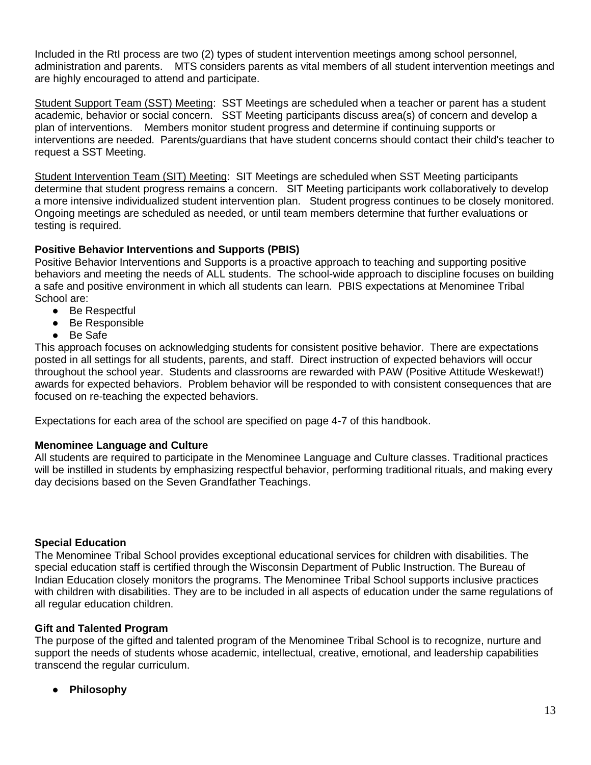Included in the RtI process are two (2) types of student intervention meetings among school personnel, administration and parents. MTS considers parents as vital members of all student intervention meetings and are highly encouraged to attend and participate.

Student Support Team (SST) Meeting: SST Meetings are scheduled when a teacher or parent has a student academic, behavior or social concern. SST Meeting participants discuss area(s) of concern and develop a plan of interventions. Members monitor student progress and determine if continuing supports or interventions are needed. Parents/guardians that have student concerns should contact their child's teacher to request a SST Meeting.

Student Intervention Team (SIT) Meeting: SIT Meetings are scheduled when SST Meeting participants determine that student progress remains a concern. SIT Meeting participants work collaboratively to develop a more intensive individualized student intervention plan. Student progress continues to be closely monitored. Ongoing meetings are scheduled as needed, or until team members determine that further evaluations or testing is required.

**Positive Behavior Interventions and Supports (PBIS)**

Positive Behavior Interventions and Supports is a proactive approach to teaching and supporting positive behaviors and meeting the needs of ALL students. The school-wide approach to discipline focuses on building a safe and positive environment in which all students can learn. PBIS expectations at Menominee Tribal School are:

- Be Respectful
- Be Responsible
- Be Safe

This approach focuses on acknowledging students for consistent positive behavior. There are expectations posted in all settings for all students, parents, and staff. Direct instruction of expected behaviors will occur throughout the school year. Students and classrooms are rewarded with PAW (Positive Attitude Weskewat!) awards for expected behaviors. Problem behavior will be responded to with consistent consequences that are focused on re-teaching the expected behaviors.

Expectations for each area of the school are specified on page 4-7 of this handbook.

**Menominee Language and Culture**

All students are required to participate in the Menominee Language and Culture classes. Traditional practices will be instilled in students by emphasizing respectful behavior, performing traditional rituals, and making every day decisions based on the Seven Grandfather Teachings.

**Special Education**

The Menominee Tribal School provides exceptional educational services for children with disabilities. The special education staff is certified through the Wisconsin Department of Public Instruction. The Bureau of Indian Education closely monitors the programs. The Menominee Tribal School supports inclusive practices with children with disabilities. They are to be included in all aspects of education under the same regulations of all regular education children.

**Gift and Talented Program**

The purpose of the gifted and talented program of the Menominee Tribal School is to recognize, nurture and support the needs of students whose academic, intellectual, creative, emotional, and leadership capabilities transcend the regular curriculum.

- **Philosophy**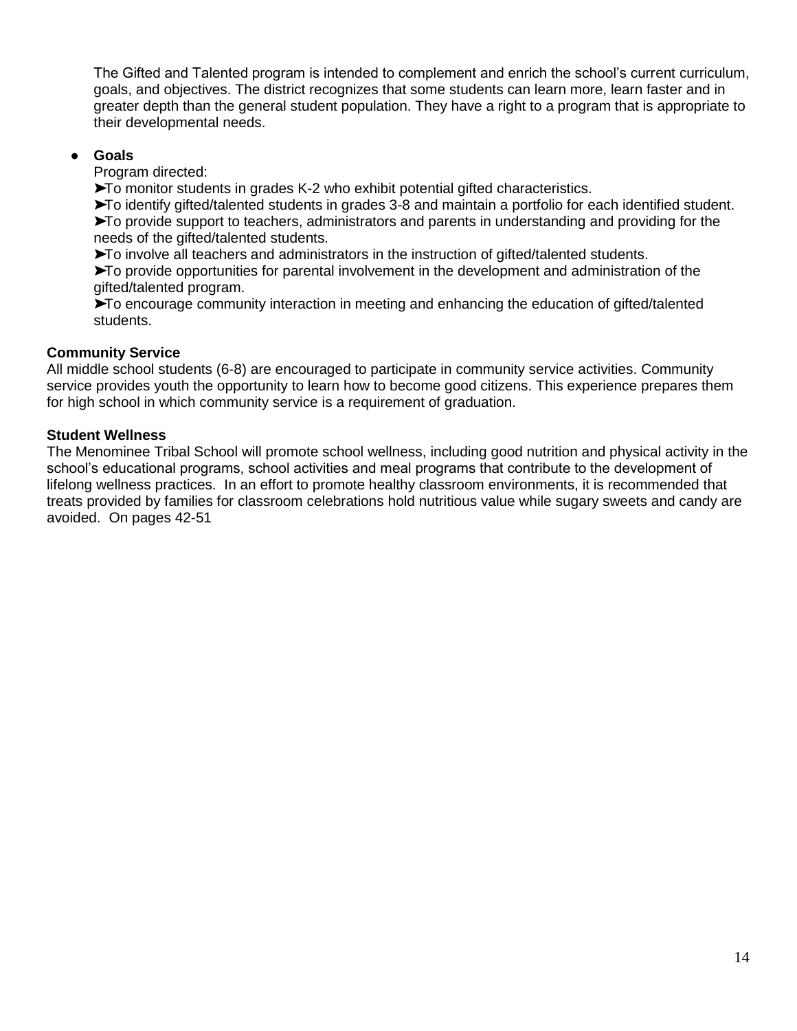The Gifted and Talented program is intended to complement and enrich the school's current curriculum, goals, and objectives. The district recognizes that some students can learn more, learn faster and in greater depth than the general student population. They have a right to a program that is appropriate to their developmental needs.

- **Goals**

  Program directed:

  ➤To monitor students in grades K-2 who exhibit potential gifted characteristics.

  ➤To identify gifted/talented students in grades 3-8 and maintain a portfolio for each identified student.

  ➤To provide support to teachers, administrators and parents in understanding and providing for the needs of the gifted/talented students.

  ➤To involve all teachers and administrators in the instruction of gifted/talented students.

  ➤To provide opportunities for parental involvement in the development and administration of the gifted/talented program.

  ➤To encourage community interaction in meeting and enhancing the education of gifted/talented students.

**Community Service**

All middle school students (6-8) are encouraged to participate in community service activities. Community service provides youth the opportunity to learn how to become good citizens. This experience prepares them for high school in which community service is a requirement of graduation.

**Student Wellness**

The Menominee Tribal School will promote school wellness, including good nutrition and physical activity in the school's educational programs, school activities and meal programs that contribute to the development of lifelong wellness practices. In an effort to promote healthy classroom environments, it is recommended that treats provided by families for classroom celebrations hold nutritious value while sugary sweets and candy are avoided. On pages 42-51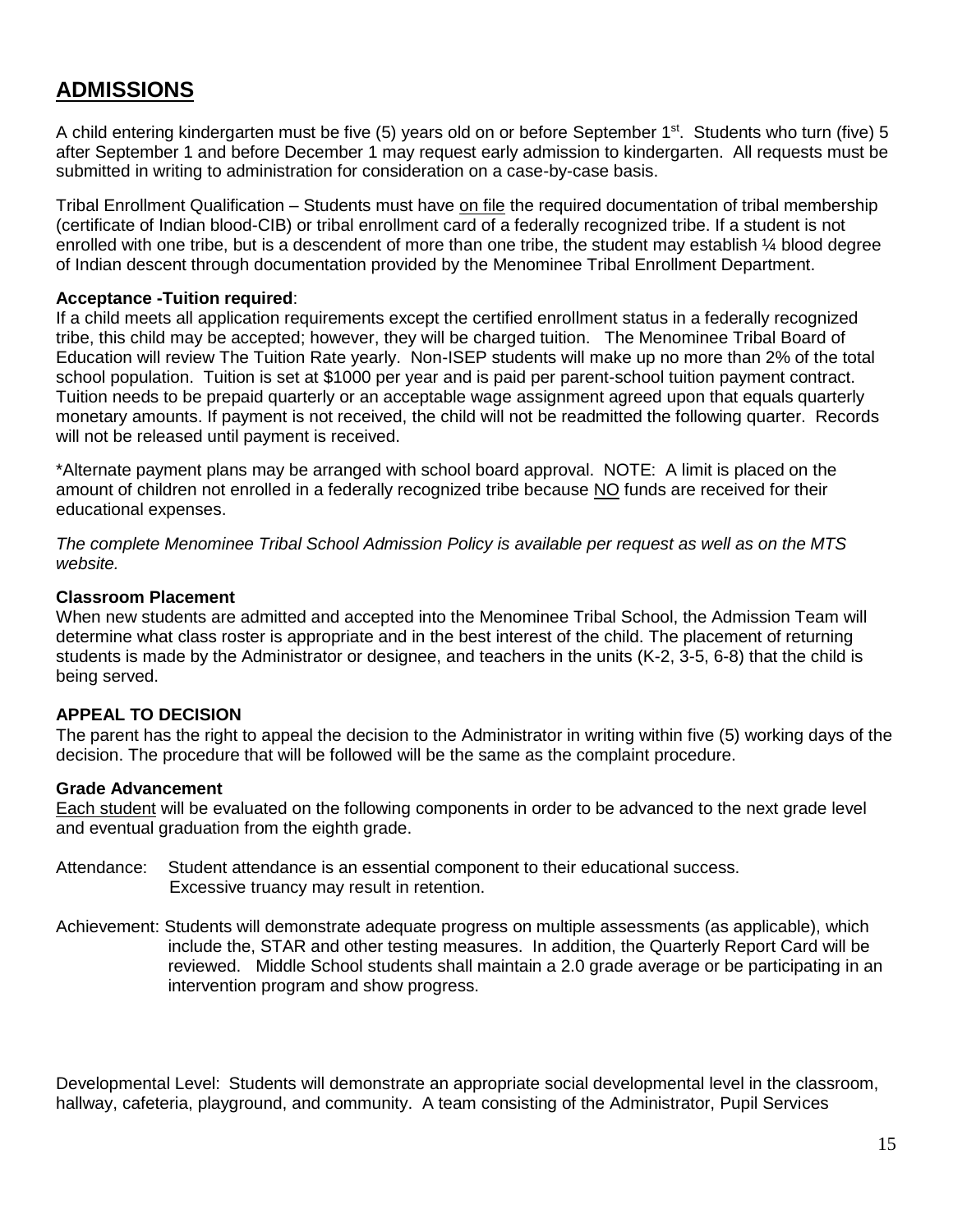## ADMISSIONS

A child entering kindergarten must be five (5) years old on or before September 1st. Students who turn (five) 5 after September 1 and before December 1 may request early admission to kindergarten. All requests must be submitted in writing to administration for consideration on a case-by-case basis.

Tribal Enrollment Qualification – Students must have on file the required documentation of tribal membership (certificate of Indian blood-CIB) or tribal enrollment card of a federally recognized tribe. If a student is not enrolled with one tribe, but is a descendent of more than one tribe, the student may establish ¼ blood degree of Indian descent through documentation provided by the Menominee Tribal Enrollment Department.

**Acceptance -Tuition required**:
If a child meets all application requirements except the certified enrollment status in a federally recognized tribe, this child may be accepted; however, they will be charged tuition. The Menominee Tribal Board of Education will review The Tuition Rate yearly. Non-ISEP students will make up no more than 2% of the total school population. Tuition is set at $1000 per year and is paid per parent-school tuition payment contract. Tuition needs to be prepaid quarterly or an acceptable wage assignment agreed upon that equals quarterly monetary amounts. If payment is not received, the child will not be readmitted the following quarter. Records will not be released until payment is received.

*Alternate payment plans may be arranged with school board approval. NOTE: A limit is placed on the amount of children not enrolled in a federally recognized tribe because NO funds are received for their educational expenses.

*The complete Menominee Tribal School Admission Policy is available per request as well as on the MTS website.*

**Classroom Placement**
When new students are admitted and accepted into the Menominee Tribal School, the Admission Team will determine what class roster is appropriate and in the best interest of the child. The placement of returning students is made by the Administrator or designee, and teachers in the units (K-2, 3-5, 6-8) that the child is being served.

**APPEAL TO DECISION**
The parent has the right to appeal the decision to the Administrator in writing within five (5) working days of the decision. The procedure that will be followed will be the same as the complaint procedure.

**Grade Advancement**
Each student will be evaluated on the following components in order to be advanced to the next grade level and eventual graduation from the eighth grade.

Attendance: Student attendance is an essential component to their educational success. Excessive truancy may result in retention.

Achievement: Students will demonstrate adequate progress on multiple assessments (as applicable), which include the, STAR and other testing measures. In addition, the Quarterly Report Card will be reviewed. Middle School students shall maintain a 2.0 grade average or be participating in an intervention program and show progress.

Developmental Level: Students will demonstrate an appropriate social developmental level in the classroom, hallway, cafeteria, playground, and community. A team consisting of the Administrator, Pupil Services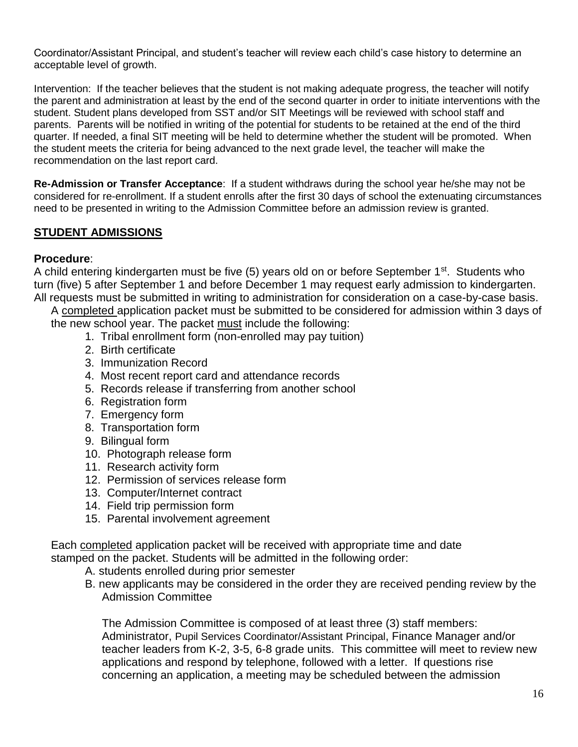Coordinator/Assistant Principal, and student's teacher will review each child's case history to determine an acceptable level of growth.

Intervention: If the teacher believes that the student is not making adequate progress, the teacher will notify the parent and administration at least by the end of the second quarter in order to initiate interventions with the student. Student plans developed from SST and/or SIT Meetings will be reviewed with school staff and parents. Parents will be notified in writing of the potential for students to be retained at the end of the third quarter. If needed, a final SIT meeting will be held to determine whether the student will be promoted. When the student meets the criteria for being advanced to the next grade level, the teacher will make the recommendation on the last report card.

**Re-Admission or Transfer Acceptance**: If a student withdraws during the school year he/she may not be considered for re-enrollment. If a student enrolls after the first 30 days of school the extenuating circumstances need to be presented in writing to the Admission Committee before an admission review is granted.

## STUDENT ADMISSIONS

**Procedure**:

A child entering kindergarten must be five (5) years old on or before September 1st. Students who turn (five) 5 after September 1 and before December 1 may request early admission to kindergarten. All requests must be submitted in writing to administration for consideration on a case-by-case basis.

A completed application packet must be submitted to be considered for admission within 3 days of the new school year. The packet must include the following:

1. Tribal enrollment form (non-enrolled may pay tuition)
2. Birth certificate
3. Immunization Record
4. Most recent report card and attendance records
5. Records release if transferring from another school
6. Registration form
7. Emergency form
8. Transportation form
9. Bilingual form
10. Photograph release form
11. Research activity form
12. Permission of services release form
13. Computer/Internet contract
14. Field trip permission form
15. Parental involvement agreement

Each completed application packet will be received with appropriate time and date stamped on the packet. Students will be admitted in the following order:

A. students enrolled during prior semester

B. new applicants may be considered in the order they are received pending review by the Admission Committee

The Admission Committee is composed of at least three (3) staff members: Administrator, Pupil Services Coordinator/Assistant Principal, Finance Manager and/or teacher leaders from K-2, 3-5, 6-8 grade units. This committee will meet to review new applications and respond by telephone, followed with a letter. If questions rise concerning an application, a meeting may be scheduled between the admission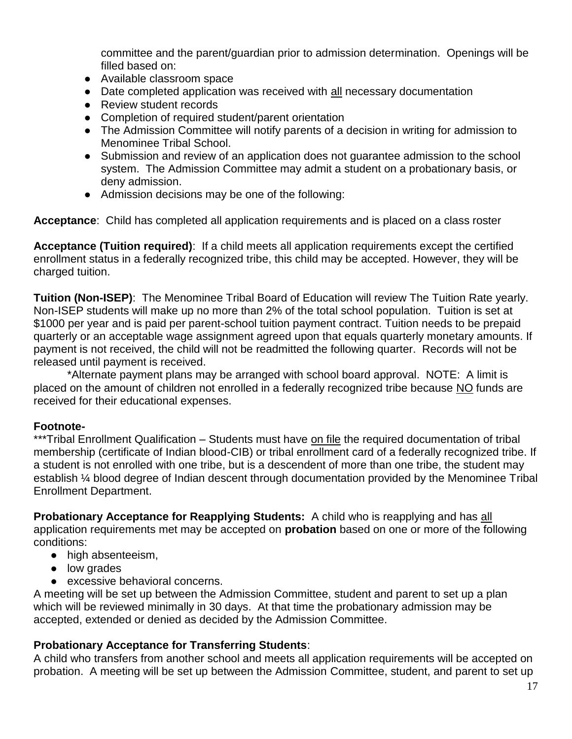committee and the parent/guardian prior to admission determination. Openings will be filled based on:

- Available classroom space
- Date completed application was received with <u>all</u> necessary documentation
- Review student records
- Completion of required student/parent orientation
- The Admission Committee will notify parents of a decision in writing for admission to Menominee Tribal School.
- Submission and review of an application does not guarantee admission to the school system. The Admission Committee may admit a student on a probationary basis, or deny admission.
- Admission decisions may be one of the following:

**Acceptance**: Child has completed all application requirements and is placed on a class roster

**Acceptance (Tuition required)**: If a child meets all application requirements except the certified enrollment status in a federally recognized tribe, this child may be accepted. However, they will be charged tuition.

**Tuition (Non-ISEP)**: The Menominee Tribal Board of Education will review The Tuition Rate yearly. Non-ISEP students will make up no more than 2% of the total school population. Tuition is set at $1000 per year and is paid per parent-school tuition payment contract. Tuition needs to be prepaid quarterly or an acceptable wage assignment agreed upon that equals quarterly monetary amounts. If payment is not received, the child will not be readmitted the following quarter. Records will not be released until payment is received.

*Alternate payment plans may be arranged with school board approval. NOTE: A limit is placed on the amount of children not enrolled in a federally recognized tribe because <u>NO</u> funds are received for their educational expenses.

**Footnote-**

***Tribal Enrollment Qualification – Students must have <u>on file</u> the required documentation of tribal membership (certificate of Indian blood-CIB) or tribal enrollment card of a federally recognized tribe. If a student is not enrolled with one tribe, but is a descendent of more than one tribe, the student may establish ¼ blood degree of Indian descent through documentation provided by the Menominee Tribal Enrollment Department.

**Probationary Acceptance for Reapplying Students:** A child who is reapplying and has <u>all</u> application requirements met may be accepted on **probation** based on one or more of the following conditions:

- high absenteeism,
- low grades
- excessive behavioral concerns.

A meeting will be set up between the Admission Committee, student and parent to set up a plan which will be reviewed minimally in 30 days. At that time the probationary admission may be accepted, extended or denied as decided by the Admission Committee.

**Probationary Acceptance for Transferring Students**:

A child who transfers from another school and meets all application requirements will be accepted on probation. A meeting will be set up between the Admission Committee, student, and parent to set up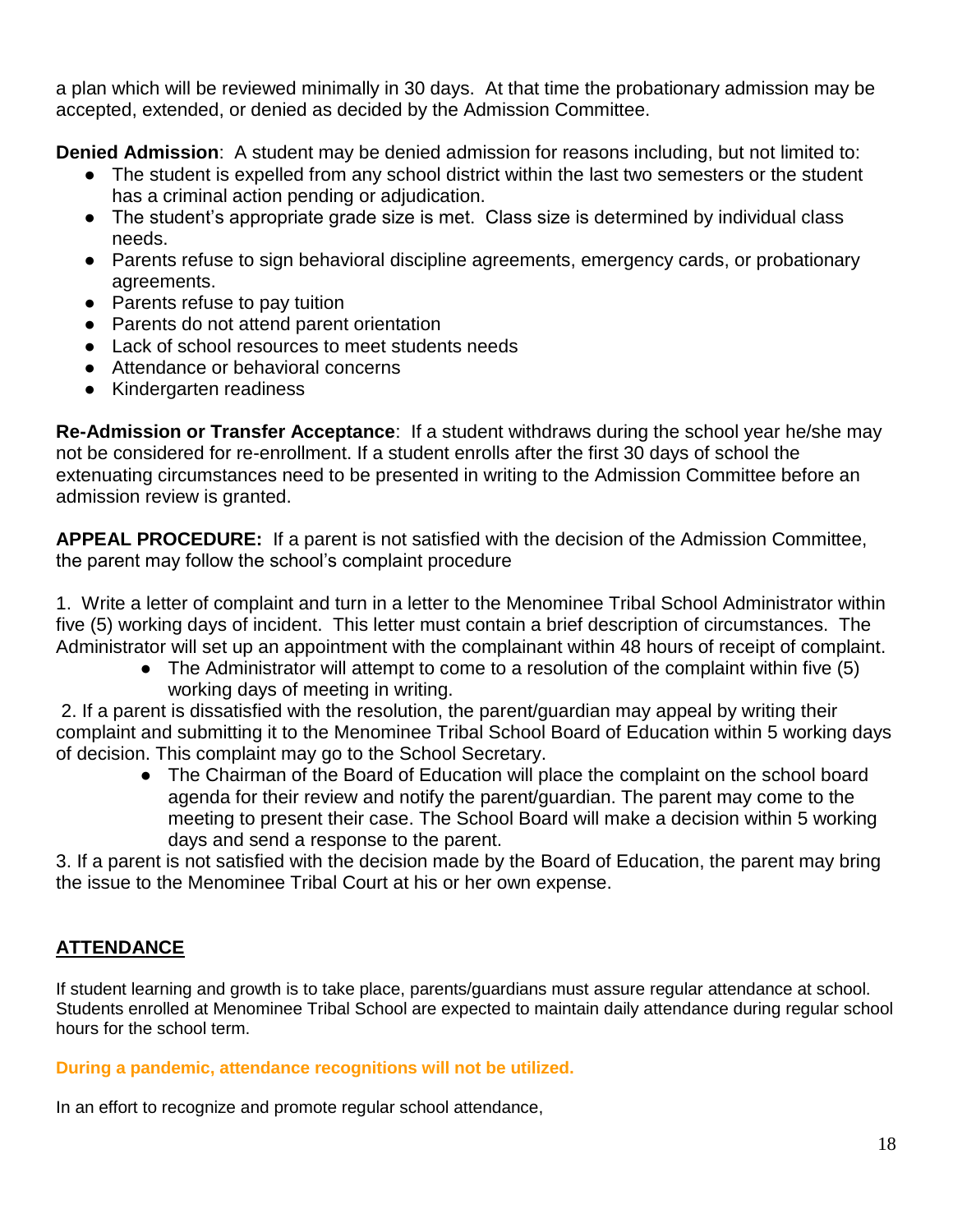a plan which will be reviewed minimally in 30 days. At that time the probationary admission may be accepted, extended, or denied as decided by the Admission Committee.

**Denied Admission**: A student may be denied admission for reasons including, but not limited to:

- The student is expelled from any school district within the last two semesters or the student has a criminal action pending or adjudication.
- The student's appropriate grade size is met. Class size is determined by individual class needs.
- Parents refuse to sign behavioral discipline agreements, emergency cards, or probationary agreements.
- Parents refuse to pay tuition
- Parents do not attend parent orientation
- Lack of school resources to meet students needs
- Attendance or behavioral concerns
- Kindergarten readiness

**Re-Admission or Transfer Acceptance**: If a student withdraws during the school year he/she may not be considered for re-enrollment. If a student enrolls after the first 30 days of school the extenuating circumstances need to be presented in writing to the Admission Committee before an admission review is granted.

**APPEAL PROCEDURE:** If a parent is not satisfied with the decision of the Admission Committee, the parent may follow the school's complaint procedure

1. Write a letter of complaint and turn in a letter to the Menominee Tribal School Administrator within five (5) working days of incident. This letter must contain a brief description of circumstances. The Administrator will set up an appointment with the complainant within 48 hours of receipt of complaint.
   - The Administrator will attempt to come to a resolution of the complaint within five (5) working days of meeting in writing.
2. If a parent is dissatisfied with the resolution, the parent/guardian may appeal by writing their complaint and submitting it to the Menominee Tribal School Board of Education within 5 working days of decision. This complaint may go to the School Secretary.
   - The Chairman of the Board of Education will place the complaint on the school board agenda for their review and notify the parent/guardian. The parent may come to the meeting to present their case. The School Board will make a decision within 5 working days and send a response to the parent.
3. If a parent is not satisfied with the decision made by the Board of Education, the parent may bring the issue to the Menominee Tribal Court at his or her own expense.

## ATTENDANCE

If student learning and growth is to take place, parents/guardians must assure regular attendance at school. Students enrolled at Menominee Tribal School are expected to maintain daily attendance during regular school hours for the school term.

**During a pandemic, attendance recognitions will not be utilized.**

In an effort to recognize and promote regular school attendance,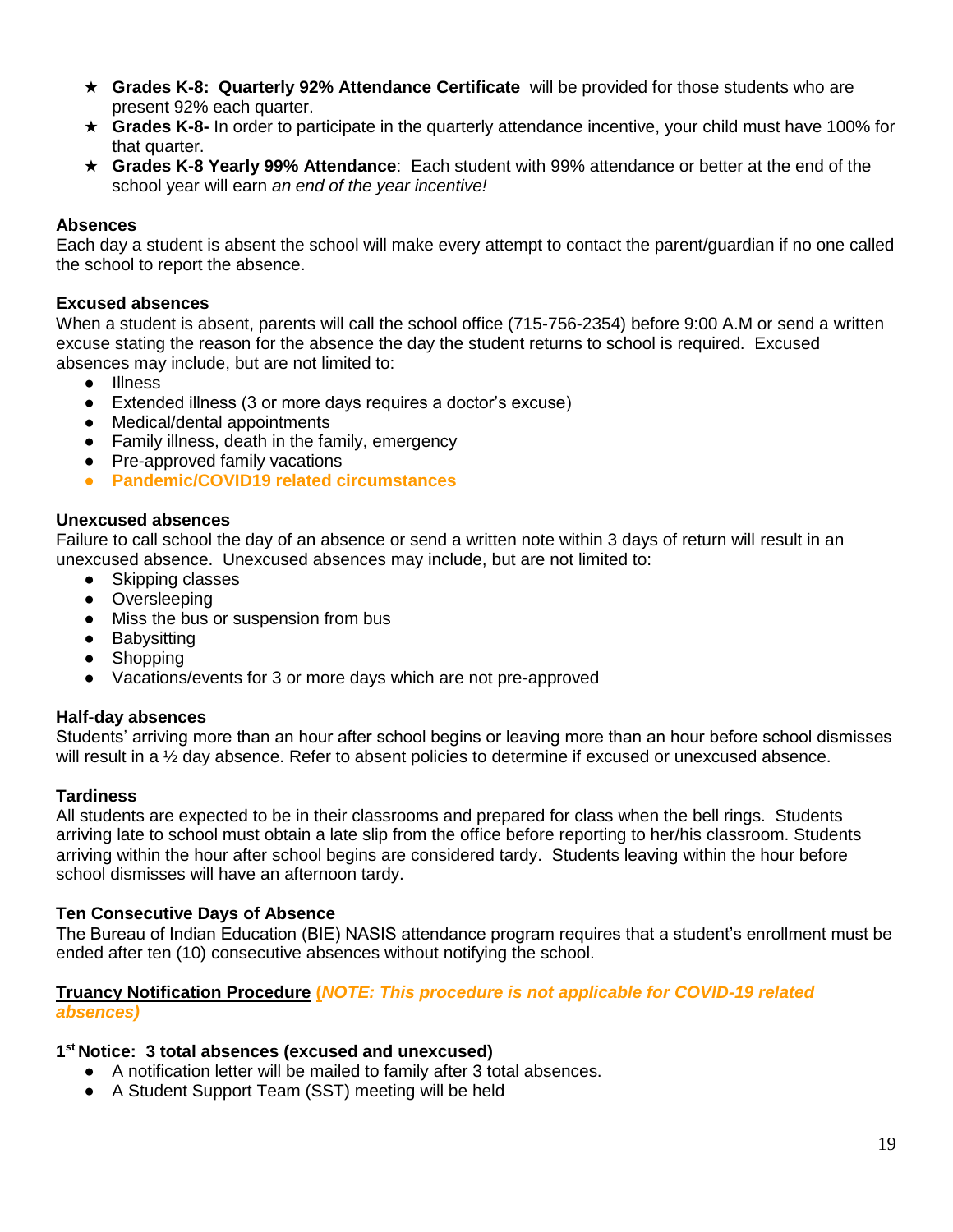- ★ **Grades K-8: Quarterly 92% Attendance Certificate** will be provided for those students who are present 92% each quarter.
- ★ **Grades K-8-** In order to participate in the quarterly attendance incentive, your child must have 100% for that quarter.
- ★ **Grades K-8 Yearly 99% Attendance**: Each student with 99% attendance or better at the end of the school year will earn *an end of the year incentive!*

**Absences**
Each day a student is absent the school will make every attempt to contact the parent/guardian if no one called the school to report the absence.

**Excused absences**
When a student is absent, parents will call the school office (715-756-2354) before 9:00 A.M or send a written excuse stating the reason for the absence the day the student returns to school is required. Excused absences may include, but are not limited to:

- Illness
- Extended illness (3 or more days requires a doctor's excuse)
- Medical/dental appointments
- Family illness, death in the family, emergency
- Pre-approved family vacations
- **Pandemic/COVID19 related circumstances**

**Unexcused absences**
Failure to call school the day of an absence or send a written note within 3 days of return will result in an unexcused absence. Unexcused absences may include, but are not limited to:

- Skipping classes
- Oversleeping
- Miss the bus or suspension from bus
- Babysitting
- Shopping
- Vacations/events for 3 or more days which are not pre-approved

**Half-day absences**
Students' arriving more than an hour after school begins or leaving more than an hour before school dismisses will result in a ½ day absence. Refer to absent policies to determine if excused or unexcused absence.

**Tardiness**
All students are expected to be in their classrooms and prepared for class when the bell rings. Students arriving late to school must obtain a late slip from the office before reporting to her/his classroom. Students arriving within the hour after school begins are considered tardy. Students leaving within the hour before school dismisses will have an afternoon tardy.

**Ten Consecutive Days of Absence**
The Bureau of Indian Education (BIE) NASIS attendance program requires that a student's enrollment must be ended after ten (10) consecutive absences without notifying the school.

**Truancy Notification Procedure** ***(NOTE: This procedure is not applicable for COVID-19 related absences)***

**1st Notice: 3 total absences (excused and unexcused)**

- A notification letter will be mailed to family after 3 total absences.
- A Student Support Team (SST) meeting will be held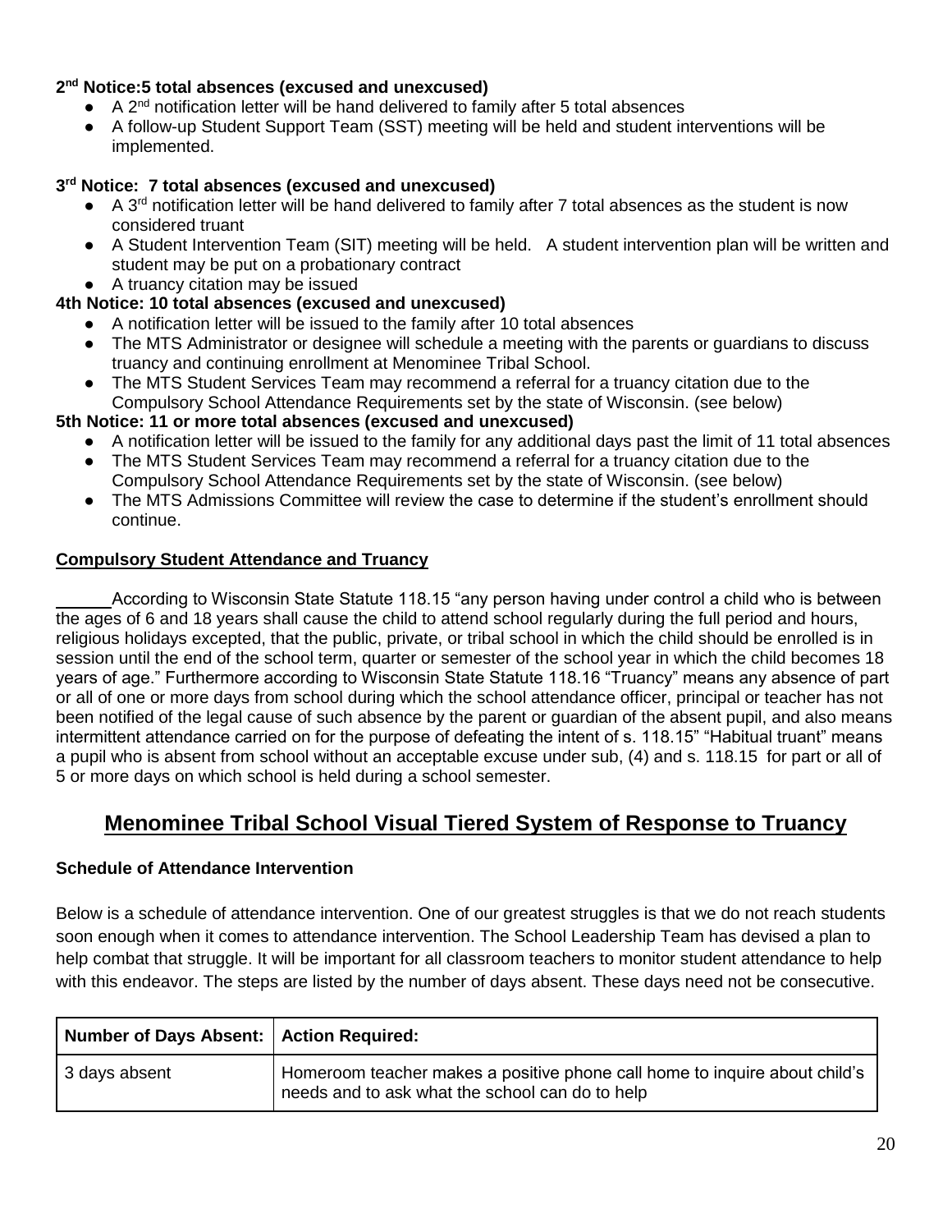**2nd Notice:5 total absences (excused and unexcused)**

- A 2nd notification letter will be hand delivered to family after 5 total absences
- A follow-up Student Support Team (SST) meeting will be held and student interventions will be implemented.

**3rd Notice: 7 total absences (excused and unexcused)**

- A 3rd notification letter will be hand delivered to family after 7 total absences as the student is now considered truant
- A Student Intervention Team (SIT) meeting will be held. A student intervention plan will be written and student may be put on a probationary contract
- A truancy citation may be issued

**4th Notice: 10 total absences (excused and unexcused)**

- A notification letter will be issued to the family after 10 total absences
- The MTS Administrator or designee will schedule a meeting with the parents or guardians to discuss truancy and continuing enrollment at Menominee Tribal School.
- The MTS Student Services Team may recommend a referral for a truancy citation due to the Compulsory School Attendance Requirements set by the state of Wisconsin. (see below)

**5th Notice: 11 or more total absences (excused and unexcused)**

- A notification letter will be issued to the family for any additional days past the limit of 11 total absences
- The MTS Student Services Team may recommend a referral for a truancy citation due to the Compulsory School Attendance Requirements set by the state of Wisconsin. (see below)
- The MTS Admissions Committee will review the case to determine if the student's enrollment should continue.

**Compulsory Student Attendance and Truancy**

According to Wisconsin State Statute 118.15 "any person having under control a child who is between the ages of 6 and 18 years shall cause the child to attend school regularly during the full period and hours, religious holidays excepted, that the public, private, or tribal school in which the child should be enrolled is in session until the end of the school term, quarter or semester of the school year in which the child becomes 18 years of age." Furthermore according to Wisconsin State Statute 118.16 "Truancy" means any absence of part or all of one or more days from school during which the school attendance officer, principal or teacher has not been notified of the legal cause of such absence by the parent or guardian of the absent pupil, and also means intermittent attendance carried on for the purpose of defeating the intent of s. 118.15" "Habitual truant" means a pupil who is absent from school without an acceptable excuse under sub, (4) and s. 118.15 for part or all of 5 or more days on which school is held during a school semester.

## Menominee Tribal School Visual Tiered System of Response to Truancy

**Schedule of Attendance Intervention**

Below is a schedule of attendance intervention. One of our greatest struggles is that we do not reach students soon enough when it comes to attendance intervention. The School Leadership Team has devised a plan to help combat that struggle. It will be important for all classroom teachers to monitor student attendance to help with this endeavor. The steps are listed by the number of days absent. These days need not be consecutive.

| Number of Days Absent: | Action Required: |
| --- | --- |
| 3 days absent | Homeroom teacher makes a positive phone call home to inquire about child's needs and to ask what the school can do to help |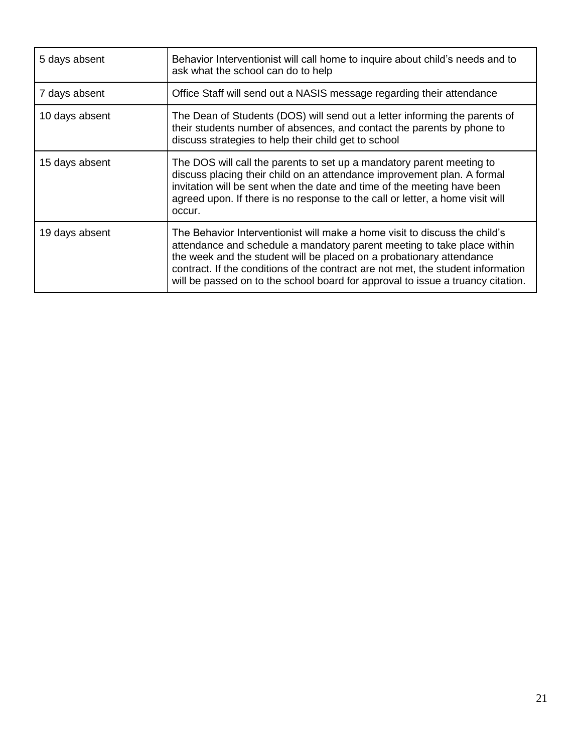| 5 days absent | Behavior Interventionist will call home to inquire about child's needs and to ask what the school can do to help |
|---|---|
| 7 days absent | Office Staff will send out a NASIS message regarding their attendance |
| 10 days absent | The Dean of Students (DOS) will send out a letter informing the parents of their students number of absences, and contact the parents by phone to discuss strategies to help their child get to school |
| 15 days absent | The DOS will call the parents to set up a mandatory parent meeting to discuss placing their child on an attendance improvement plan. A formal invitation will be sent when the date and time of the meeting have been agreed upon. If there is no response to the call or letter, a home visit will occur. |
| 19 days absent | The Behavior Interventionist will make a home visit to discuss the child's attendance and schedule a mandatory parent meeting to take place within the week and the student will be placed on a probationary attendance contract. If the conditions of the contract are not met, the student information will be passed on to the school board for approval to issue a truancy citation. |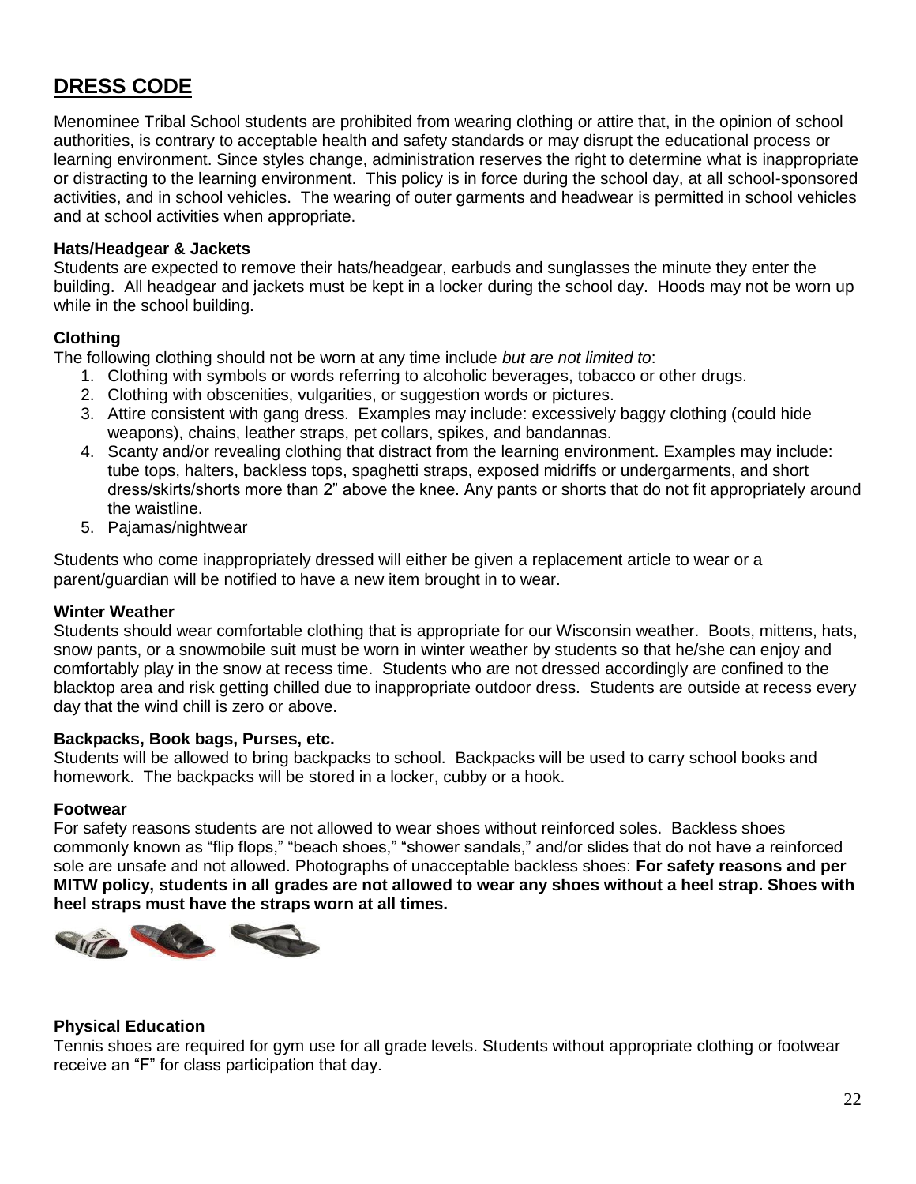## DRESS CODE

Menominee Tribal School students are prohibited from wearing clothing or attire that, in the opinion of school authorities, is contrary to acceptable health and safety standards or may disrupt the educational process or learning environment. Since styles change, administration reserves the right to determine what is inappropriate or distracting to the learning environment. This policy is in force during the school day, at all school-sponsored activities, and in school vehicles. The wearing of outer garments and headwear is permitted in school vehicles and at school activities when appropriate.

**Hats/Headgear & Jackets**

Students are expected to remove their hats/headgear, earbuds and sunglasses the minute they enter the building. All headgear and jackets must be kept in a locker during the school day. Hoods may not be worn up while in the school building.

**Clothing**

The following clothing should not be worn at any time include *but are not limited to*:

1. Clothing with symbols or words referring to alcoholic beverages, tobacco or other drugs.
2. Clothing with obscenities, vulgarities, or suggestion words or pictures.
3. Attire consistent with gang dress. Examples may include: excessively baggy clothing (could hide weapons), chains, leather straps, pet collars, spikes, and bandannas.
4. Scanty and/or revealing clothing that distract from the learning environment. Examples may include: tube tops, halters, backless tops, spaghetti straps, exposed midriffs or undergarments, and short dress/skirts/shorts more than 2" above the knee. Any pants or shorts that do not fit appropriately around the waistline.
5. Pajamas/nightwear

Students who come inappropriately dressed will either be given a replacement article to wear or a parent/guardian will be notified to have a new item brought in to wear.

**Winter Weather**

Students should wear comfortable clothing that is appropriate for our Wisconsin weather. Boots, mittens, hats, snow pants, or a snowmobile suit must be worn in winter weather by students so that he/she can enjoy and comfortably play in the snow at recess time. Students who are not dressed accordingly are confined to the blacktop area and risk getting chilled due to inappropriate outdoor dress. Students are outside at recess every day that the wind chill is zero or above.

**Backpacks, Book bags, Purses, etc.**

Students will be allowed to bring backpacks to school. Backpacks will be used to carry school books and homework. The backpacks will be stored in a locker, cubby or a hook.

**Footwear**

For safety reasons students are not allowed to wear shoes without reinforced soles. Backless shoes commonly known as "flip flops," "beach shoes," "shower sandals," and/or slides that do not have a reinforced sole are unsafe and not allowed. Photographs of unacceptable backless shoes: **For safety reasons and per MITW policy, students in all grades are not allowed to wear any shoes without a heel strap. Shoes with heel straps must have the straps worn at all times.**

**Physical Education**

Tennis shoes are required for gym use for all grade levels. Students without appropriate clothing or footwear receive an "F" for class participation that day.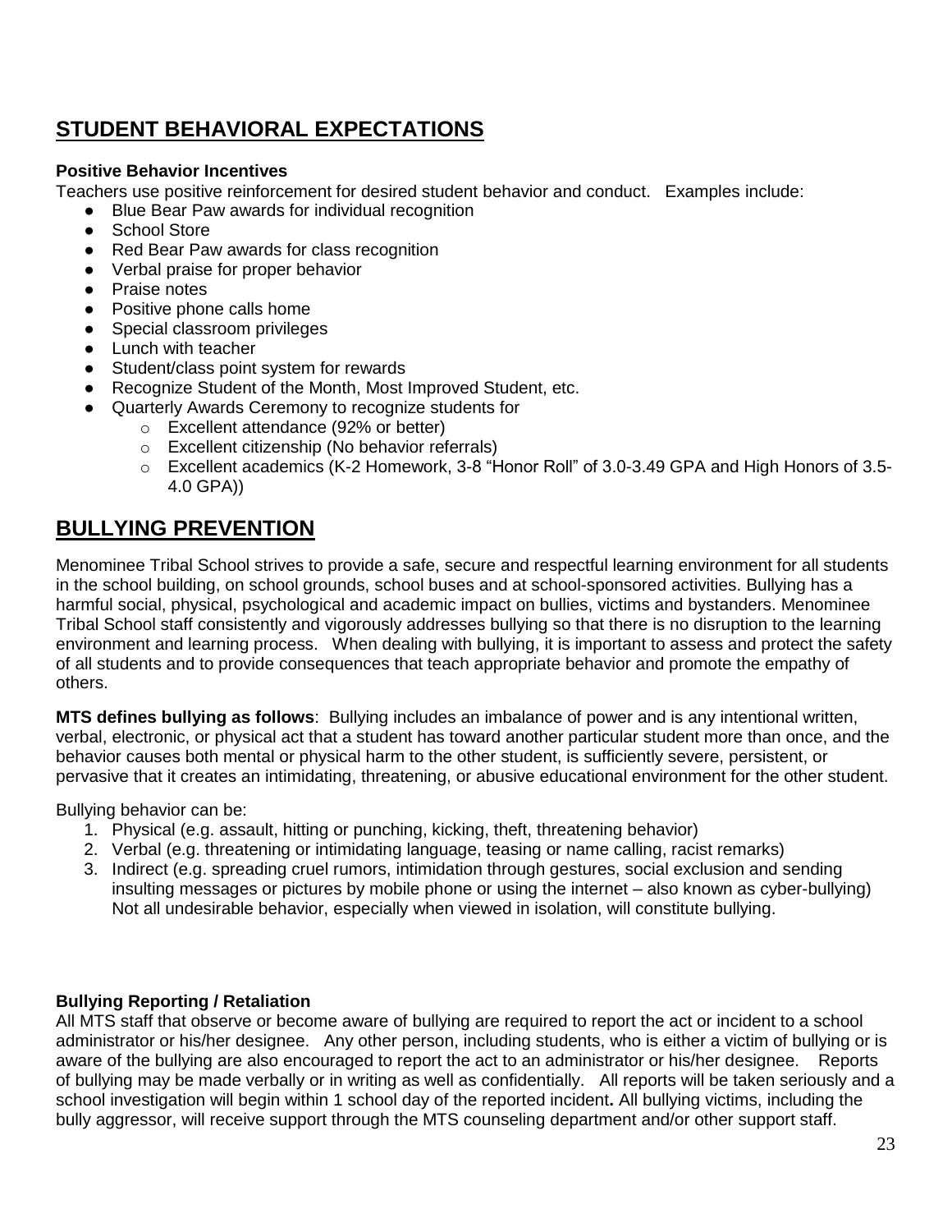## STUDENT BEHAVIORAL EXPECTATIONS

**Positive Behavior Incentives**

Teachers use positive reinforcement for desired student behavior and conduct. Examples include:

- Blue Bear Paw awards for individual recognition
- School Store
- Red Bear Paw awards for class recognition
- Verbal praise for proper behavior
- Praise notes
- Positive phone calls home
- Special classroom privileges
- Lunch with teacher
- Student/class point system for rewards
- Recognize Student of the Month, Most Improved Student, etc.
- Quarterly Awards Ceremony to recognize students for
    - Excellent attendance (92% or better)
    - Excellent citizenship (No behavior referrals)
    - Excellent academics (K-2 Homework, 3-8 "Honor Roll" of 3.0-3.49 GPA and High Honors of 3.5-4.0 GPA))

## BULLYING PREVENTION

Menominee Tribal School strives to provide a safe, secure and respectful learning environment for all students in the school building, on school grounds, school buses and at school-sponsored activities. Bullying has a harmful social, physical, psychological and academic impact on bullies, victims and bystanders. Menominee Tribal School staff consistently and vigorously addresses bullying so that there is no disruption to the learning environment and learning process. When dealing with bullying, it is important to assess and protect the safety of all students and to provide consequences that teach appropriate behavior and promote the empathy of others.

**MTS defines bullying as follows**: Bullying includes an imbalance of power and is any intentional written, verbal, electronic, or physical act that a student has toward another particular student more than once, and the behavior causes both mental or physical harm to the other student, is sufficiently severe, persistent, or pervasive that it creates an intimidating, threatening, or abusive educational environment for the other student.

Bullying behavior can be:

1. Physical (e.g. assault, hitting or punching, kicking, theft, threatening behavior)
2. Verbal (e.g. threatening or intimidating language, teasing or name calling, racist remarks)
3. Indirect (e.g. spreading cruel rumors, intimidation through gestures, social exclusion and sending insulting messages or pictures by mobile phone or using the internet – also known as cyber-bullying) Not all undesirable behavior, especially when viewed in isolation, will constitute bullying.

**Bullying Reporting / Retaliation**

All MTS staff that observe or become aware of bullying are required to report the act or incident to a school administrator or his/her designee. Any other person, including students, who is either a victim of bullying or is aware of the bullying are also encouraged to report the act to an administrator or his/her designee. Reports of bullying may be made verbally or in writing as well as confidentially. All reports will be taken seriously and a school investigation will begin within 1 school day of the reported incident**.** All bullying victims, including the bully aggressor, will receive support through the MTS counseling department and/or other support staff.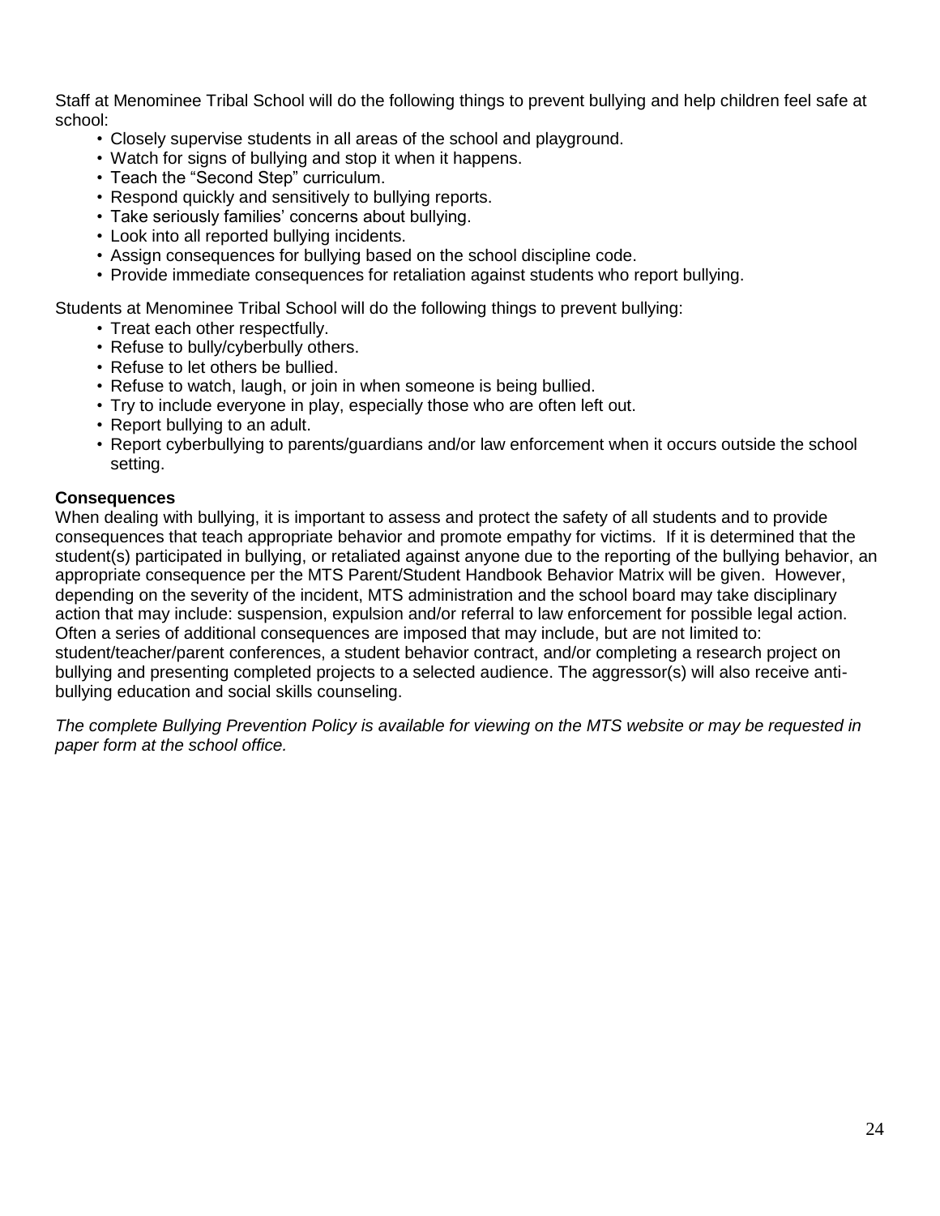Staff at Menominee Tribal School will do the following things to prevent bullying and help children feel safe at school:

- Closely supervise students in all areas of the school and playground.
- Watch for signs of bullying and stop it when it happens.
- Teach the "Second Step" curriculum.
- Respond quickly and sensitively to bullying reports.
- Take seriously families' concerns about bullying.
- Look into all reported bullying incidents.
- Assign consequences for bullying based on the school discipline code.
- Provide immediate consequences for retaliation against students who report bullying.

Students at Menominee Tribal School will do the following things to prevent bullying:

- Treat each other respectfully.
- Refuse to bully/cyberbully others.
- Refuse to let others be bullied.
- Refuse to watch, laugh, or join in when someone is being bullied.
- Try to include everyone in play, especially those who are often left out.
- Report bullying to an adult.
- Report cyberbullying to parents/guardians and/or law enforcement when it occurs outside the school setting.

**Consequences**

When dealing with bullying, it is important to assess and protect the safety of all students and to provide consequences that teach appropriate behavior and promote empathy for victims. If it is determined that the student(s) participated in bullying, or retaliated against anyone due to the reporting of the bullying behavior, an appropriate consequence per the MTS Parent/Student Handbook Behavior Matrix will be given. However, depending on the severity of the incident, MTS administration and the school board may take disciplinary action that may include: suspension, expulsion and/or referral to law enforcement for possible legal action. Often a series of additional consequences are imposed that may include, but are not limited to: student/teacher/parent conferences, a student behavior contract, and/or completing a research project on bullying and presenting completed projects to a selected audience. The aggressor(s) will also receive anti-bullying education and social skills counseling.

*The complete Bullying Prevention Policy is available for viewing on the MTS website or may be requested in paper form at the school office.*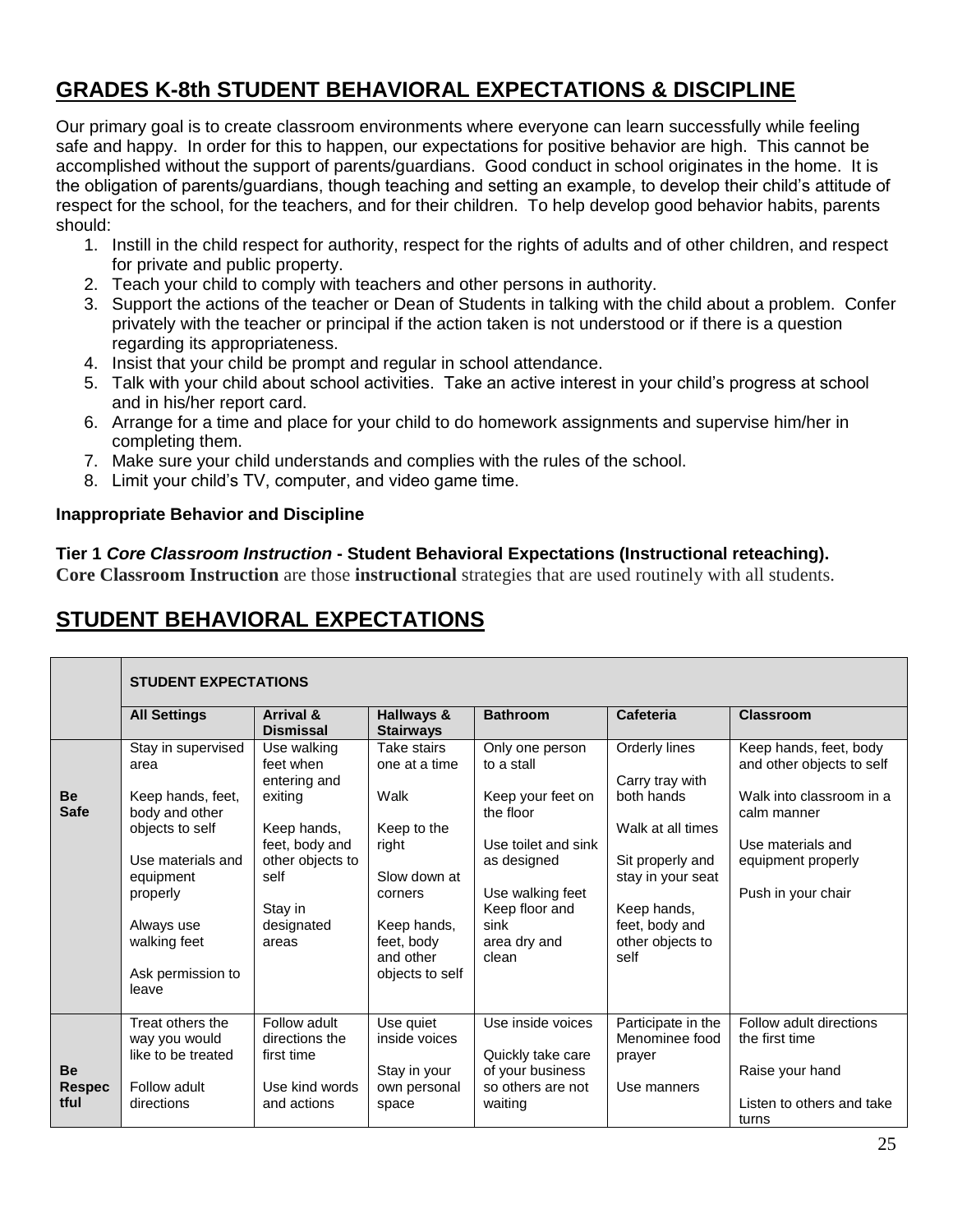## GRADES K-8th STUDENT BEHAVIORAL EXPECTATIONS & DISCIPLINE

Our primary goal is to create classroom environments where everyone can learn successfully while feeling safe and happy. In order for this to happen, our expectations for positive behavior are high. This cannot be accomplished without the support of parents/guardians. Good conduct in school originates in the home. It is the obligation of parents/guardians, though teaching and setting an example, to develop their child's attitude of respect for the school, for the teachers, and for their children. To help develop good behavior habits, parents should:

1. Instill in the child respect for authority, respect for the rights of adults and of other children, and respect for private and public property.
2. Teach your child to comply with teachers and other persons in authority.
3. Support the actions of the teacher or Dean of Students in talking with the child about a problem. Confer privately with the teacher or principal if the action taken is not understood or if there is a question regarding its appropriateness.
4. Insist that your child be prompt and regular in school attendance.
5. Talk with your child about school activities. Take an active interest in your child's progress at school and in his/her report card.
6. Arrange for a time and place for your child to do homework assignments and supervise him/her in completing them.
7. Make sure your child understands and complies with the rules of the school.
8. Limit your child's TV, computer, and video game time.

**Inappropriate Behavior and Discipline**

**Tier 1 *Core Classroom Instruction* - Student Behavioral Expectations (Instructional reteaching).**
**Core Classroom Instruction** are those **instructional** strategies that are used routinely with all students.

## STUDENT BEHAVIORAL EXPECTATIONS

| | **STUDENT EXPECTATIONS** | | | | | |
|---|---|---|---|---|---|---|
| | **All Settings** | **Arrival & Dismissal** | **Hallways & Stairways** | **Bathroom** | **Cafeteria** | **Classroom** |
| **Be Safe** | Stay in supervised area<br><br>Keep hands, feet, body and other objects to self<br><br>Use materials and equipment properly<br><br>Always use walking feet<br><br>Ask permission to leave | Use walking feet when entering and exiting<br><br>Keep hands, feet, body and other objects to self<br><br>Stay in designated areas | Take stairs one at a time<br><br>Walk<br><br>Keep to the right<br><br>Slow down at corners<br><br>Keep hands, feet, body and other objects to self | Only one person to a stall<br><br>Keep your feet on the floor<br><br>Use toilet and sink as designed<br><br>Use walking feet<br>Keep floor and sink area dry and clean | Orderly lines<br><br>Carry tray with both hands<br><br>Walk at all times<br><br>Sit properly and stay in your seat<br><br>Keep hands, feet, body and other objects to self | Keep hands, feet, body and other objects to self<br><br>Walk into classroom in a calm manner<br><br>Use materials and equipment properly<br><br>Push in your chair |
| **Be Respectful** | Treat others the way you would like to be treated<br><br>Follow adult directions | Follow adult directions the first time<br><br>Use kind words and actions | Use quiet inside voices<br><br>Stay in your own personal space | Use inside voices<br><br>Quickly take care of your business so others are not waiting | Participate in the Menominee food prayer<br><br>Use manners | Follow adult directions the first time<br><br>Raise your hand<br><br>Listen to others and take turns |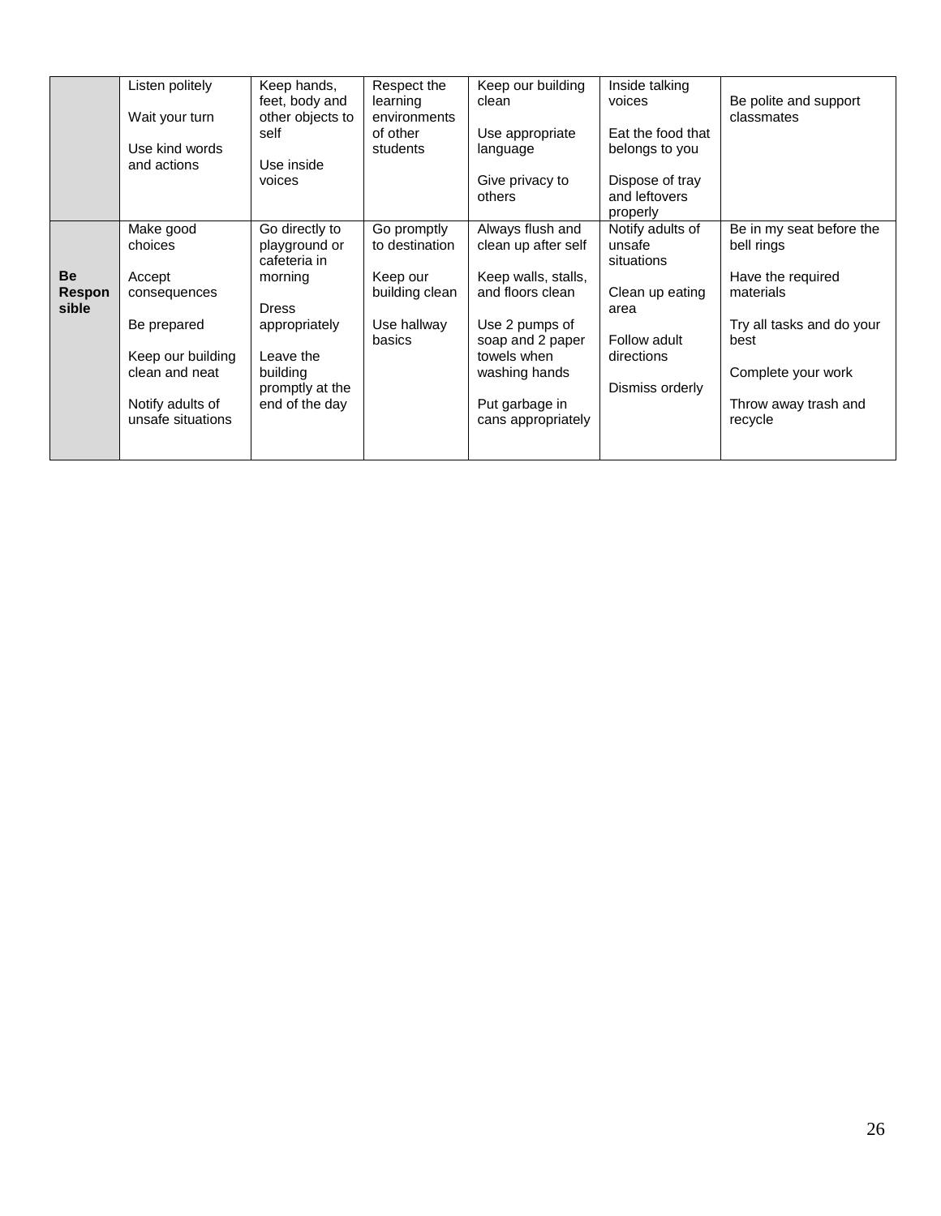| | | | | | | |
|---|---|---|---|---|---|---|
| | Listen politely<br><br>Wait your turn<br><br>Use kind words and actions | Keep hands, feet, body and other objects to self<br><br>Use inside voices | Respect the learning environments of other students | Keep our building clean<br><br>Use appropriate language<br><br>Give privacy to others | Inside talking voices<br><br>Eat the food that belongs to you<br><br>Dispose of tray and leftovers properly | Be polite and support classmates |
| **Be Responsible** | Make good choices<br><br>Accept consequences<br><br>Be prepared<br><br>Keep our building clean and neat<br><br>Notify adults of unsafe situations | Go directly to playground or cafeteria in morning<br><br>Dress appropriately<br><br>Leave the building promptly at the end of the day | Go promptly to destination<br><br>Keep our building clean<br><br>Use hallway basics | Always flush and clean up after self<br><br>Keep walls, stalls, and floors clean<br><br>Use 2 pumps of soap and 2 paper towels when washing hands<br><br>Put garbage in cans appropriately | Notify adults of unsafe situations<br><br>Clean up eating area<br><br>Follow adult directions<br><br>Dismiss orderly | Be in my seat before the bell rings<br><br>Have the required materials<br><br>Try all tasks and do your best<br><br>Complete your work<br><br>Throw away trash and recycle |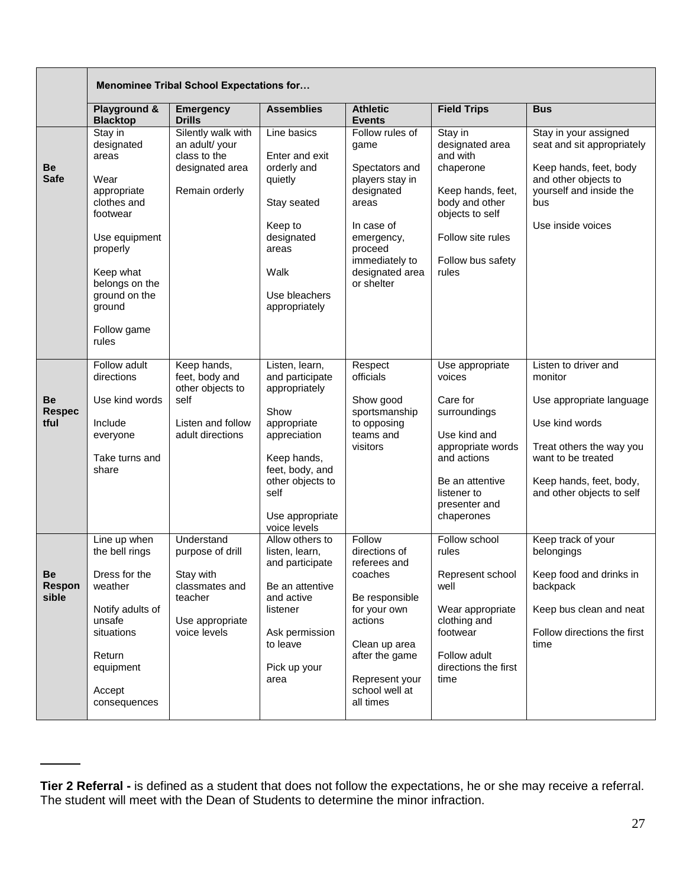| | Menominee Tribal School Expectations for… | | | | | |
|---|---|---|---|---|---|---|
| | **Playground & Blacktop** | **Emergency Drills** | **Assemblies** | **Athletic Events** | **Field Trips** | **Bus** |
| **Be Safe** | Stay in designated areas<br><br>Wear appropriate clothes and footwear<br><br>Use equipment properly<br><br>Keep what belongs on the ground on the ground<br><br>Follow game rules | Silently walk with an adult/ your class to the designated area<br><br>Remain orderly | Line basics<br><br>Enter and exit orderly and quietly<br><br>Stay seated<br><br>Keep to designated areas<br><br>Walk<br><br>Use bleachers appropriately | Follow rules of game<br><br>Spectators and players stay in designated areas<br><br>In case of emergency, proceed immediately to designated area or shelter | Stay in designated area and with chaperone<br><br>Keep hands, feet, body and other objects to self<br><br>Follow site rules<br><br>Follow bus safety rules | Stay in your assigned seat and sit appropriately<br><br>Keep hands, feet, body and other objects to yourself and inside the bus<br><br>Use inside voices |
| **Be Respectful** | Follow adult directions<br><br>Use kind words<br><br>Include everyone<br><br>Take turns and share | Keep hands, feet, body and other objects to self<br><br>Listen and follow adult directions | Listen, learn, and participate appropriately<br><br>Show appropriate appreciation<br><br>Keep hands, feet, body, and other objects to self<br><br>Use appropriate voice levels | Respect officials<br><br>Show good sportsmanship to opposing teams and visitors | Use appropriate voices<br><br>Care for surroundings<br><br>Use kind and appropriate words and actions<br><br>Be an attentive listener to presenter and chaperones | Listen to driver and monitor<br><br>Use appropriate language<br><br>Use kind words<br><br>Treat others the way you want to be treated<br><br>Keep hands, feet, body, and other objects to self |
| **Be Responsible** | Line up when the bell rings<br><br>Dress for the weather<br><br>Notify adults of unsafe situations<br><br>Return equipment<br><br>Accept consequences | Understand purpose of drill<br><br>Stay with classmates and teacher<br><br>Use appropriate voice levels | Allow others to listen, learn, and participate<br><br>Be an attentive and active listener<br><br>Ask permission to leave<br><br>Pick up your area | Follow directions of referees and coaches<br><br>Be responsible for your own actions<br><br>Clean up area after the game<br><br>Represent your school well at all times | Follow school rules<br><br>Represent school well<br><br>Wear appropriate clothing and footwear<br><br>Follow adult directions the first time | Keep track of your belongings<br><br>Keep food and drinks in backpack<br><br>Keep bus clean and neat<br><br>Follow directions the first time |

---

**Tier 2 Referral -** is defined as a student that does not follow the expectations, he or she may receive a referral. The student will meet with the Dean of Students to determine the minor infraction.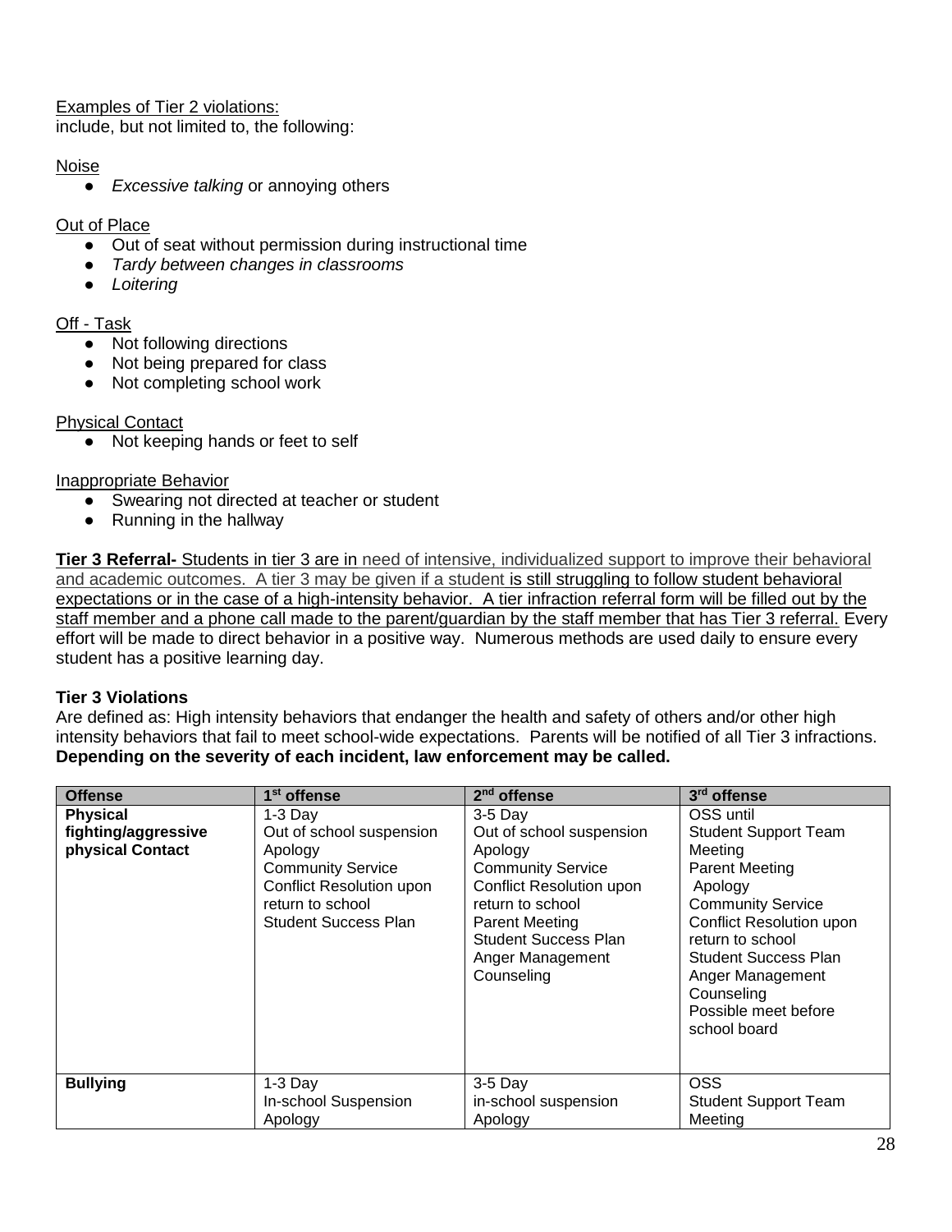Examples of Tier 2 violations:
include, but not limited to, the following:

Noise

- *Excessive talking* or annoying others

Out of Place

- Out of seat without permission during instructional time
- *Tardy between changes in classrooms*
- *Loitering*

Off - Task

- Not following directions
- Not being prepared for class
- Not completing school work

Physical Contact

- Not keeping hands or feet to self

Inappropriate Behavior

- Swearing not directed at teacher or student
- Running in the hallway

**Tier 3 Referral-** Students in tier 3 are in need of intensive, individualized support to improve their behavioral and academic outcomes. A tier 3 may be given if a student is still struggling to follow student behavioral expectations or in the case of a high-intensity behavior. A tier infraction referral form will be filled out by the staff member and a phone call made to the parent/guardian by the staff member that has Tier 3 referral. Every effort will be made to direct behavior in a positive way. Numerous methods are used daily to ensure every student has a positive learning day.

**Tier 3 Violations**
Are defined as: High intensity behaviors that endanger the health and safety of others and/or other high intensity behaviors that fail to meet school-wide expectations. Parents will be notified of all Tier 3 infractions. **Depending on the severity of each incident, law enforcement may be called.**

| Offense | 1st offense | 2nd offense | 3rd offense |
|---|---|---|---|
| **Physical fighting/aggressive physical Contact** | 1-3 Day<br>Out of school suspension<br>Apology<br>Community Service<br>Conflict Resolution upon return to school<br>Student Success Plan | 3-5 Day<br>Out of school suspension<br>Apology<br>Community Service<br>Conflict Resolution upon return to school<br>Parent Meeting<br>Student Success Plan<br>Anger Management<br>Counseling | OSS until<br>Student Support Team Meeting<br>Parent Meeting<br>Apology<br>Community Service<br>Conflict Resolution upon return to school<br>Student Success Plan<br>Anger Management<br>Counseling<br>Possible meet before school board |
| **Bullying** | 1-3 Day<br>In-school Suspension<br>Apology | 3-5 Day<br>in-school suspension<br>Apology | OSS<br>Student Support Team Meeting |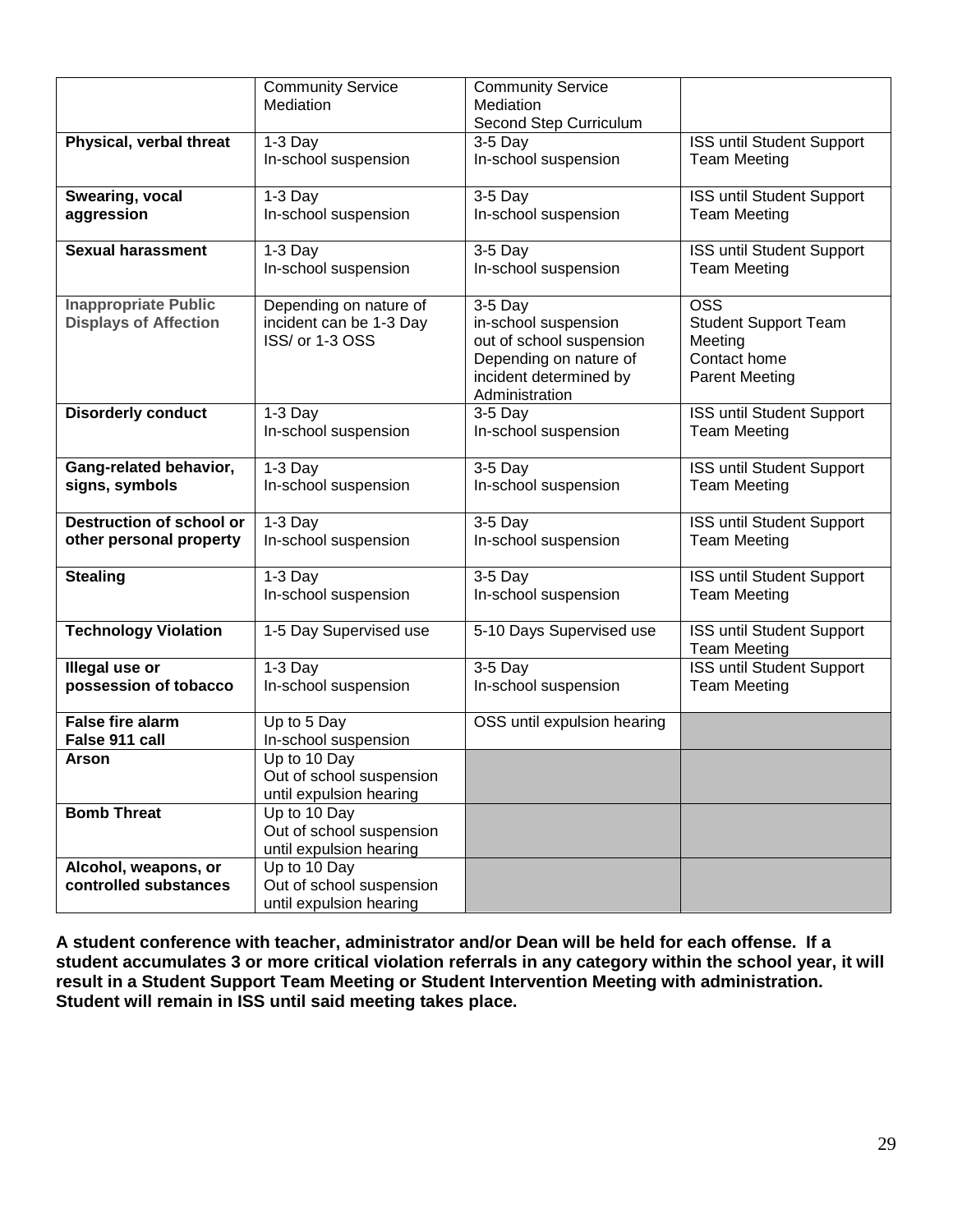| | | | |
|---|---|---|---|
| | Community Service<br>Mediation | Community Service<br>Mediation<br>Second Step Curriculum | |
| **Physical, verbal threat** | 1-3 Day<br>In-school suspension | 3-5 Day<br>In-school suspension | ISS until Student Support Team Meeting |
| **Swearing, vocal aggression** | 1-3 Day<br>In-school suspension | 3-5 Day<br>In-school suspension | ISS until Student Support Team Meeting |
| **Sexual harassment** | 1-3 Day<br>In-school suspension | 3-5 Day<br>In-school suspension | ISS until Student Support Team Meeting |
| **Inappropriate Public Displays of Affection** | Depending on nature of incident can be 1-3 Day ISS/ or 1-3 OSS | 3-5 Day<br>in-school suspension<br>out of school suspension<br>Depending on nature of incident determined by Administration | OSS<br>Student Support Team Meeting<br>Contact home<br>Parent Meeting |
| **Disorderly conduct** | 1-3 Day<br>In-school suspension | 3-5 Day<br>In-school suspension | ISS until Student Support Team Meeting |
| **Gang-related behavior, signs, symbols** | 1-3 Day<br>In-school suspension | 3-5 Day<br>In-school suspension | ISS until Student Support Team Meeting |
| **Destruction of school or other personal property** | 1-3 Day<br>In-school suspension | 3-5 Day<br>In-school suspension | ISS until Student Support Team Meeting |
| **Stealing** | 1-3 Day<br>In-school suspension | 3-5 Day<br>In-school suspension | ISS until Student Support Team Meeting |
| **Technology Violation** | 1-5 Day Supervised use | 5-10 Days Supervised use | ISS until Student Support Team Meeting |
| **Illegal use or possession of tobacco** | 1-3 Day<br>In-school suspension | 3-5 Day<br>In-school suspension | ISS until Student Support Team Meeting |
| **False fire alarm**<br>**False 911 call** | Up to 5 Day<br>In-school suspension | OSS until expulsion hearing | |
| **Arson** | Up to 10 Day<br>Out of school suspension until expulsion hearing | | |
| **Bomb Threat** | Up to 10 Day<br>Out of school suspension until expulsion hearing | | |
| **Alcohol, weapons, or controlled substances** | Up to 10 Day<br>Out of school suspension until expulsion hearing | | |

**A student conference with teacher, administrator and/or Dean will be held for each offense. If a student accumulates 3 or more critical violation referrals in any category within the school year, it will result in a Student Support Team Meeting or Student Intervention Meeting with administration. Student will remain in ISS until said meeting takes place.**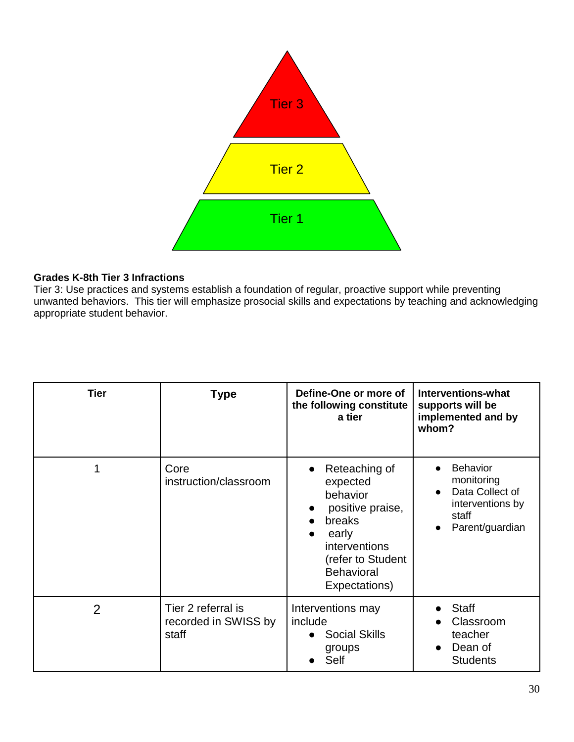Tier 3

Tier 2

Tier 1

**Grades K-8th Tier 3 Infractions**

Tier 3: Use practices and systems establish a foundation of regular, proactive support while preventing unwanted behaviors. This tier will emphasize prosocial skills and expectations by teaching and acknowledging appropriate student behavior.

| Tier | Type | Define-One or more of the following constitute a tier | Interventions-what supports will be implemented and by whom? |
|---|---|---|---|
| 1 | Core instruction/classroom | • Reteaching of expected behavior<br>• positive praise,<br>• breaks<br>• early interventions (refer to Student Behavioral Expectations) | • Behavior monitoring<br>• Data Collect of interventions by staff<br>• Parent/guardian |
| 2 | Tier 2 referral is recorded in SWISS by staff | Interventions may include<br>• Social Skills groups<br>• Self | • Staff<br>• Classroom teacher<br>• Dean of Students |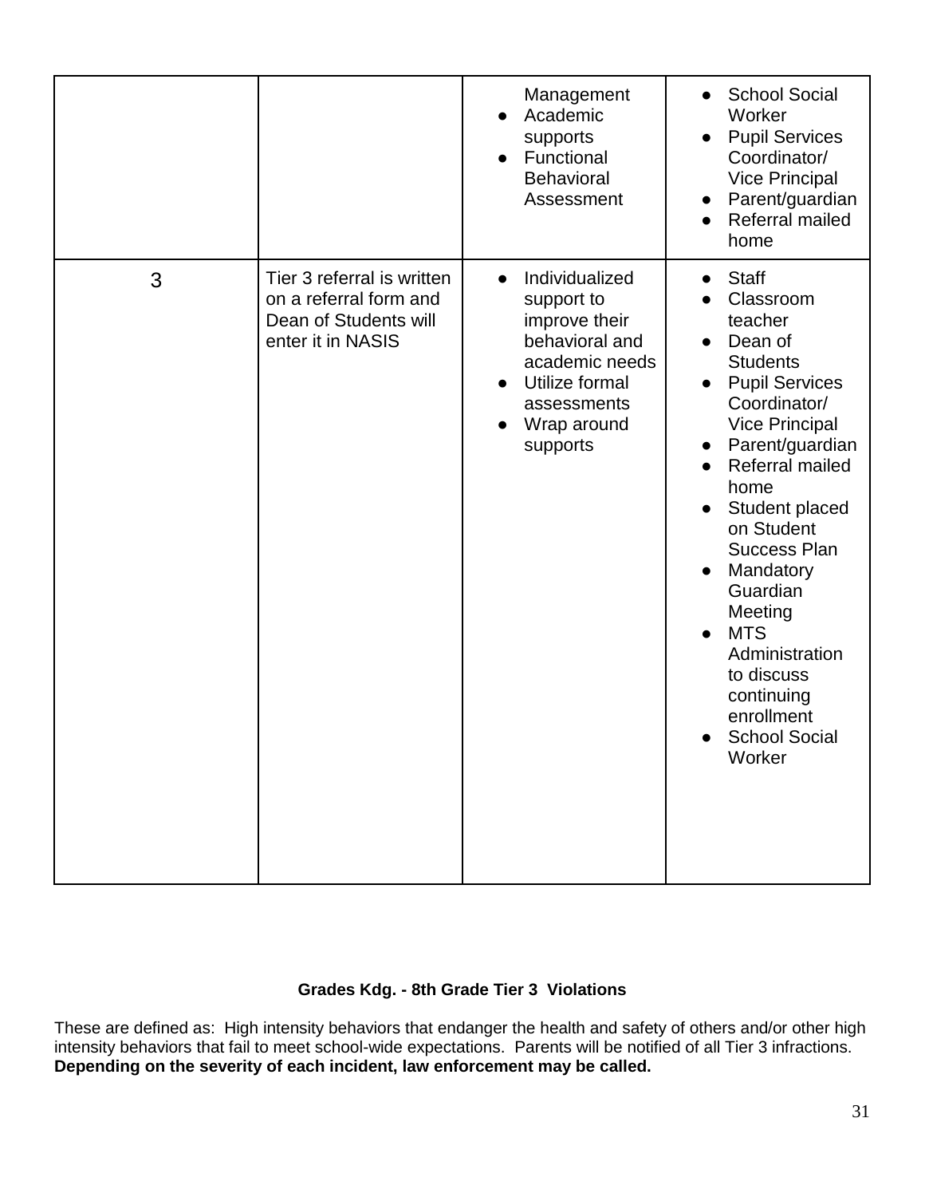| | | | |
|---|---|---|---|
| | | Management<br>● Academic supports<br>● Functional Behavioral Assessment | ● School Social Worker<br>● Pupil Services Coordinator/ Vice Principal<br>● Parent/guardian<br>● Referral mailed home |
| 3 | Tier 3 referral is written on a referral form and Dean of Students will enter it in NASIS | ● Individualized support to improve their behavioral and academic needs<br>● Utilize formal assessments<br>● Wrap around supports | ● Staff<br>● Classroom teacher<br>● Dean of Students<br>● Pupil Services Coordinator/ Vice Principal<br>● Parent/guardian<br>● Referral mailed home<br>● Student placed on Student Success Plan<br>● Mandatory Guardian Meeting<br>● MTS Administration to discuss continuing enrollment<br>● School Social Worker |

**Grades Kdg. - 8th Grade Tier 3 Violations**

These are defined as: High intensity behaviors that endanger the health and safety of others and/or other high intensity behaviors that fail to meet school-wide expectations. Parents will be notified of all Tier 3 infractions. **Depending on the severity of each incident, law enforcement may be called.**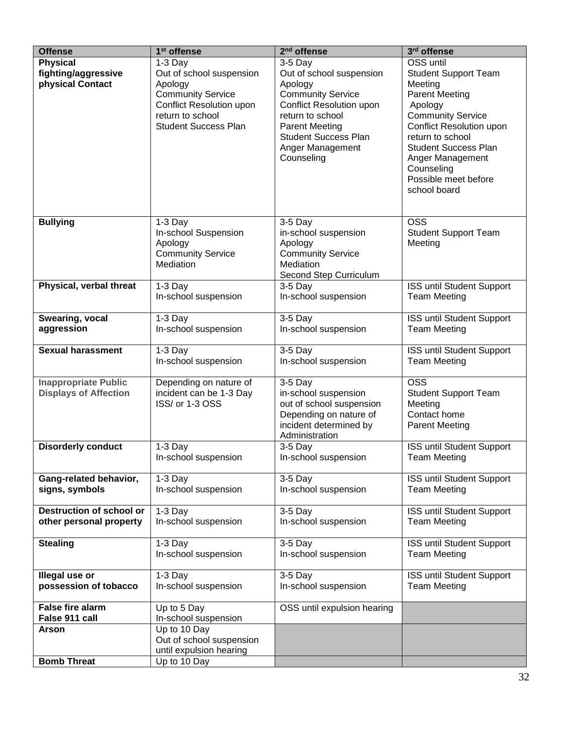| Offense | 1st offense | 2nd offense | 3rd offense |
|---|---|---|---|
| **Physical fighting/aggressive physical Contact** | 1-3 Day<br>Out of school suspension<br>Apology<br>Community Service<br>Conflict Resolution upon return to school<br>Student Success Plan | 3-5 Day<br>Out of school suspension<br>Apology<br>Community Service<br>Conflict Resolution upon return to school<br>Parent Meeting<br>Student Success Plan<br>Anger Management<br>Counseling | OSS until<br>Student Support Team Meeting<br>Parent Meeting<br>Apology<br>Community Service<br>Conflict Resolution upon return to school<br>Student Success Plan<br>Anger Management<br>Counseling<br>Possible meet before school board |
| **Bullying** | 1-3 Day<br>In-school Suspension<br>Apology<br>Community Service<br>Mediation | 3-5 Day<br>in-school suspension<br>Apology<br>Community Service<br>Mediation<br>Second Step Curriculum | OSS<br>Student Support Team Meeting |
| **Physical, verbal threat** | 1-3 Day<br>In-school suspension | 3-5 Day<br>In-school suspension | ISS until Student Support Team Meeting |
| **Swearing, vocal aggression** | 1-3 Day<br>In-school suspension | 3-5 Day<br>In-school suspension | ISS until Student Support Team Meeting |
| **Sexual harassment** | 1-3 Day<br>In-school suspension | 3-5 Day<br>In-school suspension | ISS until Student Support Team Meeting |
| **Inappropriate Public Displays of Affection** | Depending on nature of incident can be 1-3 Day ISS/ or 1-3 OSS | 3-5 Day<br>in-school suspension<br>out of school suspension<br>Depending on nature of incident determined by Administration | OSS<br>Student Support Team Meeting<br>Contact home<br>Parent Meeting |
| **Disorderly conduct** | 1-3 Day<br>In-school suspension | 3-5 Day<br>In-school suspension | ISS until Student Support Team Meeting |
| **Gang-related behavior, signs, symbols** | 1-3 Day<br>In-school suspension | 3-5 Day<br>In-school suspension | ISS until Student Support Team Meeting |
| **Destruction of school or other personal property** | 1-3 Day<br>In-school suspension | 3-5 Day<br>In-school suspension | ISS until Student Support Team Meeting |
| **Stealing** | 1-3 Day<br>In-school suspension | 3-5 Day<br>In-school suspension | ISS until Student Support Team Meeting |
| **Illegal use or possession of tobacco** | 1-3 Day<br>In-school suspension | 3-5 Day<br>In-school suspension | ISS until Student Support Team Meeting |
| **False fire alarm**<br>**False 911 call** | Up to 5 Day<br>In-school suspension | OSS until expulsion hearing | |
| **Arson** | Up to 10 Day<br>Out of school suspension until expulsion hearing | | |
| **Bomb Threat** | Up to 10 Day | | |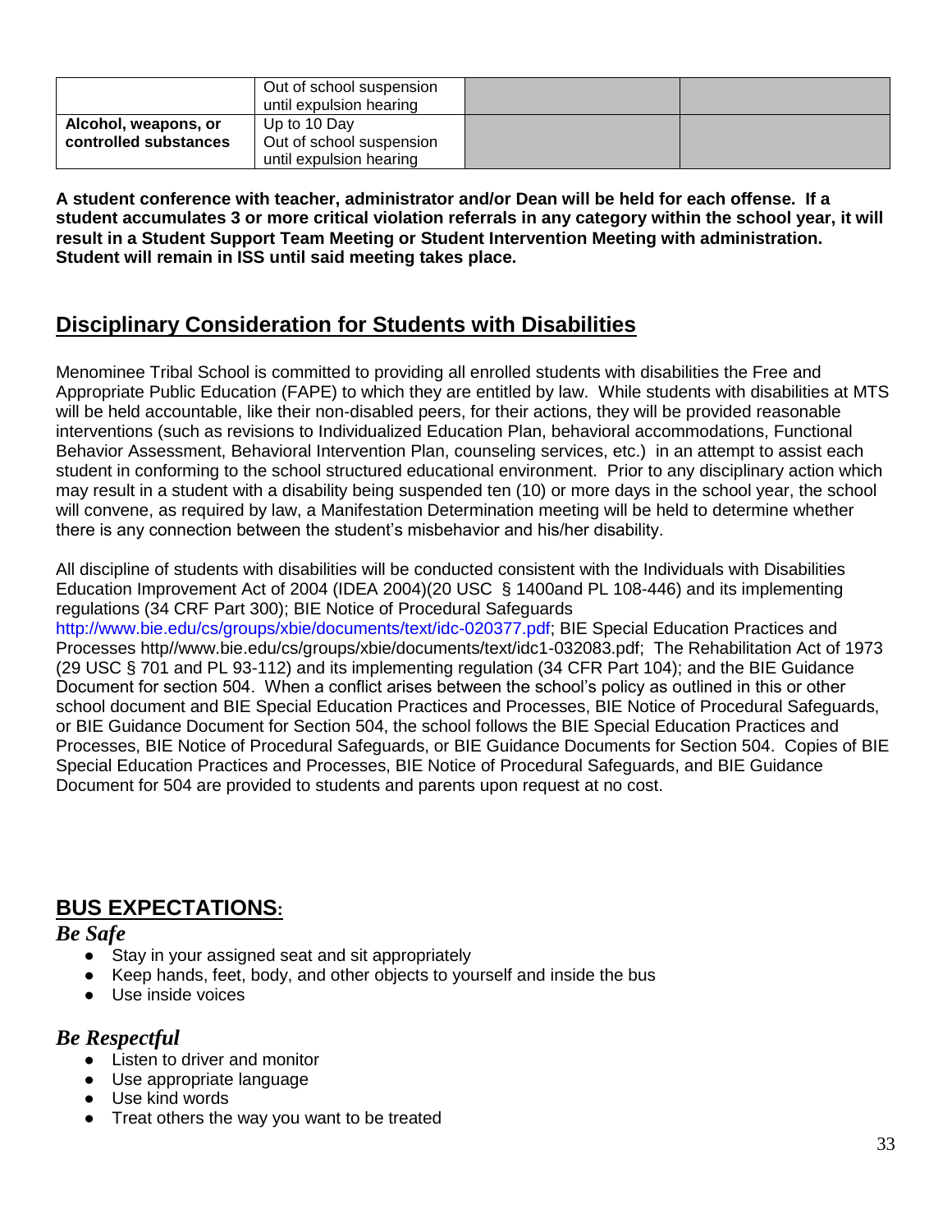| | | | |
|---|---|---|---|
| | Out of school suspension until expulsion hearing | | |
| **Alcohol, weapons, or controlled substances** | Up to 10 Day Out of school suspension until expulsion hearing | | |

**A student conference with teacher, administrator and/or Dean will be held for each offense. If a student accumulates 3 or more critical violation referrals in any category within the school year, it will result in a Student Support Team Meeting or Student Intervention Meeting with administration. Student will remain in ISS until said meeting takes place.**

## Disciplinary Consideration for Students with Disabilities

Menominee Tribal School is committed to providing all enrolled students with disabilities the Free and Appropriate Public Education (FAPE) to which they are entitled by law. While students with disabilities at MTS will be held accountable, like their non-disabled peers, for their actions, they will be provided reasonable interventions (such as revisions to Individualized Education Plan, behavioral accommodations, Functional Behavior Assessment, Behavioral Intervention Plan, counseling services, etc.) in an attempt to assist each student in conforming to the school structured educational environment. Prior to any disciplinary action which may result in a student with a disability being suspended ten (10) or more days in the school year, the school will convene, as required by law, a Manifestation Determination meeting will be held to determine whether there is any connection between the student's misbehavior and his/her disability.

All discipline of students with disabilities will be conducted consistent with the Individuals with Disabilities Education Improvement Act of 2004 (IDEA 2004)(20 USC § 1400and PL 108-446) and its implementing regulations (34 CRF Part 300); BIE Notice of Procedural Safeguards http://www.bie.edu/cs/groups/xbie/documents/text/idc-020377.pdf; BIE Special Education Practices and Processes http//www.bie.edu/cs/groups/xbie/documents/text/idc1-032083.pdf; The Rehabilitation Act of 1973 (29 USC § 701 and PL 93-112) and its implementing regulation (34 CFR Part 104); and the BIE Guidance Document for section 504. When a conflict arises between the school's policy as outlined in this or other school document and BIE Special Education Practices and Processes, BIE Notice of Procedural Safeguards, or BIE Guidance Document for Section 504, the school follows the BIE Special Education Practices and Processes, BIE Notice of Procedural Safeguards, or BIE Guidance Documents for Section 504. Copies of BIE Special Education Practices and Processes, BIE Notice of Procedural Safeguards, and BIE Guidance Document for 504 are provided to students and parents upon request at no cost.

## BUS EXPECTATIONS:

### *Be Safe*

- Stay in your assigned seat and sit appropriately
- Keep hands, feet, body, and other objects to yourself and inside the bus
- Use inside voices

### *Be Respectful*

- Listen to driver and monitor
- Use appropriate language
- Use kind words
- Treat others the way you want to be treated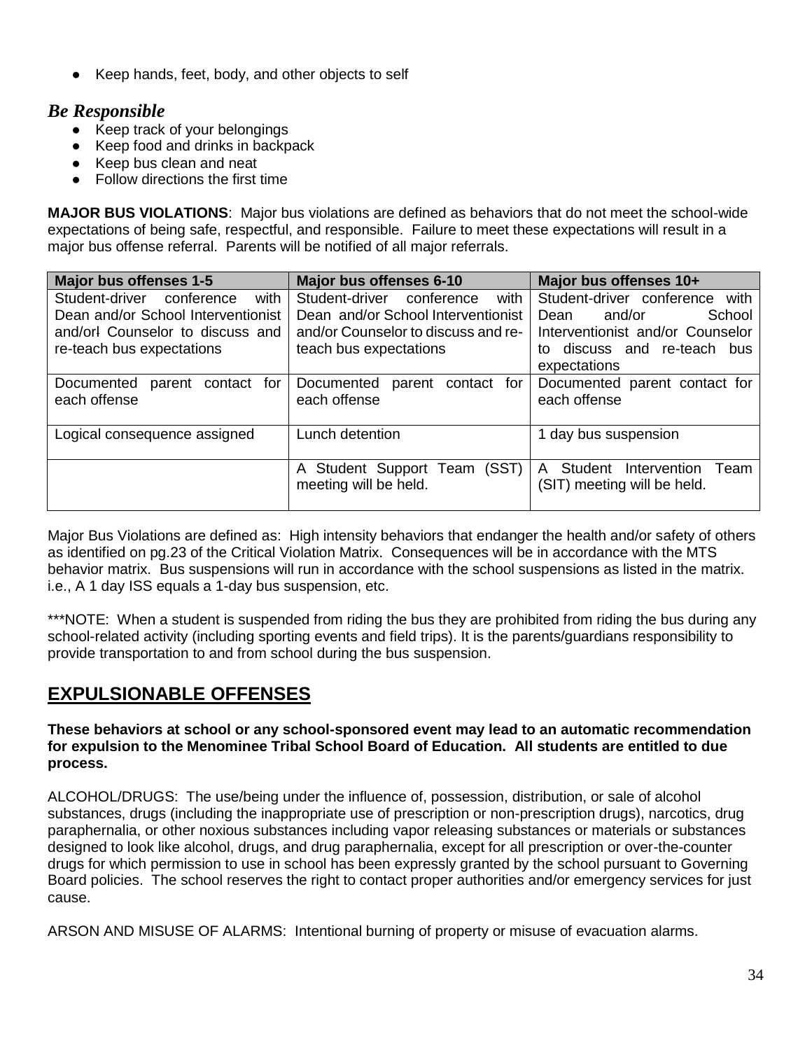- Keep hands, feet, body, and other objects to self

### *Be Responsible*

- Keep track of your belongings
- Keep food and drinks in backpack
- Keep bus clean and neat
- Follow directions the first time

**MAJOR BUS VIOLATIONS**: Major bus violations are defined as behaviors that do not meet the school-wide expectations of being safe, respectful, and responsible. Failure to meet these expectations will result in a major bus offense referral. Parents will be notified of all major referrals.

| Major bus offenses 1-5 | Major bus offenses 6-10 | Major bus offenses 10+ |
|---|---|---|
| Student-driver conference with Dean and/or School Interventionist and/or! Counselor to discuss and re-teach bus expectations | Student-driver conference with Dean and/or School Interventionist and/or Counselor to discuss and re-teach bus expectations | Student-driver conference with Dean and/or School Interventionist and/or Counselor to discuss and re-teach bus expectations |
| Documented parent contact for each offense | Documented parent contact for each offense | Documented parent contact for each offense |
| Logical consequence assigned | Lunch detention | 1 day bus suspension |
| | A Student Support Team (SST) meeting will be held. | A Student Intervention Team (SIT) meeting will be held. |

Major Bus Violations are defined as: High intensity behaviors that endanger the health and/or safety of others as identified on pg.23 of the Critical Violation Matrix. Consequences will be in accordance with the MTS behavior matrix. Bus suspensions will run in accordance with the school suspensions as listed in the matrix. i.e., A 1 day ISS equals a 1-day bus suspension, etc.

***NOTE: When a student is suspended from riding the bus they are prohibited from riding the bus during any school-related activity (including sporting events and field trips). It is the parents/guardians responsibility to provide transportation to and from school during the bus suspension.

## EXPULSIONABLE OFFENSES

**These behaviors at school or any school-sponsored event may lead to an automatic recommendation for expulsion to the Menominee Tribal School Board of Education. All students are entitled to due process.**

ALCOHOL/DRUGS: The use/being under the influence of, possession, distribution, or sale of alcohol substances, drugs (including the inappropriate use of prescription or non-prescription drugs), narcotics, drug paraphernalia, or other noxious substances including vapor releasing substances or materials or substances designed to look like alcohol, drugs, and drug paraphernalia, except for all prescription or over-the-counter drugs for which permission to use in school has been expressly granted by the school pursuant to Governing Board policies. The school reserves the right to contact proper authorities and/or emergency services for just cause.

ARSON AND MISUSE OF ALARMS: Intentional burning of property or misuse of evacuation alarms.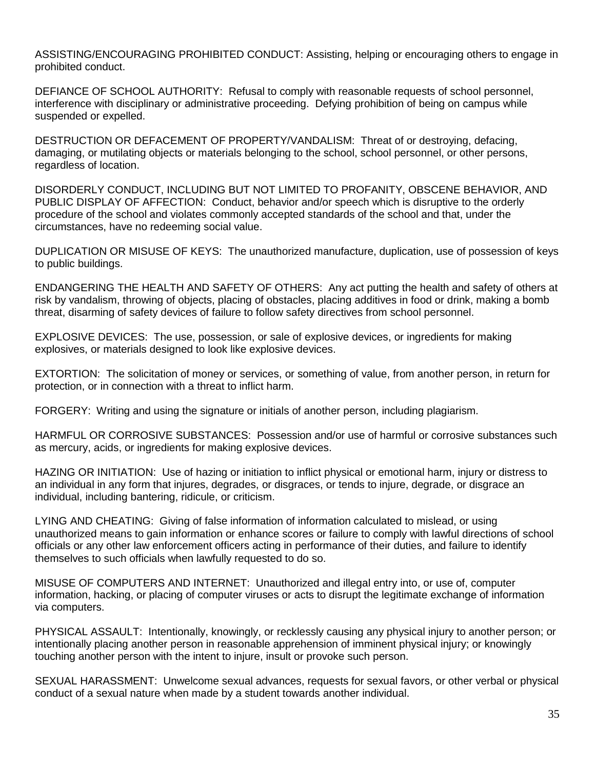ASSISTING/ENCOURAGING PROHIBITED CONDUCT: Assisting, helping or encouraging others to engage in prohibited conduct.

DEFIANCE OF SCHOOL AUTHORITY: Refusal to comply with reasonable requests of school personnel, interference with disciplinary or administrative proceeding. Defying prohibition of being on campus while suspended or expelled.

DESTRUCTION OR DEFACEMENT OF PROPERTY/VANDALISM: Threat of or destroying, defacing, damaging, or mutilating objects or materials belonging to the school, school personnel, or other persons, regardless of location.

DISORDERLY CONDUCT, INCLUDING BUT NOT LIMITED TO PROFANITY, OBSCENE BEHAVIOR, AND PUBLIC DISPLAY OF AFFECTION: Conduct, behavior and/or speech which is disruptive to the orderly procedure of the school and violates commonly accepted standards of the school and that, under the circumstances, have no redeeming social value.

DUPLICATION OR MISUSE OF KEYS: The unauthorized manufacture, duplication, use of possession of keys to public buildings.

ENDANGERING THE HEALTH AND SAFETY OF OTHERS: Any act putting the health and safety of others at risk by vandalism, throwing of objects, placing of obstacles, placing additives in food or drink, making a bomb threat, disarming of safety devices of failure to follow safety directives from school personnel.

EXPLOSIVE DEVICES: The use, possession, or sale of explosive devices, or ingredients for making explosives, or materials designed to look like explosive devices.

EXTORTION: The solicitation of money or services, or something of value, from another person, in return for protection, or in connection with a threat to inflict harm.

FORGERY: Writing and using the signature or initials of another person, including plagiarism.

HARMFUL OR CORROSIVE SUBSTANCES: Possession and/or use of harmful or corrosive substances such as mercury, acids, or ingredients for making explosive devices.

HAZING OR INITIATION: Use of hazing or initiation to inflict physical or emotional harm, injury or distress to an individual in any form that injures, degrades, or disgraces, or tends to injure, degrade, or disgrace an individual, including bantering, ridicule, or criticism.

LYING AND CHEATING: Giving of false information of information calculated to mislead, or using unauthorized means to gain information or enhance scores or failure to comply with lawful directions of school officials or any other law enforcement officers acting in performance of their duties, and failure to identify themselves to such officials when lawfully requested to do so.

MISUSE OF COMPUTERS AND INTERNET: Unauthorized and illegal entry into, or use of, computer information, hacking, or placing of computer viruses or acts to disrupt the legitimate exchange of information via computers.

PHYSICAL ASSAULT: Intentionally, knowingly, or recklessly causing any physical injury to another person; or intentionally placing another person in reasonable apprehension of imminent physical injury; or knowingly touching another person with the intent to injure, insult or provoke such person.

SEXUAL HARASSMENT: Unwelcome sexual advances, requests for sexual favors, or other verbal or physical conduct of a sexual nature when made by a student towards another individual.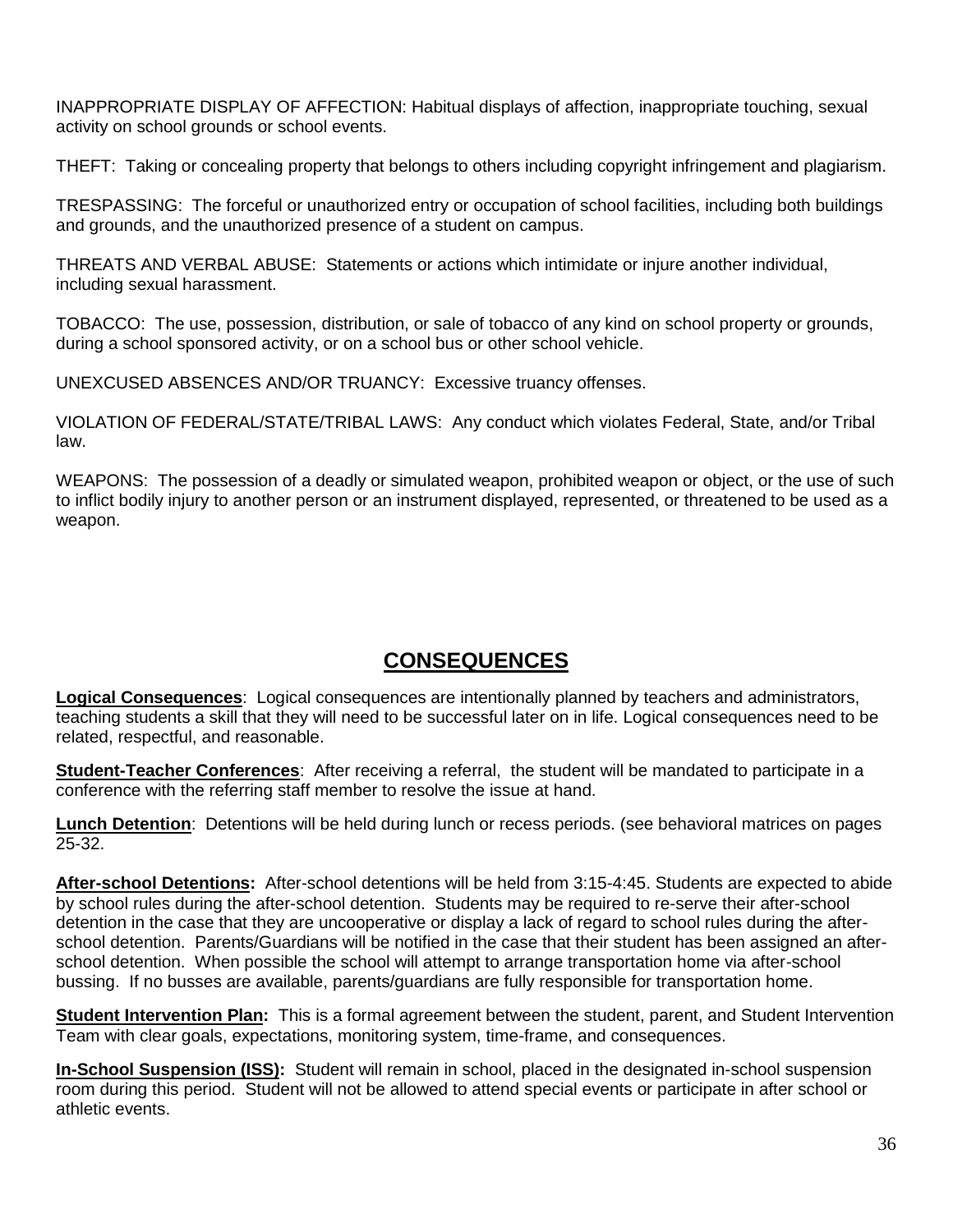INAPPROPRIATE DISPLAY OF AFFECTION: Habitual displays of affection, inappropriate touching, sexual activity on school grounds or school events.

THEFT: Taking or concealing property that belongs to others including copyright infringement and plagiarism.

TRESPASSING: The forceful or unauthorized entry or occupation of school facilities, including both buildings and grounds, and the unauthorized presence of a student on campus.

THREATS AND VERBAL ABUSE: Statements or actions which intimidate or injure another individual, including sexual harassment.

TOBACCO: The use, possession, distribution, or sale of tobacco of any kind on school property or grounds, during a school sponsored activity, or on a school bus or other school vehicle.

UNEXCUSED ABSENCES AND/OR TRUANCY: Excessive truancy offenses.

VIOLATION OF FEDERAL/STATE/TRIBAL LAWS: Any conduct which violates Federal, State, and/or Tribal law.

WEAPONS: The possession of a deadly or simulated weapon, prohibited weapon or object, or the use of such to inflict bodily injury to another person or an instrument displayed, represented, or threatened to be used as a weapon.

## CONSEQUENCES

**Logical Consequences**: Logical consequences are intentionally planned by teachers and administrators, teaching students a skill that they will need to be successful later on in life. Logical consequences need to be related, respectful, and reasonable.

**Student-Teacher Conferences**: After receiving a referral, the student will be mandated to participate in a conference with the referring staff member to resolve the issue at hand.

**Lunch Detention**: Detentions will be held during lunch or recess periods. (see behavioral matrices on pages 25-32.

**After-school Detentions:** After-school detentions will be held from 3:15-4:45. Students are expected to abide by school rules during the after-school detention. Students may be required to re-serve their after-school detention in the case that they are uncooperative or display a lack of regard to school rules during the after-school detention. Parents/Guardians will be notified in the case that their student has been assigned an after-school detention. When possible the school will attempt to arrange transportation home via after-school bussing. If no busses are available, parents/guardians are fully responsible for transportation home.

**Student Intervention Plan:** This is a formal agreement between the student, parent, and Student Intervention Team with clear goals, expectations, monitoring system, time-frame, and consequences.

**In-School Suspension (ISS):** Student will remain in school, placed in the designated in-school suspension room during this period. Student will not be allowed to attend special events or participate in after school or athletic events.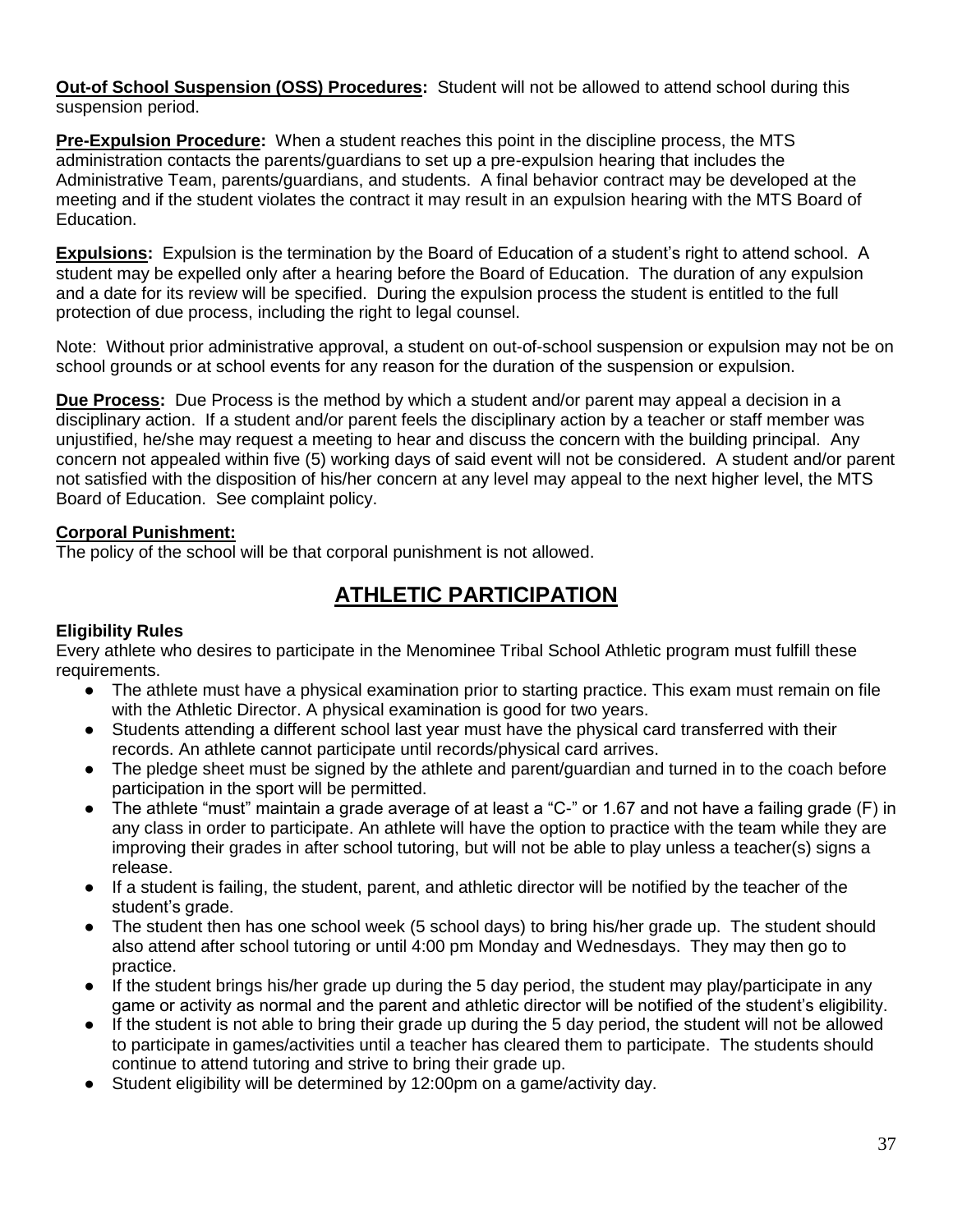**Out-of School Suspension (OSS) Procedures:** Student will not be allowed to attend school during this suspension period.

**Pre-Expulsion Procedure:** When a student reaches this point in the discipline process, the MTS administration contacts the parents/guardians to set up a pre-expulsion hearing that includes the Administrative Team, parents/guardians, and students. A final behavior contract may be developed at the meeting and if the student violates the contract it may result in an expulsion hearing with the MTS Board of Education.

**Expulsions:** Expulsion is the termination by the Board of Education of a student's right to attend school. A student may be expelled only after a hearing before the Board of Education. The duration of any expulsion and a date for its review will be specified. During the expulsion process the student is entitled to the full protection of due process, including the right to legal counsel.

Note: Without prior administrative approval, a student on out-of-school suspension or expulsion may not be on school grounds or at school events for any reason for the duration of the suspension or expulsion.

**Due Process:** Due Process is the method by which a student and/or parent may appeal a decision in a disciplinary action. If a student and/or parent feels the disciplinary action by a teacher or staff member was unjustified, he/she may request a meeting to hear and discuss the concern with the building principal. Any concern not appealed within five (5) working days of said event will not be considered. A student and/or parent not satisfied with the disposition of his/her concern at any level may appeal to the next higher level, the MTS Board of Education. See complaint policy.

**Corporal Punishment:**
The policy of the school will be that corporal punishment is not allowed.

# ATHLETIC PARTICIPATION

### Eligibility Rules

Every athlete who desires to participate in the Menominee Tribal School Athletic program must fulfill these requirements.

- The athlete must have a physical examination prior to starting practice. This exam must remain on file with the Athletic Director. A physical examination is good for two years.
- Students attending a different school last year must have the physical card transferred with their records. An athlete cannot participate until records/physical card arrives.
- The pledge sheet must be signed by the athlete and parent/guardian and turned in to the coach before participation in the sport will be permitted.
- The athlete "must" maintain a grade average of at least a "C-" or 1.67 and not have a failing grade (F) in any class in order to participate. An athlete will have the option to practice with the team while they are improving their grades in after school tutoring, but will not be able to play unless a teacher(s) signs a release.
- If a student is failing, the student, parent, and athletic director will be notified by the teacher of the student's grade.
- The student then has one school week (5 school days) to bring his/her grade up. The student should also attend after school tutoring or until 4:00 pm Monday and Wednesdays. They may then go to practice.
- If the student brings his/her grade up during the 5 day period, the student may play/participate in any game or activity as normal and the parent and athletic director will be notified of the student's eligibility.
- If the student is not able to bring their grade up during the 5 day period, the student will not be allowed to participate in games/activities until a teacher has cleared them to participate. The students should continue to attend tutoring and strive to bring their grade up.
- Student eligibility will be determined by 12:00pm on a game/activity day.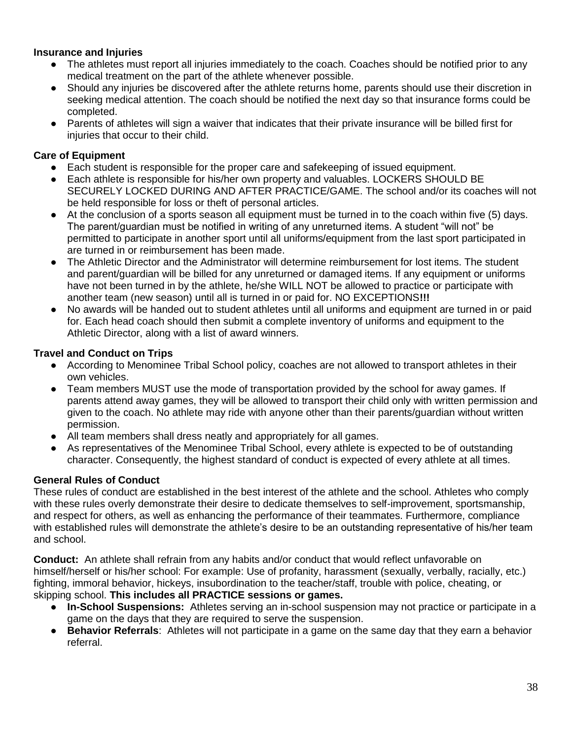**Insurance and Injuries**

- The athletes must report all injuries immediately to the coach. Coaches should be notified prior to any medical treatment on the part of the athlete whenever possible.
- Should any injuries be discovered after the athlete returns home, parents should use their discretion in seeking medical attention. The coach should be notified the next day so that insurance forms could be completed.
- Parents of athletes will sign a waiver that indicates that their private insurance will be billed first for injuries that occur to their child.

**Care of Equipment**

- Each student is responsible for the proper care and safekeeping of issued equipment.
- Each athlete is responsible for his/her own property and valuables. LOCKERS SHOULD BE SECURELY LOCKED DURING AND AFTER PRACTICE/GAME. The school and/or its coaches will not be held responsible for loss or theft of personal articles.
- At the conclusion of a sports season all equipment must be turned in to the coach within five (5) days. The parent/guardian must be notified in writing of any unreturned items. A student "will not" be permitted to participate in another sport until all uniforms/equipment from the last sport participated in are turned in or reimbursement has been made.
- The Athletic Director and the Administrator will determine reimbursement for lost items. The student and parent/guardian will be billed for any unreturned or damaged items. If any equipment or uniforms have not been turned in by the athlete, he/she WILL NOT be allowed to practice or participate with another team (new season) until all is turned in or paid for. NO EXCEPTIONS**!!!**
- No awards will be handed out to student athletes until all uniforms and equipment are turned in or paid for. Each head coach should then submit a complete inventory of uniforms and equipment to the Athletic Director, along with a list of award winners.

**Travel and Conduct on Trips**

- According to Menominee Tribal School policy, coaches are not allowed to transport athletes in their own vehicles.
- Team members MUST use the mode of transportation provided by the school for away games. If parents attend away games, they will be allowed to transport their child only with written permission and given to the coach. No athlete may ride with anyone other than their parents/guardian without written permission.
- All team members shall dress neatly and appropriately for all games.
- As representatives of the Menominee Tribal School, every athlete is expected to be of outstanding character. Consequently, the highest standard of conduct is expected of every athlete at all times.

**General Rules of Conduct**

These rules of conduct are established in the best interest of the athlete and the school. Athletes who comply with these rules overly demonstrate their desire to dedicate themselves to self-improvement, sportsmanship, and respect for others, as well as enhancing the performance of their teammates. Furthermore, compliance with established rules will demonstrate the athlete's desire to be an outstanding representative of his/her team and school.

**Conduct:** An athlete shall refrain from any habits and/or conduct that would reflect unfavorable on himself/herself or his/her school: For example: Use of profanity, harassment (sexually, verbally, racially, etc.) fighting, immoral behavior, hickeys, insubordination to the teacher/staff, trouble with police, cheating, or skipping school. **This includes all PRACTICE sessions or games.**

- **In-School Suspensions:** Athletes serving an in-school suspension may not practice or participate in a game on the days that they are required to serve the suspension.
- **Behavior Referrals**: Athletes will not participate in a game on the same day that they earn a behavior referral.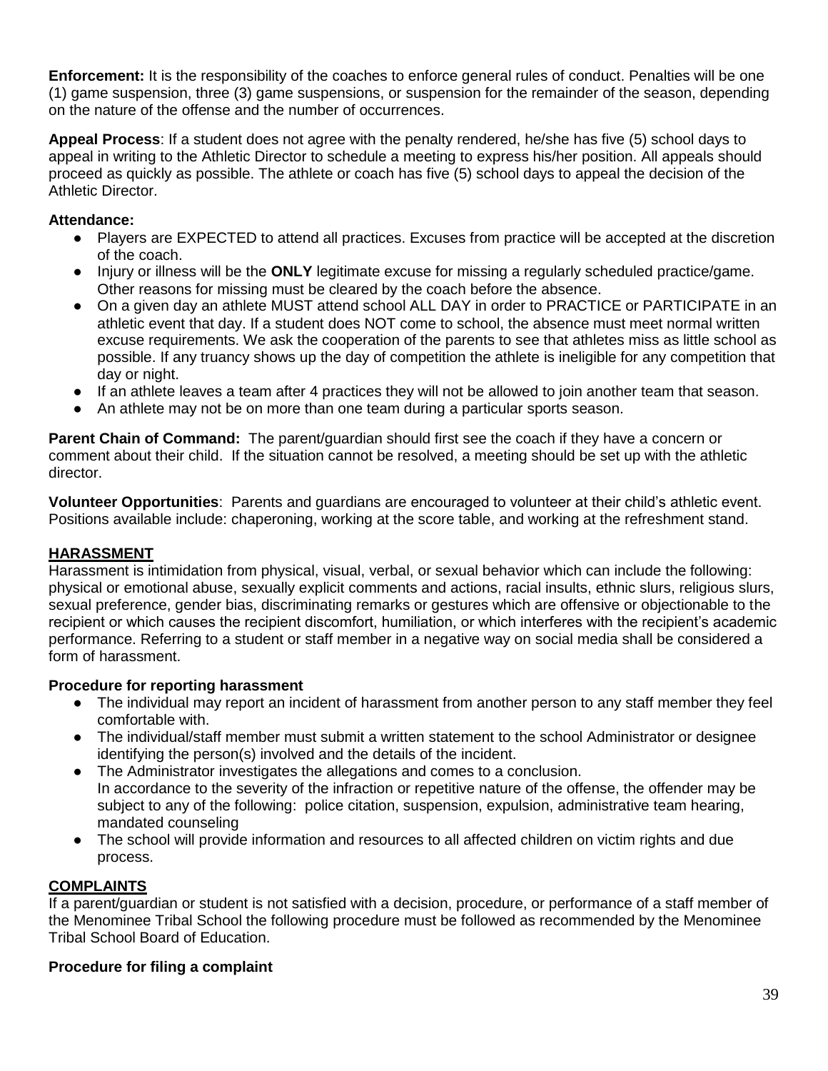**Enforcement:** It is the responsibility of the coaches to enforce general rules of conduct. Penalties will be one (1) game suspension, three (3) game suspensions, or suspension for the remainder of the season, depending on the nature of the offense and the number of occurrences.

**Appeal Process**: If a student does not agree with the penalty rendered, he/she has five (5) school days to appeal in writing to the Athletic Director to schedule a meeting to express his/her position. All appeals should proceed as quickly as possible. The athlete or coach has five (5) school days to appeal the decision of the Athletic Director.

**Attendance:**

- Players are EXPECTED to attend all practices. Excuses from practice will be accepted at the discretion of the coach.
- Injury or illness will be the **ONLY** legitimate excuse for missing a regularly scheduled practice/game. Other reasons for missing must be cleared by the coach before the absence.
- On a given day an athlete MUST attend school ALL DAY in order to PRACTICE or PARTICIPATE in an athletic event that day. If a student does NOT come to school, the absence must meet normal written excuse requirements. We ask the cooperation of the parents to see that athletes miss as little school as possible. If any truancy shows up the day of competition the athlete is ineligible for any competition that day or night.
- If an athlete leaves a team after 4 practices they will not be allowed to join another team that season.
- An athlete may not be on more than one team during a particular sports season.

**Parent Chain of Command:** The parent/guardian should first see the coach if they have a concern or comment about their child. If the situation cannot be resolved, a meeting should be set up with the athletic director.

**Volunteer Opportunities**: Parents and guardians are encouraged to volunteer at their child's athletic event. Positions available include: chaperoning, working at the score table, and working at the refreshment stand.

## HARASSMENT

Harassment is intimidation from physical, visual, verbal, or sexual behavior which can include the following: physical or emotional abuse, sexually explicit comments and actions, racial insults, ethnic slurs, religious slurs, sexual preference, gender bias, discriminating remarks or gestures which are offensive or objectionable to the recipient or which causes the recipient discomfort, humiliation, or which interferes with the recipient's academic performance. Referring to a student or staff member in a negative way on social media shall be considered a form of harassment.

**Procedure for reporting harassment**

- The individual may report an incident of harassment from another person to any staff member they feel comfortable with.
- The individual/staff member must submit a written statement to the school Administrator or designee identifying the person(s) involved and the details of the incident.
- The Administrator investigates the allegations and comes to a conclusion.
  In accordance to the severity of the infraction or repetitive nature of the offense, the offender may be subject to any of the following: police citation, suspension, expulsion, administrative team hearing, mandated counseling
- The school will provide information and resources to all affected children on victim rights and due process.

## COMPLAINTS

If a parent/guardian or student is not satisfied with a decision, procedure, or performance of a staff member of the Menominee Tribal School the following procedure must be followed as recommended by the Menominee Tribal School Board of Education.

**Procedure for filing a complaint**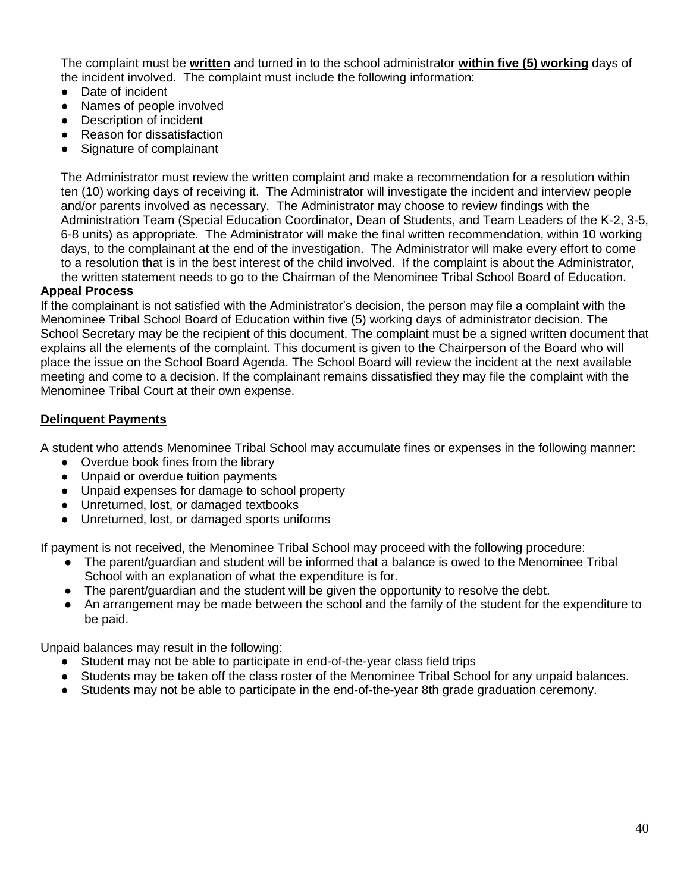The complaint must be **<u>written</u>** and turned in to the school administrator **<u>within five (5) working</u>** days of the incident involved. The complaint must include the following information:

- Date of incident
- Names of people involved
- Description of incident
- Reason for dissatisfaction
- Signature of complainant

The Administrator must review the written complaint and make a recommendation for a resolution within ten (10) working days of receiving it. The Administrator will investigate the incident and interview people and/or parents involved as necessary. The Administrator may choose to review findings with the Administration Team (Special Education Coordinator, Dean of Students, and Team Leaders of the K-2, 3-5, 6-8 units) as appropriate. The Administrator will make the final written recommendation, within 10 working days, to the complainant at the end of the investigation. The Administrator will make every effort to come to a resolution that is in the best interest of the child involved. If the complaint is about the Administrator, the written statement needs to go to the Chairman of the Menominee Tribal School Board of Education.

**Appeal Process**

If the complainant is not satisfied with the Administrator's decision, the person may file a complaint with the Menominee Tribal School Board of Education within five (5) working days of administrator decision. The School Secretary may be the recipient of this document. The complaint must be a signed written document that explains all the elements of the complaint. This document is given to the Chairperson of the Board who will place the issue on the School Board Agenda. The School Board will review the incident at the next available meeting and come to a decision. If the complainant remains dissatisfied they may file the complaint with the Menominee Tribal Court at their own expense.

**<u>Delinquent Payments</u>**

A student who attends Menominee Tribal School may accumulate fines or expenses in the following manner:

- Overdue book fines from the library
- Unpaid or overdue tuition payments
- Unpaid expenses for damage to school property
- Unreturned, lost, or damaged textbooks
- Unreturned, lost, or damaged sports uniforms

If payment is not received, the Menominee Tribal School may proceed with the following procedure:

- The parent/guardian and student will be informed that a balance is owed to the Menominee Tribal School with an explanation of what the expenditure is for.
- The parent/guardian and the student will be given the opportunity to resolve the debt.
- An arrangement may be made between the school and the family of the student for the expenditure to be paid.

Unpaid balances may result in the following:

- Student may not be able to participate in end-of-the-year class field trips
- Students may be taken off the class roster of the Menominee Tribal School for any unpaid balances.
- Students may not be able to participate in the end-of-the-year 8th grade graduation ceremony.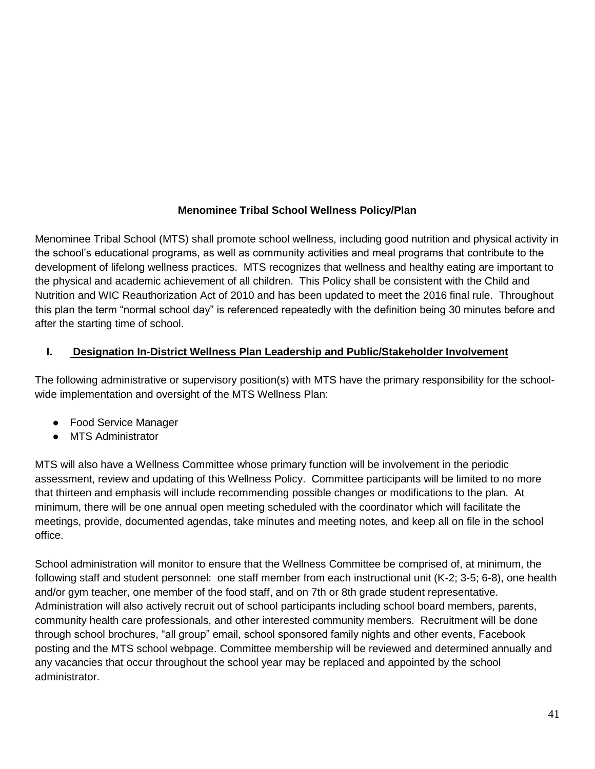## Menominee Tribal School Wellness Policy/Plan

Menominee Tribal School (MTS) shall promote school wellness, including good nutrition and physical activity in the school's educational programs, as well as community activities and meal programs that contribute to the development of lifelong wellness practices. MTS recognizes that wellness and healthy eating are important to the physical and academic achievement of all children. This Policy shall be consistent with the Child and Nutrition and WIC Reauthorization Act of 2010 and has been updated to meet the 2016 final rule. Throughout this plan the term "normal school day" is referenced repeatedly with the definition being 30 minutes before and after the starting time of school.

### I. Designation In-District Wellness Plan Leadership and Public/Stakeholder Involvement

The following administrative or supervisory position(s) with MTS have the primary responsibility for the school-wide implementation and oversight of the MTS Wellness Plan:

- Food Service Manager
- MTS Administrator

MTS will also have a Wellness Committee whose primary function will be involvement in the periodic assessment, review and updating of this Wellness Policy. Committee participants will be limited to no more that thirteen and emphasis will include recommending possible changes or modifications to the plan. At minimum, there will be one annual open meeting scheduled with the coordinator which will facilitate the meetings, provide, documented agendas, take minutes and meeting notes, and keep all on file in the school office.

School administration will monitor to ensure that the Wellness Committee be comprised of, at minimum, the following staff and student personnel: one staff member from each instructional unit (K-2; 3-5; 6-8), one health and/or gym teacher, one member of the food staff, and on 7th or 8th grade student representative. Administration will also actively recruit out of school participants including school board members, parents, community health care professionals, and other interested community members. Recruitment will be done through school brochures, "all group" email, school sponsored family nights and other events, Facebook posting and the MTS school webpage. Committee membership will be reviewed and determined annually and any vacancies that occur throughout the school year may be replaced and appointed by the school administrator.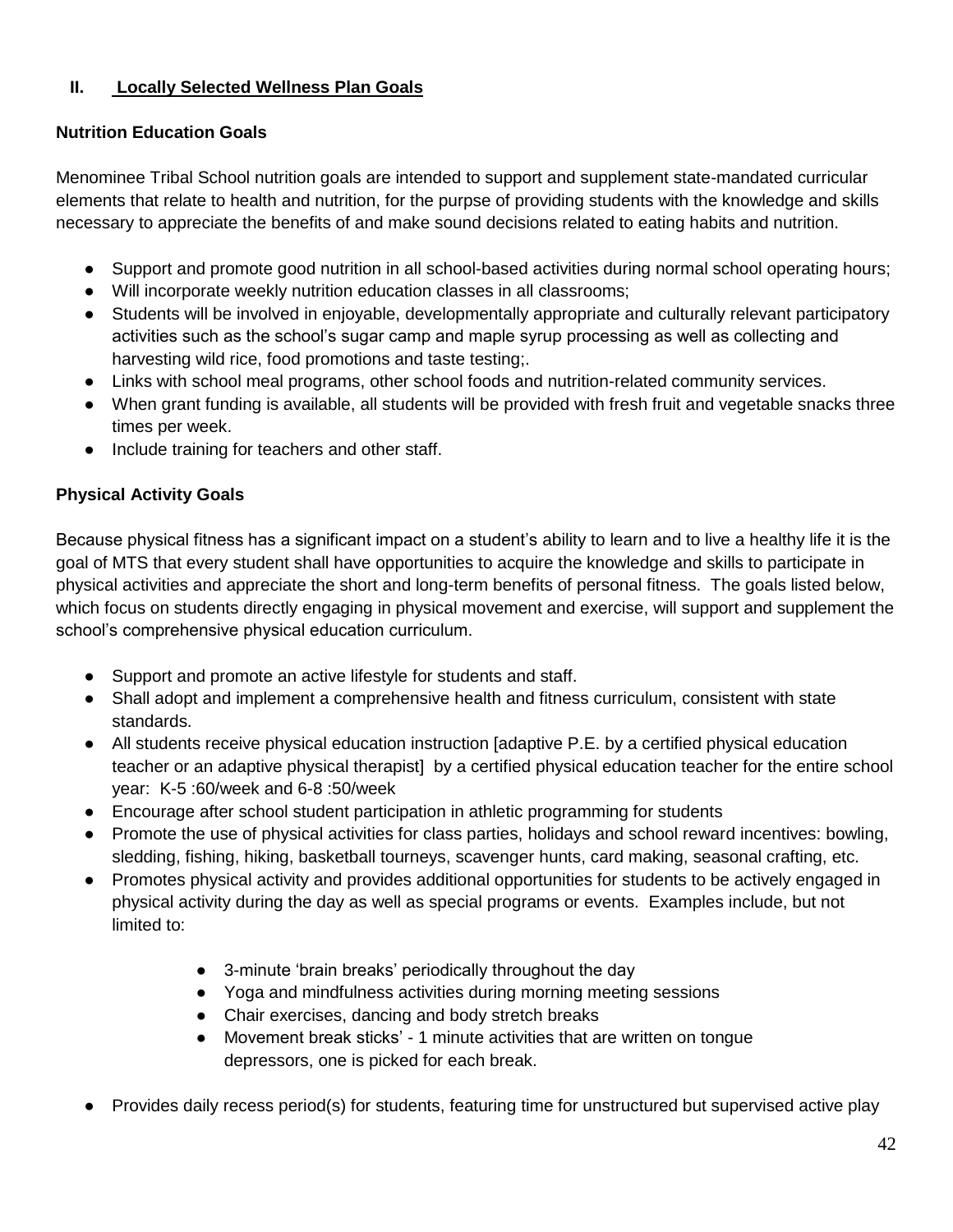## II. Locally Selected Wellness Plan Goals

### Nutrition Education Goals

Menominee Tribal School nutrition goals are intended to support and supplement state-mandated curricular elements that relate to health and nutrition, for the purpose of providing students with the knowledge and skills necessary to appreciate the benefits of and make sound decisions related to eating habits and nutrition.

- Support and promote good nutrition in all school-based activities during normal school operating hours;
- Will incorporate weekly nutrition education classes in all classrooms;
- Students will be involved in enjoyable, developmentally appropriate and culturally relevant participatory activities such as the school's sugar camp and maple syrup processing as well as collecting and harvesting wild rice, food promotions and taste testing;.
- Links with school meal programs, other school foods and nutrition-related community services.
- When grant funding is available, all students will be provided with fresh fruit and vegetable snacks three times per week.
- Include training for teachers and other staff.

### Physical Activity Goals

Because physical fitness has a significant impact on a student's ability to learn and to live a healthy life it is the goal of MTS that every student shall have opportunities to acquire the knowledge and skills to participate in physical activities and appreciate the short and long-term benefits of personal fitness. The goals listed below, which focus on students directly engaging in physical movement and exercise, will support and supplement the school's comprehensive physical education curriculum.

- Support and promote an active lifestyle for students and staff.
- Shall adopt and implement a comprehensive health and fitness curriculum, consistent with state standards.
- All students receive physical education instruction [adaptive P.E. by a certified physical education teacher or an adaptive physical therapist] by a certified physical education teacher for the entire school year: K-5 :60/week and 6-8 :50/week
- Encourage after school student participation in athletic programming for students
- Promote the use of physical activities for class parties, holidays and school reward incentives: bowling, sledding, fishing, hiking, basketball tourneys, scavenger hunts, card making, seasonal crafting, etc.
- Promotes physical activity and provides additional opportunities for students to be actively engaged in physical activity during the day as well as special programs or events. Examples include, but not limited to:
    - 3-minute 'brain breaks' periodically throughout the day
    - Yoga and mindfulness activities during morning meeting sessions
    - Chair exercises, dancing and body stretch breaks
    - Movement break sticks' - 1 minute activities that are written on tongue depressors, one is picked for each break.
- Provides daily recess period(s) for students, featuring time for unstructured but supervised active play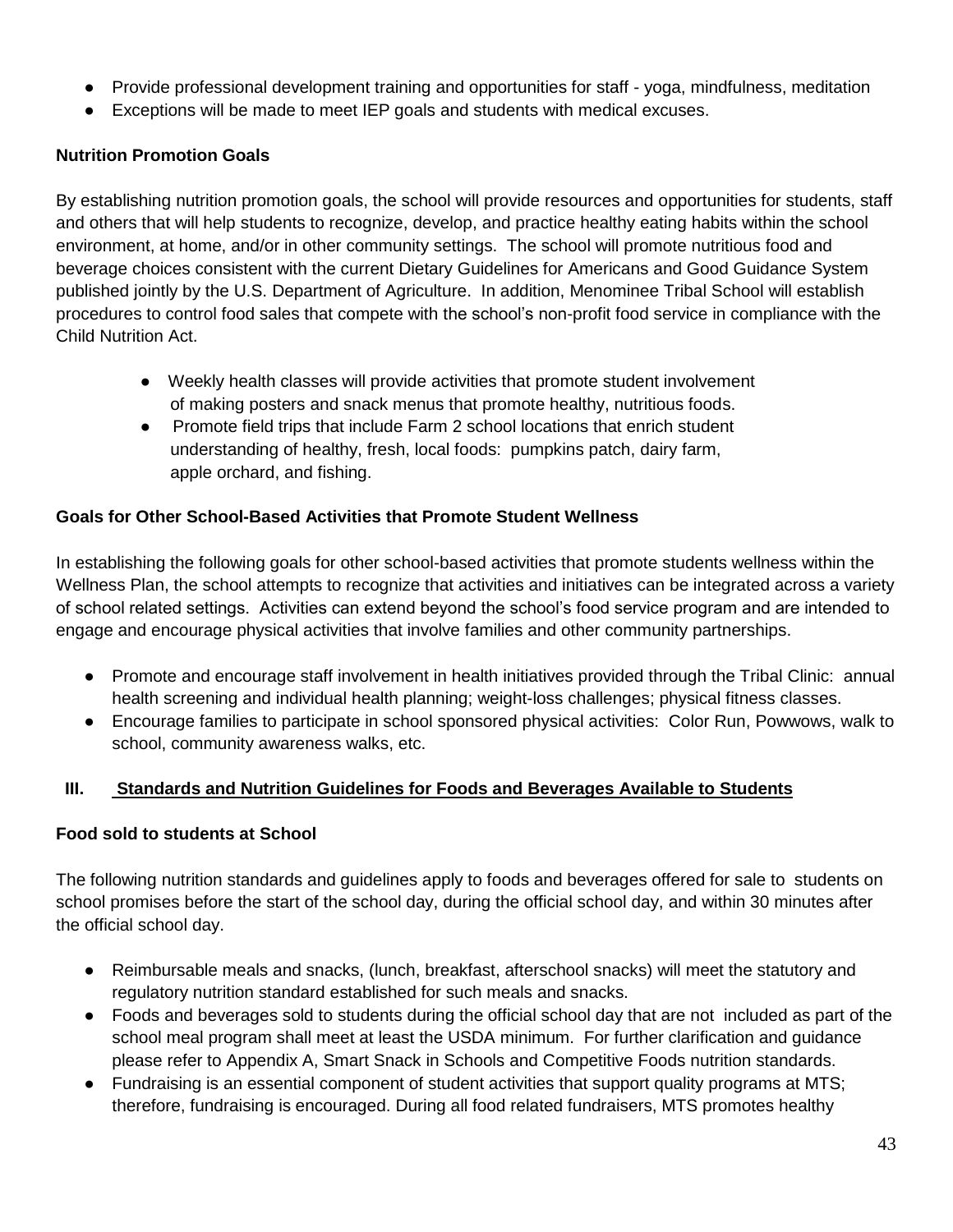- Provide professional development training and opportunities for staff - yoga, mindfulness, meditation
- Exceptions will be made to meet IEP goals and students with medical excuses.

**Nutrition Promotion Goals**

By establishing nutrition promotion goals, the school will provide resources and opportunities for students, staff and others that will help students to recognize, develop, and practice healthy eating habits within the school environment, at home, and/or in other community settings. The school will promote nutritious food and beverage choices consistent with the current Dietary Guidelines for Americans and Good Guidance System published jointly by the U.S. Department of Agriculture. In addition, Menominee Tribal School will establish procedures to control food sales that compete with the school's non-profit food service in compliance with the Child Nutrition Act.

- Weekly health classes will provide activities that promote student involvement of making posters and snack menus that promote healthy, nutritious foods.
- Promote field trips that include Farm 2 school locations that enrich student understanding of healthy, fresh, local foods: pumpkins patch, dairy farm, apple orchard, and fishing.

**Goals for Other School-Based Activities that Promote Student Wellness**

In establishing the following goals for other school-based activities that promote students wellness within the Wellness Plan, the school attempts to recognize that activities and initiatives can be integrated across a variety of school related settings. Activities can extend beyond the school's food service program and are intended to engage and encourage physical activities that involve families and other community partnerships.

- Promote and encourage staff involvement in health initiatives provided through the Tribal Clinic: annual health screening and individual health planning; weight-loss challenges; physical fitness classes.
- Encourage families to participate in school sponsored physical activities: Color Run, Powwows, walk to school, community awareness walks, etc.

## III. Standards and Nutrition Guidelines for Foods and Beverages Available to Students

**Food sold to students at School**

The following nutrition standards and guidelines apply to foods and beverages offered for sale to students on school promises before the start of the school day, during the official school day, and within 30 minutes after the official school day.

- Reimbursable meals and snacks, (lunch, breakfast, afterschool snacks) will meet the statutory and regulatory nutrition standard established for such meals and snacks.
- Foods and beverages sold to students during the official school day that are not included as part of the school meal program shall meet at least the USDA minimum. For further clarification and guidance please refer to Appendix A, Smart Snack in Schools and Competitive Foods nutrition standards.
- Fundraising is an essential component of student activities that support quality programs at MTS; therefore, fundraising is encouraged. During all food related fundraisers, MTS promotes healthy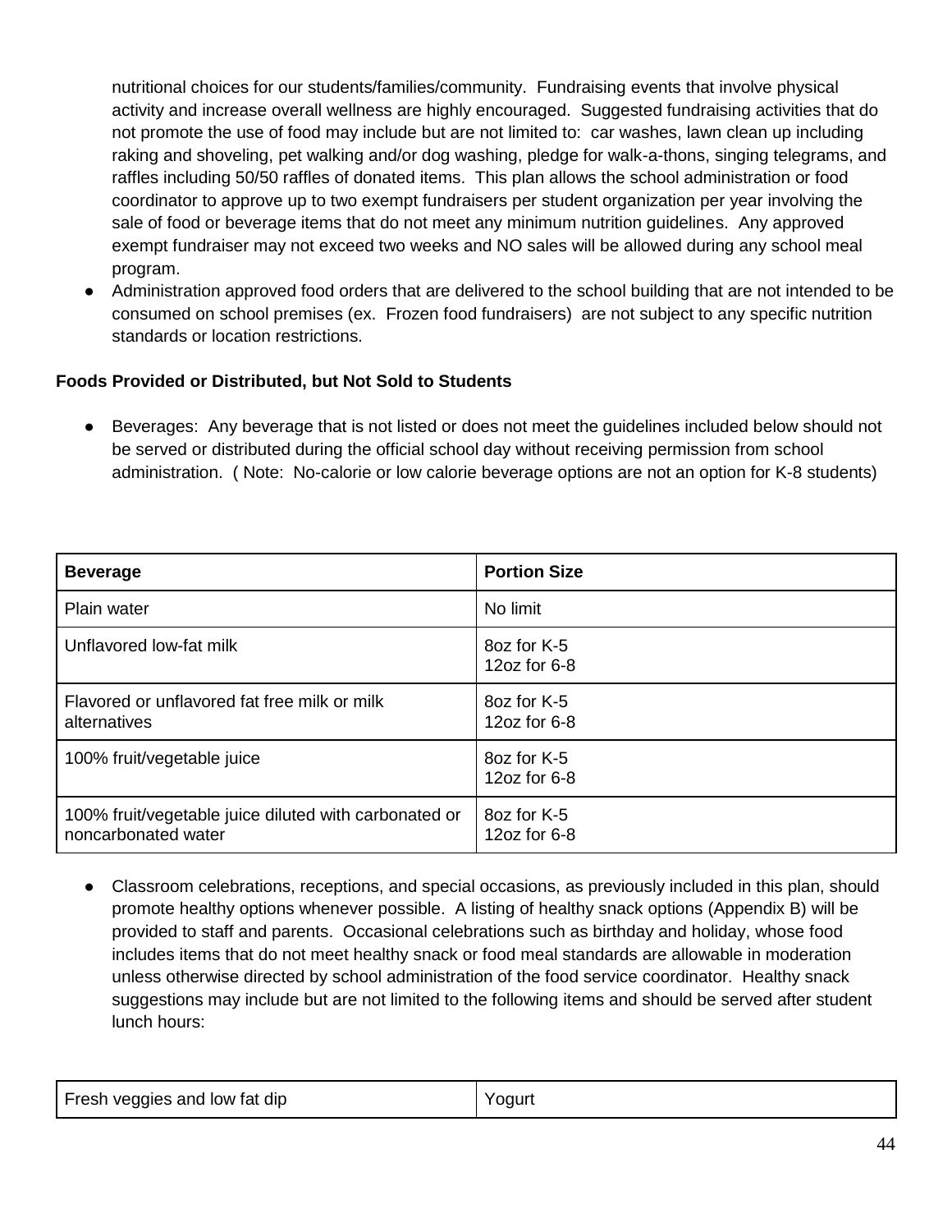nutritional choices for our students/families/community. Fundraising events that involve physical activity and increase overall wellness are highly encouraged. Suggested fundraising activities that do not promote the use of food may include but are not limited to: car washes, lawn clean up including raking and shoveling, pet walking and/or dog washing, pledge for walk-a-thons, singing telegrams, and raffles including 50/50 raffles of donated items. This plan allows the school administration or food coordinator to approve up to two exempt fundraisers per student organization per year involving the sale of food or beverage items that do not meet any minimum nutrition guidelines. Any approved exempt fundraiser may not exceed two weeks and NO sales will be allowed during any school meal program.

- Administration approved food orders that are delivered to the school building that are not intended to be consumed on school premises (ex. Frozen food fundraisers) are not subject to any specific nutrition standards or location restrictions.

**Foods Provided or Distributed, but Not Sold to Students**

- Beverages: Any beverage that is not listed or does not meet the guidelines included below should not be served or distributed during the official school day without receiving permission from school administration. ( Note: No-calorie or low calorie beverage options are not an option for K-8 students)

| Beverage | Portion Size |
|---|---|
| Plain water | No limit |
| Unflavored low-fat milk | 8oz for K-5<br>12oz for 6-8 |
| Flavored or unflavored fat free milk or milk alternatives | 8oz for K-5<br>12oz for 6-8 |
| 100% fruit/vegetable juice | 8oz for K-5<br>12oz for 6-8 |
| 100% fruit/vegetable juice diluted with carbonated or noncarbonated water | 8oz for K-5<br>12oz for 6-8 |

- Classroom celebrations, receptions, and special occasions, as previously included in this plan, should promote healthy options whenever possible. A listing of healthy snack options (Appendix B) will be provided to staff and parents. Occasional celebrations such as birthday and holiday, whose food includes items that do not meet healthy snack or food meal standards are allowable in moderation unless otherwise directed by school administration of the food service coordinator. Healthy snack suggestions may include but are not limited to the following items and should be served after student lunch hours:

| Fresh veggies and low fat dip | Yogurt |
|---|---|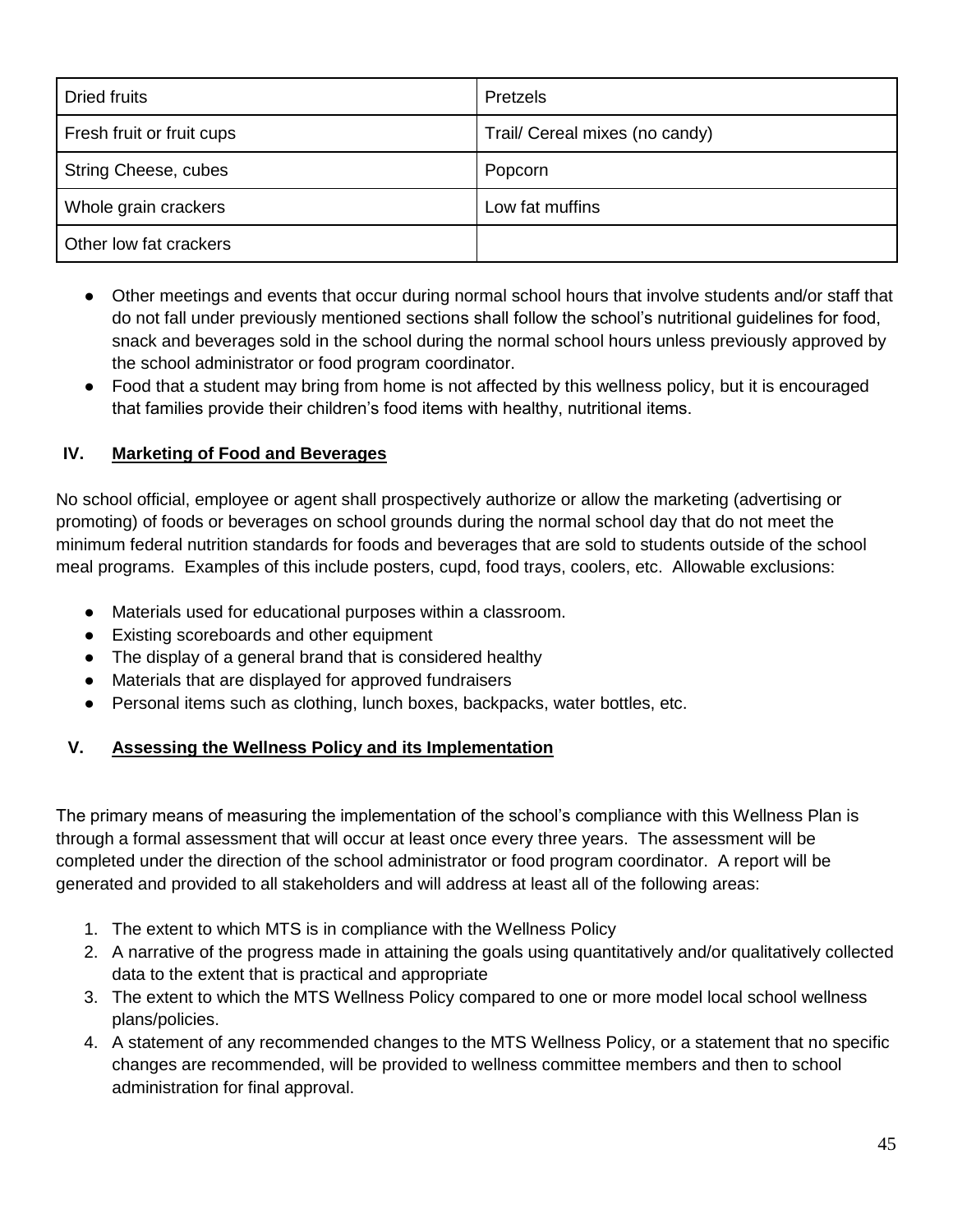| Dried fruits | Pretzels |
|---|---|
| Fresh fruit or fruit cups | Trail/ Cereal mixes (no candy) |
| String Cheese, cubes | Popcorn |
| Whole grain crackers | Low fat muffins |
| Other low fat crackers | |

- Other meetings and events that occur during normal school hours that involve students and/or staff that do not fall under previously mentioned sections shall follow the school's nutritional guidelines for food, snack and beverages sold in the school during the normal school hours unless previously approved by the school administrator or food program coordinator.
- Food that a student may bring from home is not affected by this wellness policy, but it is encouraged that families provide their children's food items with healthy, nutritional items.

## IV. Marketing of Food and Beverages

No school official, employee or agent shall prospectively authorize or allow the marketing (advertising or promoting) of foods or beverages on school grounds during the normal school day that do not meet the minimum federal nutrition standards for foods and beverages that are sold to students outside of the school meal programs. Examples of this include posters, cupd, food trays, coolers, etc. Allowable exclusions:

- Materials used for educational purposes within a classroom.
- Existing scoreboards and other equipment
- The display of a general brand that is considered healthy
- Materials that are displayed for approved fundraisers
- Personal items such as clothing, lunch boxes, backpacks, water bottles, etc.

## V. Assessing the Wellness Policy and its Implementation

The primary means of measuring the implementation of the school's compliance with this Wellness Plan is through a formal assessment that will occur at least once every three years. The assessment will be completed under the direction of the school administrator or food program coordinator. A report will be generated and provided to all stakeholders and will address at least all of the following areas:

1. The extent to which MTS is in compliance with the Wellness Policy
2. A narrative of the progress made in attaining the goals using quantitatively and/or qualitatively collected data to the extent that is practical and appropriate
3. The extent to which the MTS Wellness Policy compared to one or more model local school wellness plans/policies.
4. A statement of any recommended changes to the MTS Wellness Policy, or a statement that no specific changes are recommended, will be provided to wellness committee members and then to school administration for final approval.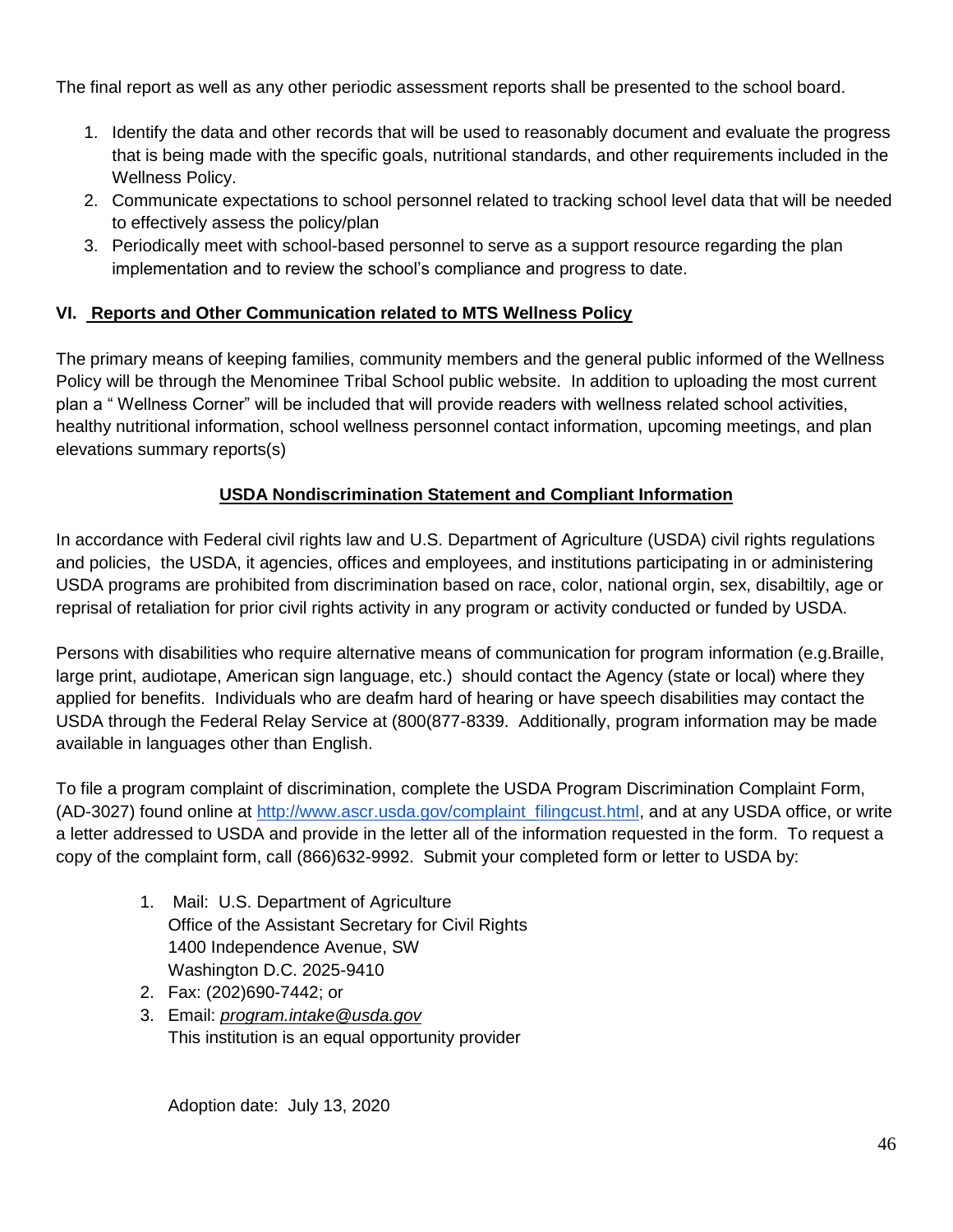The final report as well as any other periodic assessment reports shall be presented to the school board.

1. Identify the data and other records that will be used to reasonably document and evaluate the progress that is being made with the specific goals, nutritional standards, and other requirements included in the Wellness Policy.
2. Communicate expectations to school personnel related to tracking school level data that will be needed to effectively assess the policy/plan
3. Periodically meet with school-based personnel to serve as a support resource regarding the plan implementation and to review the school's compliance and progress to date.

## VI. Reports and Other Communication related to MTS Wellness Policy

The primary means of keeping families, community members and the general public informed of the Wellness Policy will be through the Menominee Tribal School public website. In addition to uploading the most current plan a " Wellness Corner" will be included that will provide readers with wellness related school activities, healthy nutritional information, school wellness personnel contact information, upcoming meetings, and plan elevations summary reports(s)

## USDA Nondiscrimination Statement and Compliant Information

In accordance with Federal civil rights law and U.S. Department of Agriculture (USDA) civil rights regulations and policies, the USDA, it agencies, offices and employees, and institutions participating in or administering USDA programs are prohibited from discrimination based on race, color, national orgin, sex, disabiltily, age or reprisal of retaliation for prior civil rights activity in any program or activity conducted or funded by USDA.

Persons with disabilities who require alternative means of communication for program information (e.g.Braille, large print, audiotape, American sign language, etc.) should contact the Agency (state or local) where they applied for benefits. Individuals who are deafm hard of hearing or have speech disabilities may contact the USDA through the Federal Relay Service at (800(877-8339. Additionally, program information may be made available in languages other than English.

To file a program complaint of discrimination, complete the USDA Program Discrimination Complaint Form, (AD-3027) found online at http://www.ascr.usda.gov/complaint_filingcust.html, and at any USDA office, or write a letter addressed to USDA and provide in the letter all of the information requested in the form. To request a copy of the complaint form, call (866)632-9992. Submit your completed form or letter to USDA by:

1. Mail: U.S. Department of Agriculture
   Office of the Assistant Secretary for Civil Rights
   1400 Independence Avenue, SW
   Washington D.C. 2025-9410
2. Fax: (202)690-7442; or
3. Email: *program.intake@usda.gov*
   This institution is an equal opportunity provider

Adoption date: July 13, 2020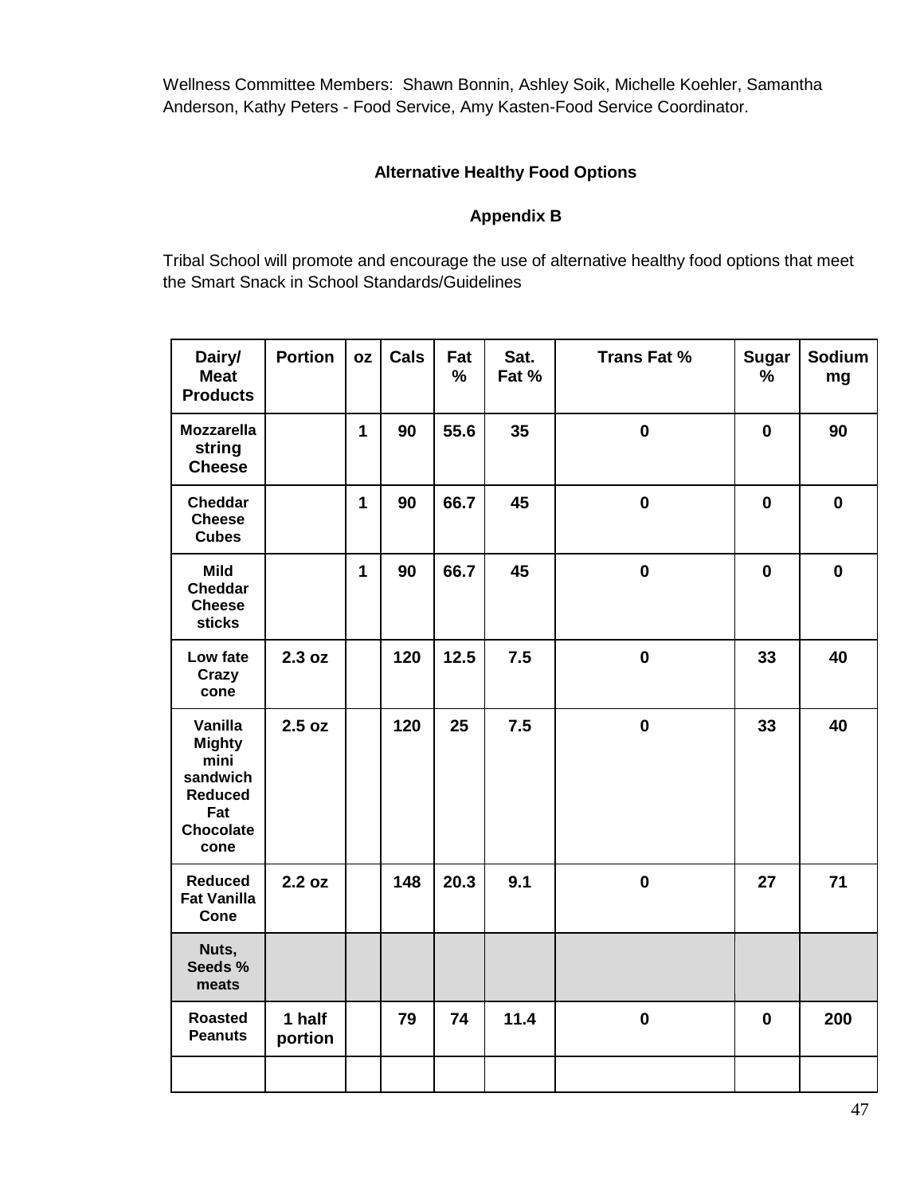Wellness Committee Members: Shawn Bonnin, Ashley Soik, Michelle Koehler, Samantha Anderson, Kathy Peters - Food Service, Amy Kasten-Food Service Coordinator.

**Alternative Healthy Food Options**

**Appendix B**

Tribal School will promote and encourage the use of alternative healthy food options that meet the Smart Snack in School Standards/Guidelines

| Dairy/ Meat Products | Portion | oz | Cals | Fat % | Sat. Fat % | Trans Fat % | Sugar % | Sodium mg |
|---|---|---|---|---|---|---|---|---|
| Mozzarella string Cheese | | 1 | 90 | 55.6 | 35 | 0 | 0 | 90 |
| Cheddar Cheese Cubes | | 1 | 90 | 66.7 | 45 | 0 | 0 | 0 |
| Mild Cheddar Cheese sticks | | 1 | 90 | 66.7 | 45 | 0 | 0 | 0 |
| Low fate Crazy cone | 2.3 oz | | 120 | 12.5 | 7.5 | 0 | 33 | 40 |
| Vanilla Mighty mini sandwich Reduced Fat Chocolate cone | 2.5 oz | | 120 | 25 | 7.5 | 0 | 33 | 40 |
| Reduced Fat Vanilla Cone | 2.2 oz | | 148 | 20.3 | 9.1 | 0 | 27 | 71 |
| Nuts, Seeds % meats | | | | | | | | |
| Roasted Peanuts | 1 half portion | | 79 | 74 | 11.4 | 0 | 0 | 200 |
| | | | | | | | | |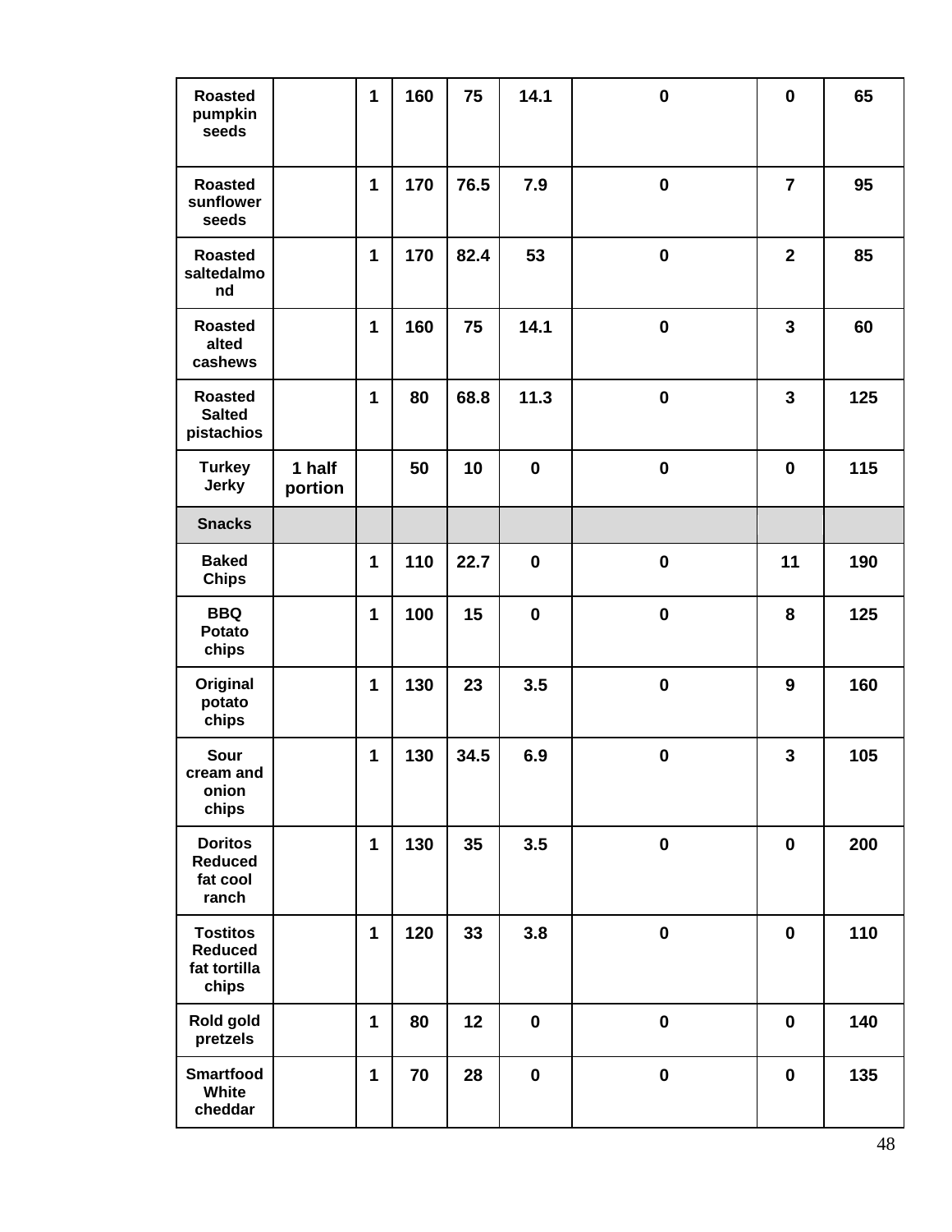| Roasted pumpkin seeds | | 1 | 160 | 75 | 14.1 | 0 | 0 | 65 |
|---|---|---|---|---|---|---|---|---|
| Roasted sunflower seeds | | 1 | 170 | 76.5 | 7.9 | 0 | 7 | 95 |
| Roasted saltedalmond | | 1 | 170 | 82.4 | 53 | 0 | 2 | 85 |
| Roasted alted cashews | | 1 | 160 | 75 | 14.1 | 0 | 3 | 60 |
| Roasted Salted pistachios | | 1 | 80 | 68.8 | 11.3 | 0 | 3 | 125 |
| Turkey Jerky | 1 half portion | | 50 | 10 | 0 | 0 | 0 | 115 |
| **Snacks** | | | | | | | | |
| Baked Chips | | 1 | 110 | 22.7 | 0 | 0 | 11 | 190 |
| BBQ Potato chips | | 1 | 100 | 15 | 0 | 0 | 8 | 125 |
| Original potato chips | | 1 | 130 | 23 | 3.5 | 0 | 9 | 160 |
| Sour cream and onion chips | | 1 | 130 | 34.5 | 6.9 | 0 | 3 | 105 |
| Doritos Reduced fat cool ranch | | 1 | 130 | 35 | 3.5 | 0 | 0 | 200 |
| Tostitos Reduced fat tortilla chips | | 1 | 120 | 33 | 3.8 | 0 | 0 | 110 |
| Rold gold pretzels | | 1 | 80 | 12 | 0 | 0 | 0 | 140 |
| Smartfood White cheddar | | 1 | 70 | 28 | 0 | 0 | 0 | 135 |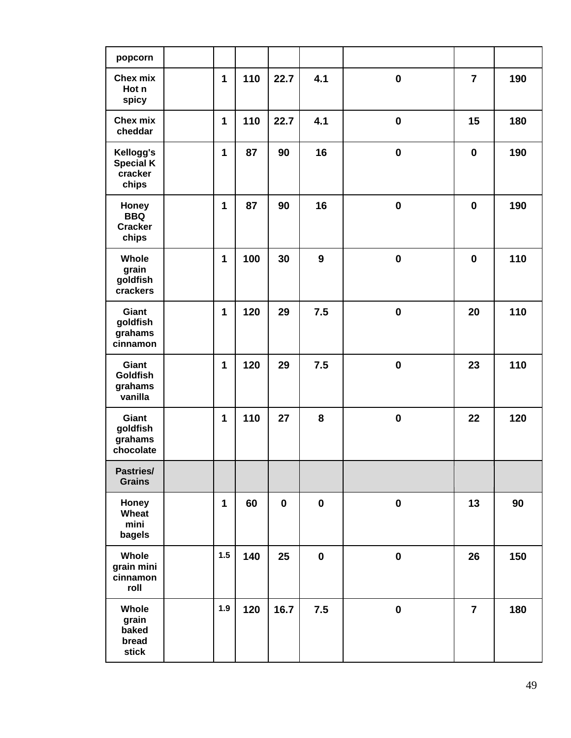| popcorn | | | | | | | | |
|---|---|---|---|---|---|---|---|---|
| Chex mix Hot n spicy | | 1 | 110 | 22.7 | 4.1 | 0 | 7 | 190 |
| Chex mix cheddar | | 1 | 110 | 22.7 | 4.1 | 0 | 15 | 180 |
| Kellogg's Special K cracker chips | | 1 | 87 | 90 | 16 | 0 | 0 | 190 |
| Honey BBQ Cracker chips | | 1 | 87 | 90 | 16 | 0 | 0 | 190 |
| Whole grain goldfish crackers | | 1 | 100 | 30 | 9 | 0 | 0 | 110 |
| Giant goldfish grahams cinnamon | | 1 | 120 | 29 | 7.5 | 0 | 20 | 110 |
| Giant Goldfish grahams vanilla | | 1 | 120 | 29 | 7.5 | 0 | 23 | 110 |
| Giant goldfish grahams chocolate | | 1 | 110 | 27 | 8 | 0 | 22 | 120 |
| Pastries/ Grains | | | | | | | | |
| Honey Wheat mini bagels | | 1 | 60 | 0 | 0 | 0 | 13 | 90 |
| Whole grain mini cinnamon roll | | 1.5 | 140 | 25 | 0 | 0 | 26 | 150 |
| Whole grain baked bread stick | | 1.9 | 120 | 16.7 | 7.5 | 0 | 7 | 180 |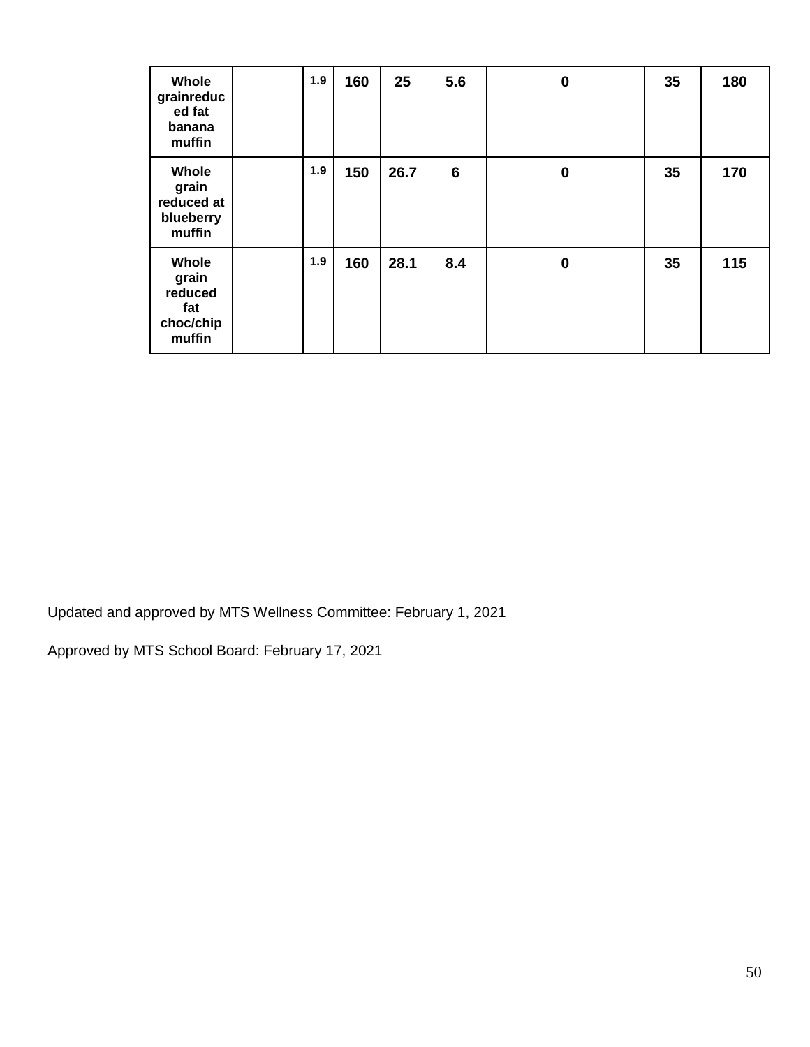| | | | | | | | | |
|---|---|---|---|---|---|---|---|---|
| **Whole grainreduced fat banana muffin** | | **1.9** | **160** | **25** | **5.6** | **0** | **35** | **180** |
| **Whole grain reduced at blueberry muffin** | | **1.9** | **150** | **26.7** | **6** | **0** | **35** | **170** |
| **Whole grain reduced fat choc/chip muffin** | | **1.9** | **160** | **28.1** | **8.4** | **0** | **35** | **115** |

Updated and approved by MTS Wellness Committee: February 1, 2021

Approved by MTS School Board: February 17, 2021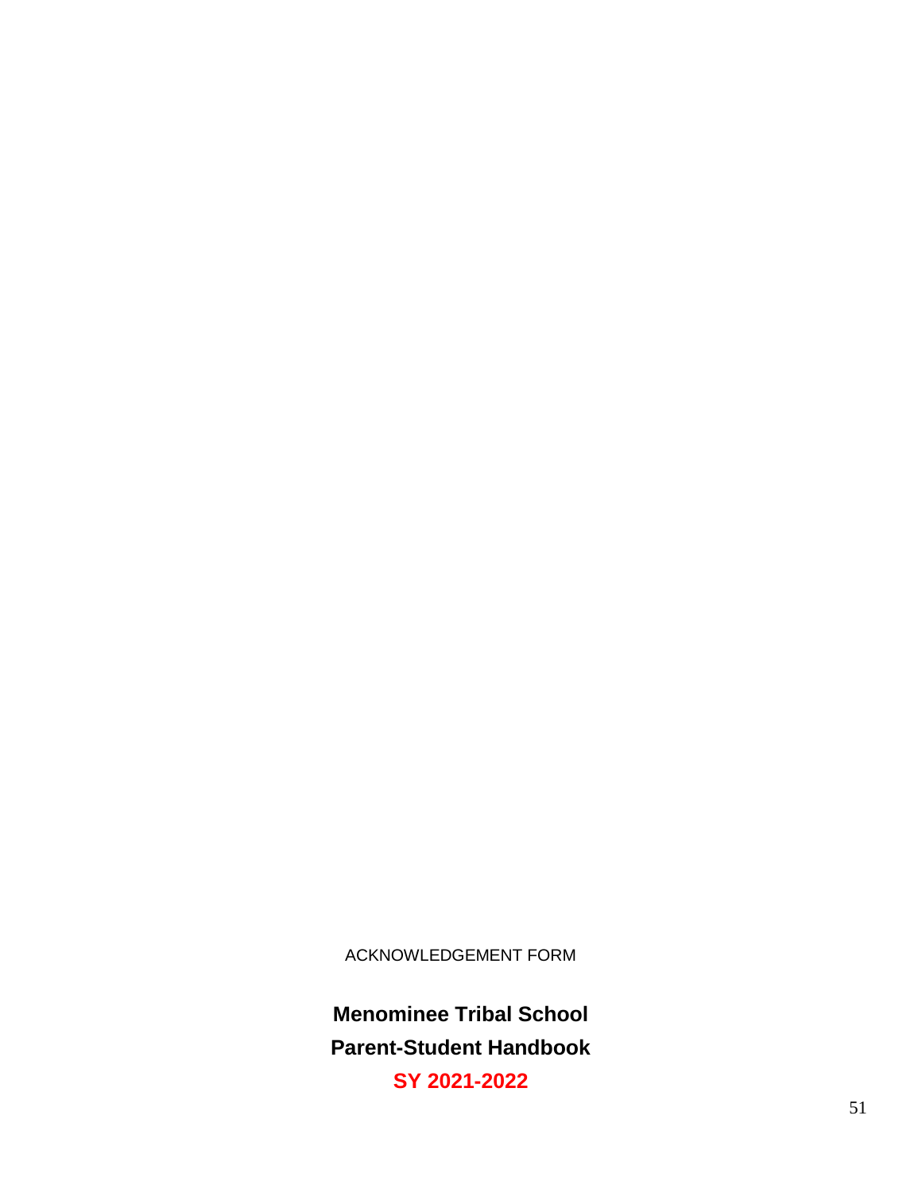ACKNOWLEDGEMENT FORM

**Menominee Tribal School**

**Parent-Student Handbook**

**SY 2021-2022**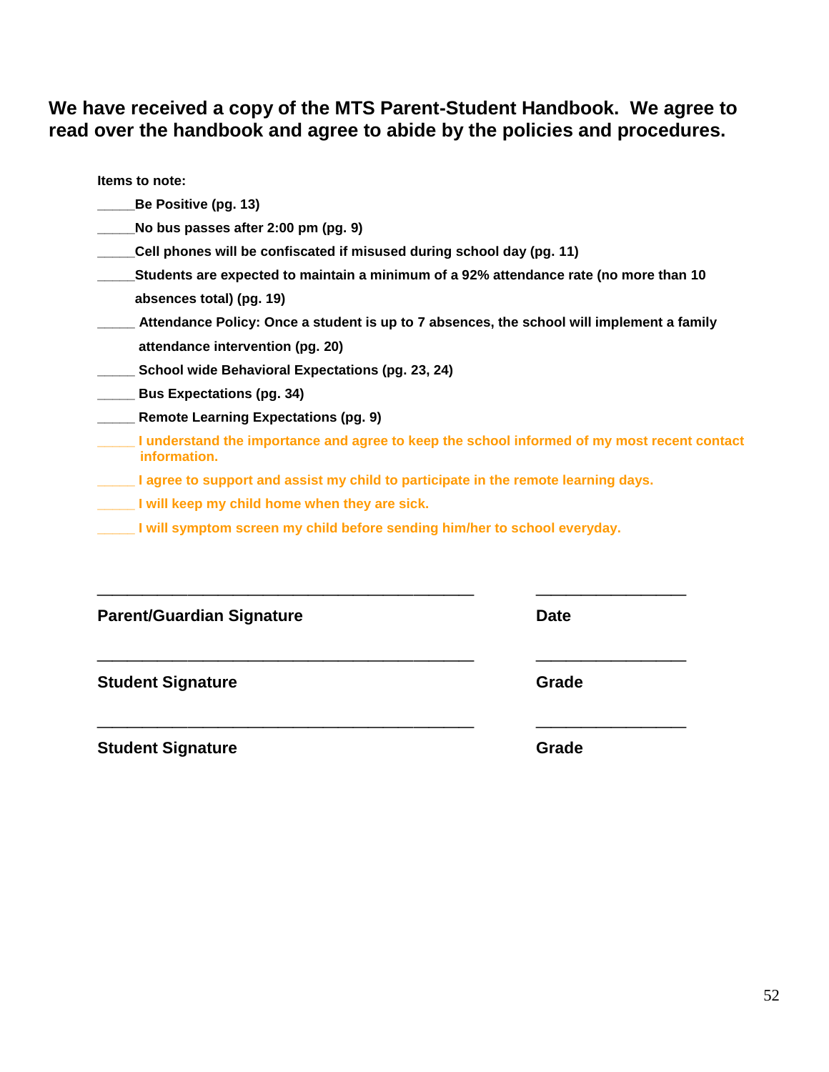**We have received a copy of the MTS Parent-Student Handbook. We agree to read over the handbook and agree to abide by the policies and procedures.**

**Items to note:**

_____**Be Positive (pg. 13)**

_____**No bus passes after 2:00 pm (pg. 9)**

_____**Cell phones will be confiscated if misused during school day (pg. 11)**

_____**Students are expected to maintain a minimum of a 92% attendance rate (no more than 10 absences total) (pg. 19)**

_____ **Attendance Policy: Once a student is up to 7 absences, the school will implement a family attendance intervention (pg. 20)**

_____ **School wide Behavioral Expectations (pg. 23, 24)**

_____ **Bus Expectations (pg. 34)**

_____ **Remote Learning Expectations (pg. 9)**

_____ **I understand the importance and agree to keep the school informed of my most recent contact information.**

_____ **I agree to support and assist my child to participate in the remote learning days.**

_____ **I will keep my child home when they are sick.**

_____ **I will symptom screen my child before sending him/her to school everyday.**

_____________________________________________ _________________

**Parent/Guardian Signature** **Date**

_____________________________________________ _________________

**Student Signature** **Grade**

_____________________________________________ _________________

**Student Signature** **Grade**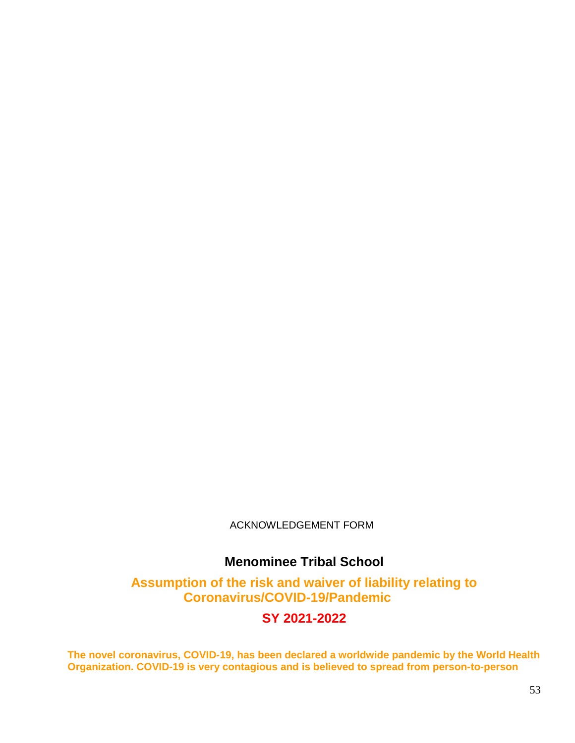ACKNOWLEDGEMENT FORM

## Menominee Tribal School

## Assumption of the risk and waiver of liability relating to Coronavirus/COVID-19/Pandemic

## SY 2021-2022

**The novel coronavirus, COVID-19, has been declared a worldwide pandemic by the World Health Organization. COVID-19 is very contagious and is believed to spread from person-to-person**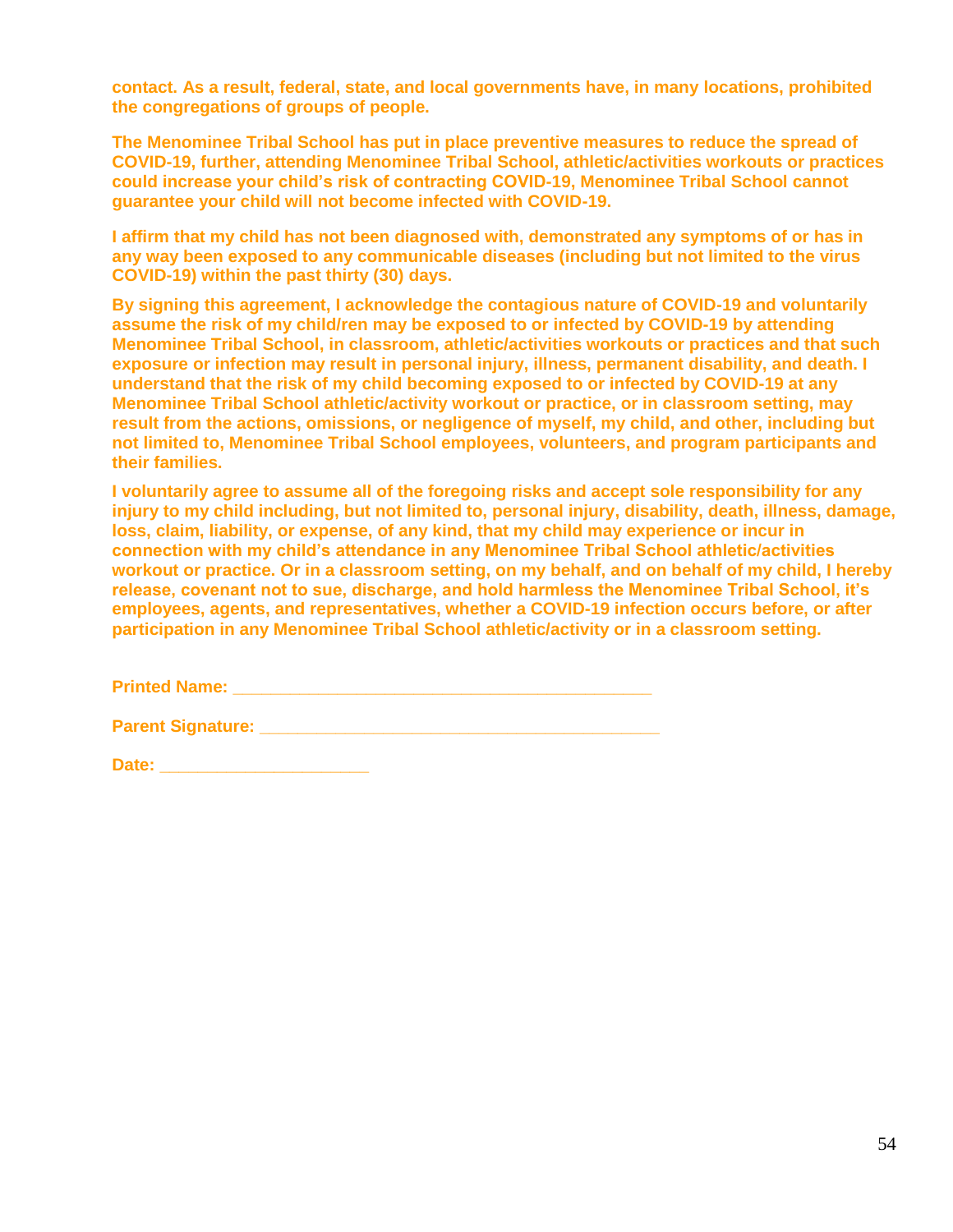**contact. As a result, federal, state, and local governments have, in many locations, prohibited the congregations of groups of people.**

**The Menominee Tribal School has put in place preventive measures to reduce the spread of COVID-19, further, attending Menominee Tribal School, athletic/activities workouts or practices could increase your child's risk of contracting COVID-19, Menominee Tribal School cannot guarantee your child will not become infected with COVID-19.**

**I affirm that my child has not been diagnosed with, demonstrated any symptoms of or has in any way been exposed to any communicable diseases (including but not limited to the virus COVID-19) within the past thirty (30) days.**

**By signing this agreement, I acknowledge the contagious nature of COVID-19 and voluntarily assume the risk of my child/ren may be exposed to or infected by COVID-19 by attending Menominee Tribal School, in classroom, athletic/activities workouts or practices and that such exposure or infection may result in personal injury, illness, permanent disability, and death. I understand that the risk of my child becoming exposed to or infected by COVID-19 at any Menominee Tribal School athletic/activity workout or practice, or in classroom setting, may result from the actions, omissions, or negligence of myself, my child, and other, including but not limited to, Menominee Tribal School employees, volunteers, and program participants and their families.**

**I voluntarily agree to assume all of the foregoing risks and accept sole responsibility for any injury to my child including, but not limited to, personal injury, disability, death, illness, damage, loss, claim, liability, or expense, of any kind, that my child may experience or incur in connection with my child's attendance in any Menominee Tribal School athletic/activities workout or practice. Or in a classroom setting, on my behalf, and on behalf of my child, I hereby release, covenant not to sue, discharge, and hold harmless the Menominee Tribal School, it's employees, agents, and representatives, whether a COVID-19 infection occurs before, or after participation in any Menominee Tribal School athletic/activity or in a classroom setting.**

**Printed Name:** ___________________________________________

**Parent Signature:** _________________________________________

**Date:** ______________________